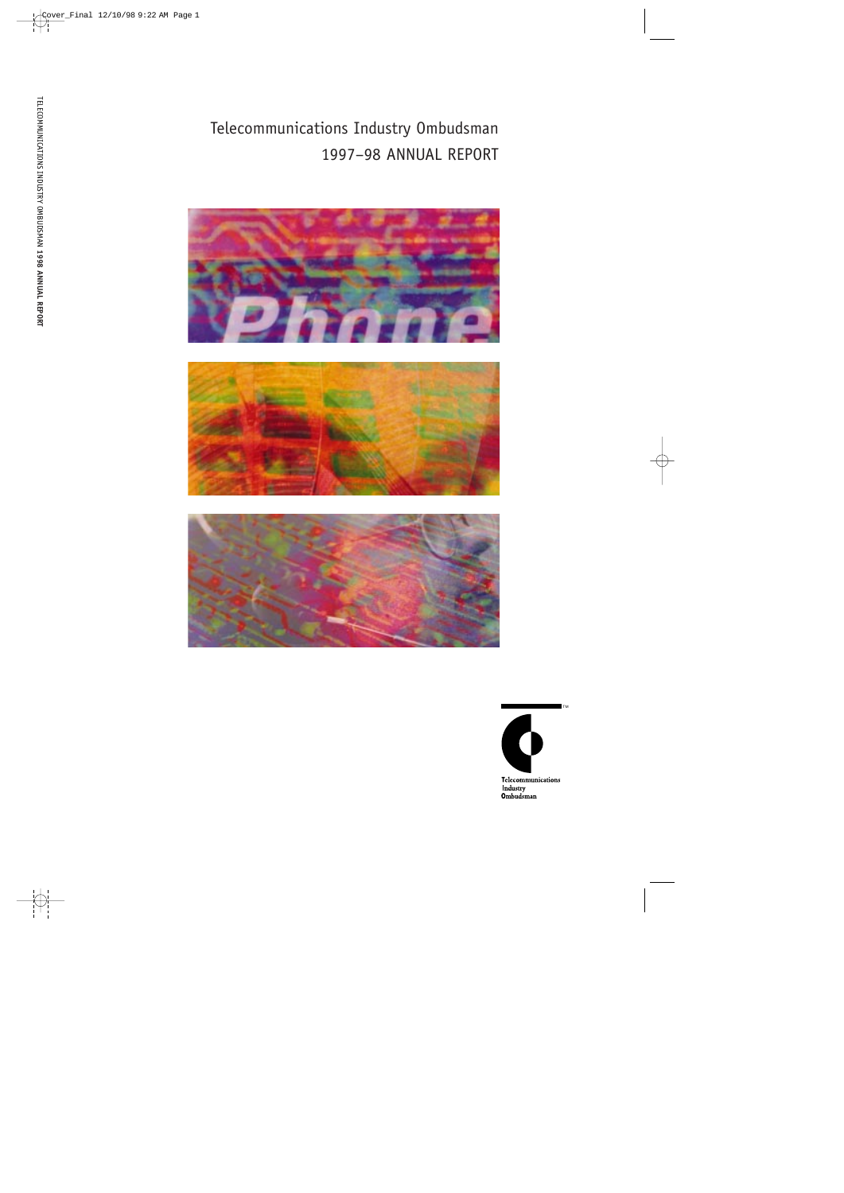# Telecommunications Industry Ombudsman
# 1997–98 ANNUAL REPORT

Telecommunications Industry Ombudsman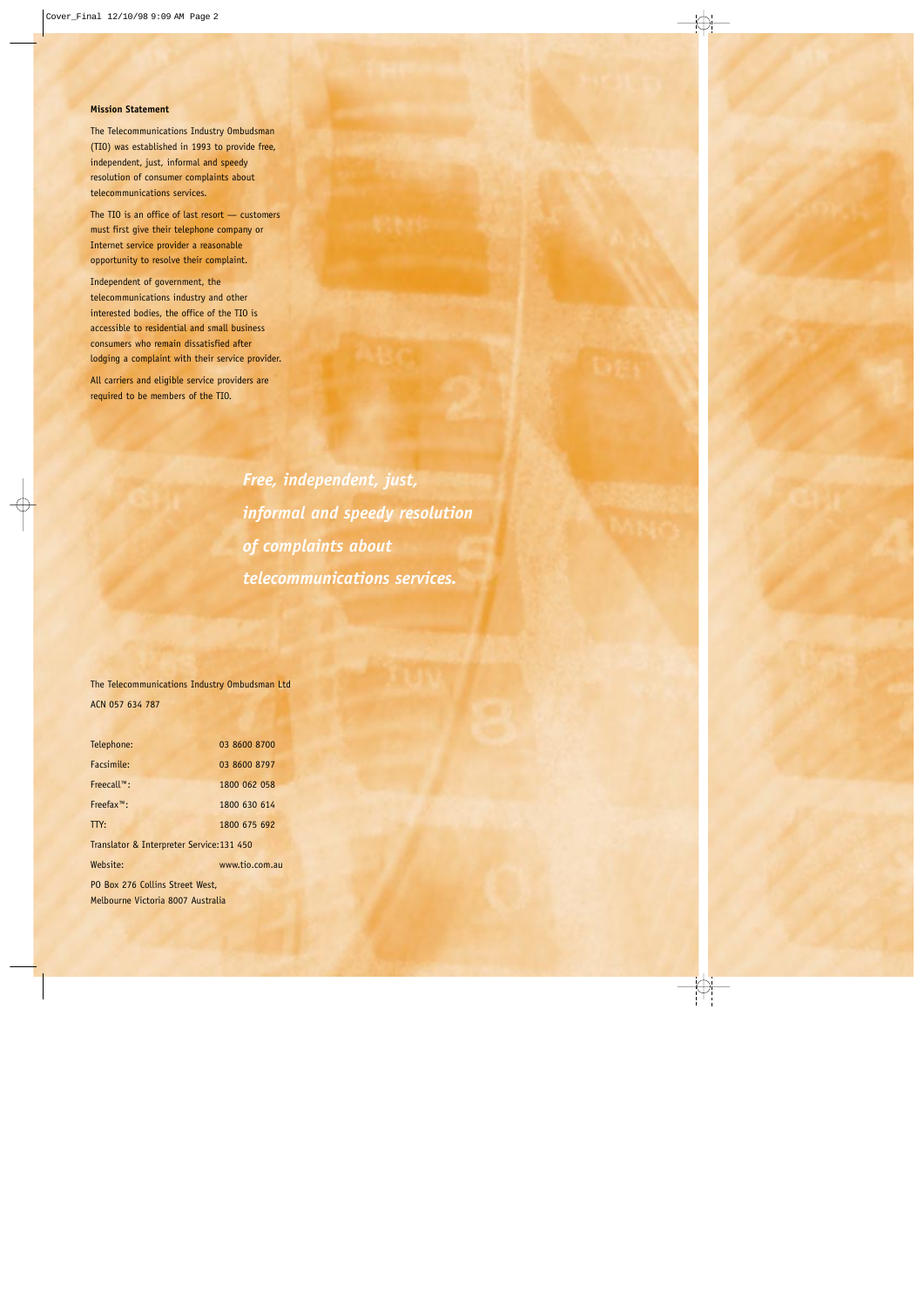**Mission Statement**

The Telecommunications Industry Ombudsman (TIO) was established in 1993 to provide free, independent, just, informal and speedy resolution of consumer complaints about telecommunications services.

The TIO is an office of last resort — customers must first give their telephone company or Internet service provider a reasonable opportunity to resolve their complaint.

Independent of government, the telecommunications industry and other interested bodies, the office of the TIO is accessible to residential and small business consumers who remain dissatisfied after lodging a complaint with their service provider.

All carriers and eligible service providers are required to be members of the TIO.

***Free, independent, just, informal and speedy resolution of complaints about telecommunications services.***

The Telecommunications Industry Ombudsman Ltd
ACN 057 634 787

| | |
|---|---|
| Telephone: | 03 8600 8700 |
| Facsimile: | 03 8600 8797 |
| Freecall™: | 1800 062 058 |
| Freefax™: | 1800 630 614 |
| TTY: | 1800 675 692 |
| Translator & Interpreter Service: | 131 450 |
| Website: | www.tio.com.au |

PO Box 276 Collins Street West,
Melbourne Victoria 8007 Australia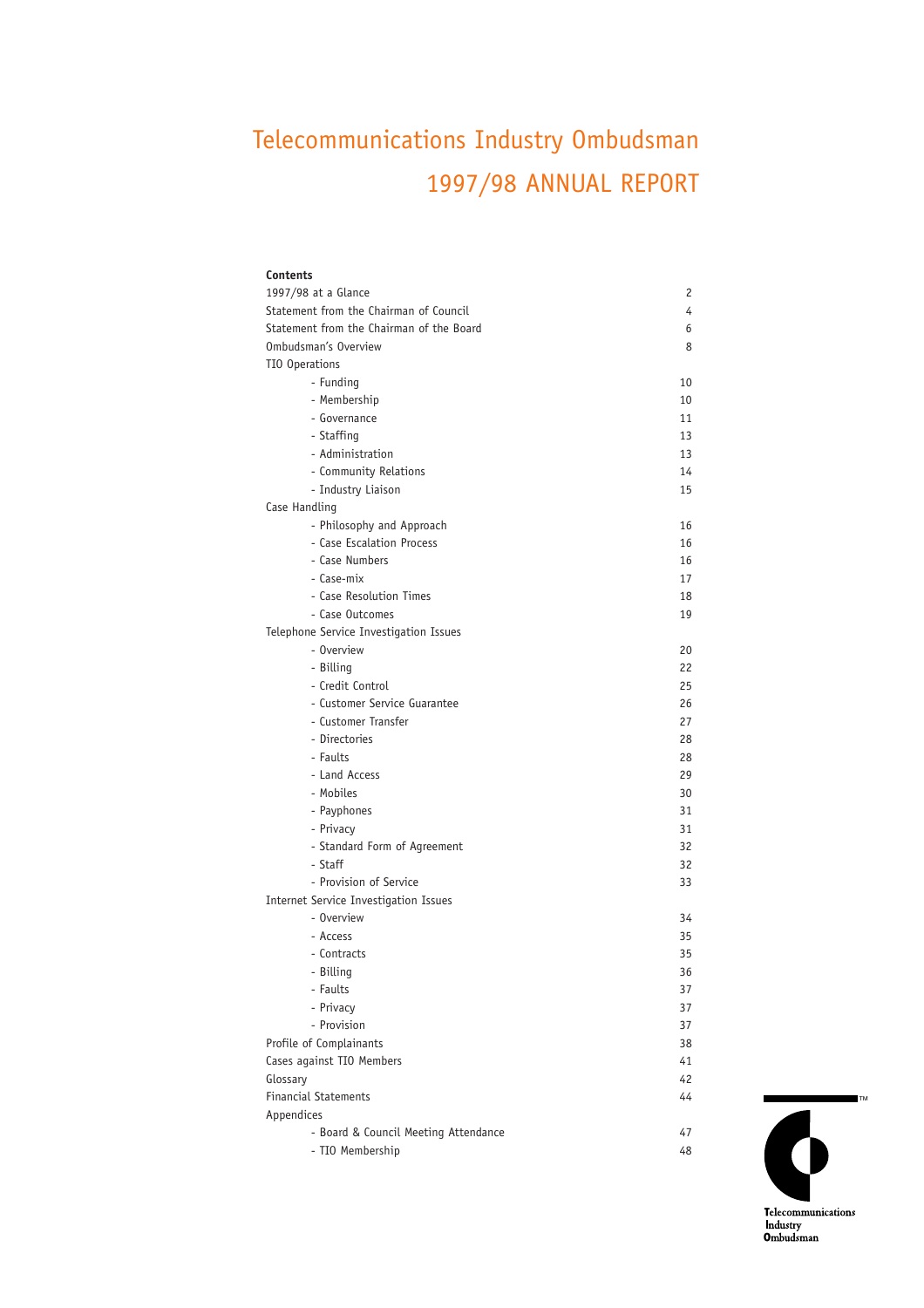# Telecommunications Industry Ombudsman

# 1997/98 ANNUAL REPORT

**Contents**

| | |
|---|---|
| 1997/98 at a Glance | 2 |
| Statement from the Chairman of Council | 4 |
| Statement from the Chairman of the Board | 6 |
| Ombudsman's Overview | 8 |
| TIO Operations | |
| - Funding | 10 |
| - Membership | 10 |
| - Governance | 11 |
| - Staffing | 13 |
| - Administration | 13 |
| - Community Relations | 14 |
| - Industry Liaison | 15 |
| Case Handling | |
| - Philosophy and Approach | 16 |
| - Case Escalation Process | 16 |
| - Case Numbers | 16 |
| - Case-mix | 17 |
| - Case Resolution Times | 18 |
| - Case Outcomes | 19 |
| Telephone Service Investigation Issues | |
| - Overview | 20 |
| - Billing | 22 |
| - Credit Control | 25 |
| - Customer Service Guarantee | 26 |
| - Customer Transfer | 27 |
| - Directories | 28 |
| - Faults | 28 |
| - Land Access | 29 |
| - Mobiles | 30 |
| - Payphones | 31 |
| - Privacy | 31 |
| - Standard Form of Agreement | 32 |
| - Staff | 32 |
| - Provision of Service | 33 |
| Internet Service Investigation Issues | |
| - Overview | 34 |
| - Access | 35 |
| - Contracts | 35 |
| - Billing | 36 |
| - Faults | 37 |
| - Privacy | 37 |
| - Provision | 37 |
| Profile of Complainants | 38 |
| Cases against TIO Members | 41 |
| Glossary | 42 |
| Financial Statements | 44 |
| Appendices | |
| - Board & Council Meeting Attendance | 47 |
| - TIO Membership | 48 |

Telecommunications Industry Ombudsman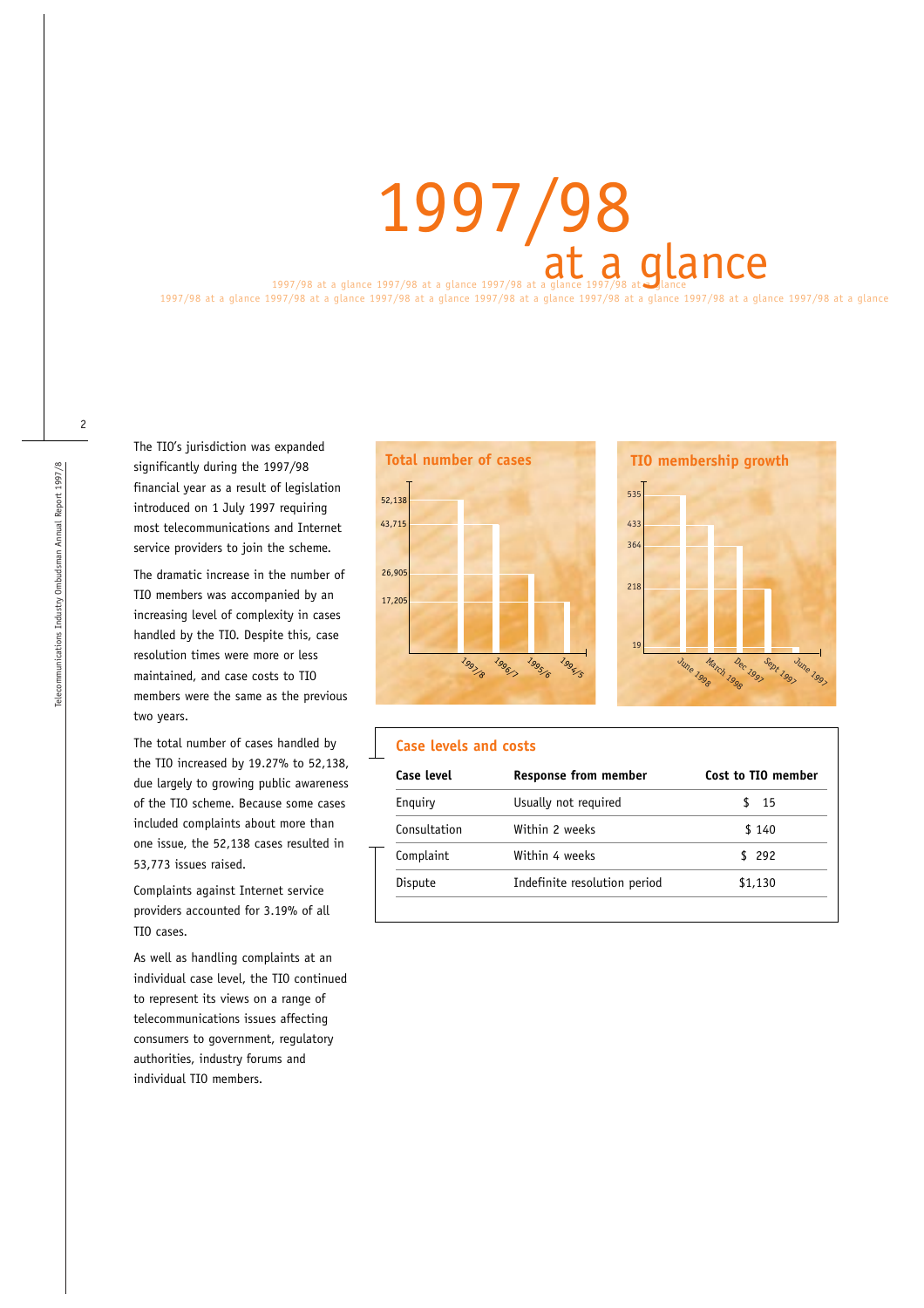# 1997/98 at a glance

The TIO's jurisdiction was expanded significantly during the 1997/98 financial year as a result of legislation introduced on 1 July 1997 requiring most telecommunications and Internet service providers to join the scheme.

The dramatic increase in the number of TIO members was accompanied by an increasing level of complexity in cases handled by the TIO. Despite this, case resolution times were more or less maintained, and case costs to TIO members were the same as the previous two years.

The total number of cases handled by the TIO increased by 19.27% to 52,138, due largely to growing public awareness of the TIO scheme. Because some cases included complaints about more than one issue, the 52,138 cases resulted in 53,773 issues raised.

Complaints against Internet service providers accounted for 3.19% of all TIO cases.

As well as handling complaints at an individual case level, the TIO continued to represent its views on a range of telecommunications issues affecting consumers to government, regulatory authorities, industry forums and individual TIO members.

**Total number of cases**

| Year | Cases |
|---|---|
| 1997/8 | 52,138 |
| 1996/7 | 43,715 |
| 1995/6 | 26,905 |
| 1994/5 | 17,205 |

**TIO membership growth**

| Date | Members |
|---|---|
| June 1998 | 535 |
| March 1998 | 433 |
| Dec 1997 | 364 |
| Sept 1997 | 218 |
| June 1997 | 19 |

**Case levels and costs**

| Case level | Response from member | Cost to TIO member |
|---|---|---|
| Enquiry | Usually not required | $ 15 |
| Consultation | Within 2 weeks | $ 140 |
| Complaint | Within 4 weeks | $ 292 |
| Dispute | Indefinite resolution period | $1,130 |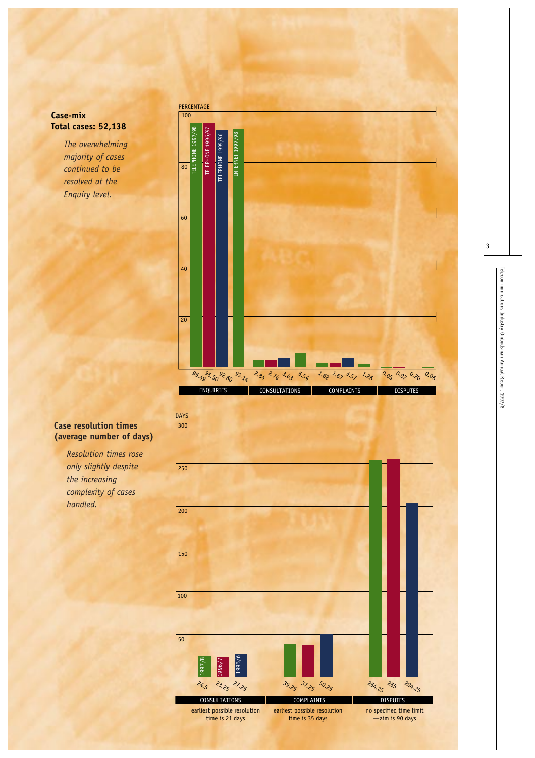**Case-mix**
**Total cases: 52,138**

*The overwhelming majority of cases continued to be resolved at the Enquiry level.*

| PERCENTAGE | Telephone 1997/98 | Telephone 1996/97 | Telephone 1995/96 | Internet 1997/98 |
|---|---|---|---|---|
| ENQUIRIES | 95.49 | 95.50 | 92.60 | 93.14 |
| CONSULTATIONS | 2.84 | 2.76 | 3.63 | 5.54 |
| COMPLAINTS | 1.62 | 1.67 | 3.57 | 1.26 |
| DISPUTES | 0.05 | 0.07 | 0.20 | 0.06 |

**Case resolution times (average number of days)**

*Resolution times rose only slightly despite the increasing complexity of cases handled.*

| DAYS | 1997/8 | 1996/7 | 1995/6 | |
|---|---|---|---|---|
| CONSULTATIONS | 24.5 | 23.25 | 27.25 | earliest possible resolution time is 21 days |
| COMPLAINTS | 39.25 | 37.25 | 50.25 | earliest possible resolution time is 35 days |
| DISPUTES | 254.25 | 255 | 204.25 | no specified time limit —aim is 90 days |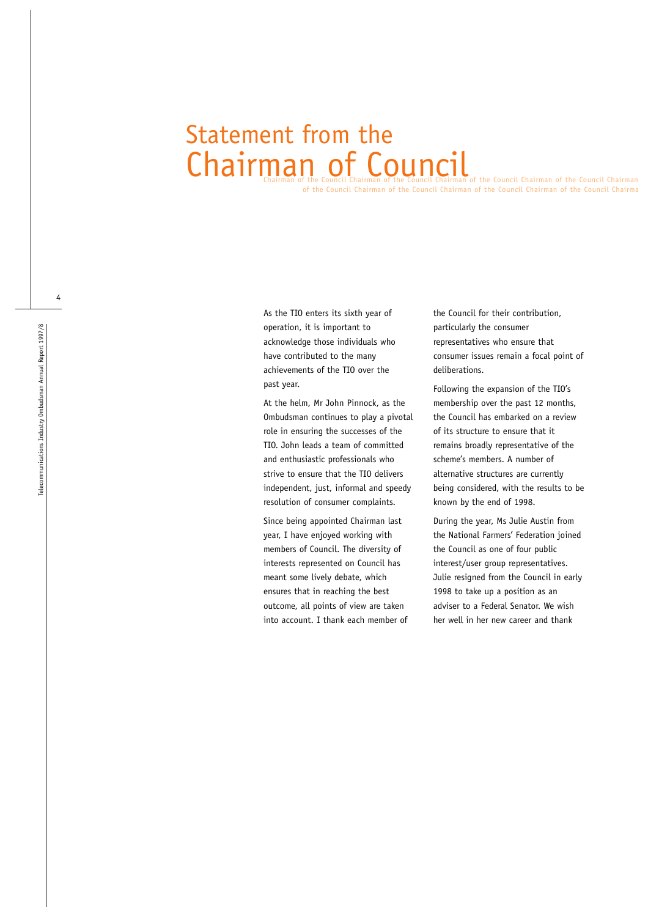# Statement from the Chairman of Council

As the TIO enters its sixth year of operation, it is important to acknowledge those individuals who have contributed to the many achievements of the TIO over the past year.

At the helm, Mr John Pinnock, as the Ombudsman continues to play a pivotal role in ensuring the successes of the TIO. John leads a team of committed and enthusiastic professionals who strive to ensure that the TIO delivers independent, just, informal and speedy resolution of consumer complaints.

Since being appointed Chairman last year, I have enjoyed working with members of Council. The diversity of interests represented on Council has meant some lively debate, which ensures that in reaching the best outcome, all points of view are taken into account. I thank each member of the Council for their contribution, particularly the consumer representatives who ensure that consumer issues remain a focal point of deliberations.

Following the expansion of the TIO's membership over the past 12 months, the Council has embarked on a review of its structure to ensure that it remains broadly representative of the scheme's members. A number of alternative structures are currently being considered, with the results to be known by the end of 1998.

During the year, Ms Julie Austin from the National Farmers' Federation joined the Council as one of four public interest/user group representatives. Julie resigned from the Council in early 1998 to take up a position as an adviser to a Federal Senator. We wish her well in her new career and thank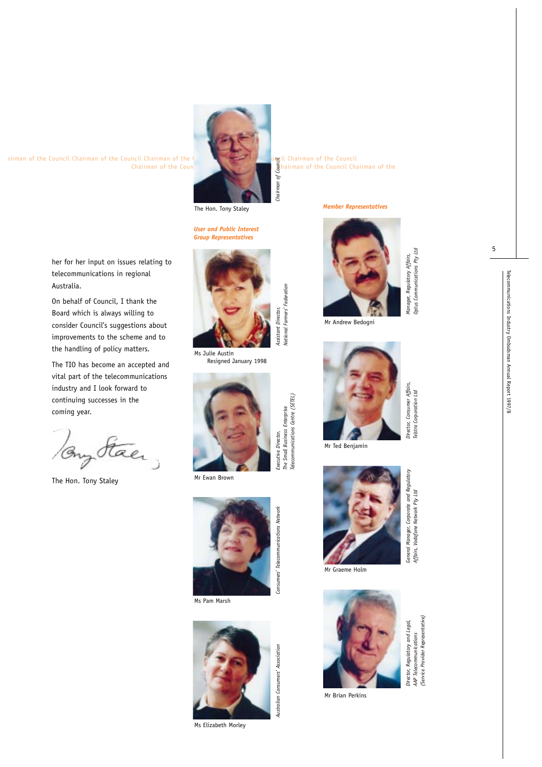her for her input on issues relating to telecommunications in regional Australia.

On behalf of Council, I thank the Board which is always willing to consider Council's suggestions about improvements to the scheme and to the handling of policy matters.

The TIO has become an accepted and vital part of the telecommunications industry and I look forward to continuing successes in the coming year.

The Hon. Tony Staley

Chairman of the Council Chairman of the Council Chairman of the Council Chairman of the Council

The Hon. Tony Staley
*Chairman of Council*

### User and Public Interest Group Representatives

Ms Julie Austin
Resigned January 1998
*Assistant Director, National Farmers' Federation*

Mr Ewan Brown
*Executive Director, The Small Business Enterprise Telecommunications Centre (SETEL)*

Ms Pam Marsh
*Consumers' Telecommunications Network*

Ms Elizabeth Morley
*Australian Consumers' Association*

### Member Representatives

Mr Andrew Bedogni
*Manager, Regulatory Affairs, Optus Communications Pty Ltd*

Mr Ted Benjamin
*Director, Consumer Affairs, Telstra Corporation Ltd*

Mr Graeme Holm
*General Manager, Corporate and Regulatory Affairs, Vodafone Network Pty Ltd*

Mr Brian Perkins
*Director, Regulatory and Legal, AAP Telecommunications (Service Provider Representative)*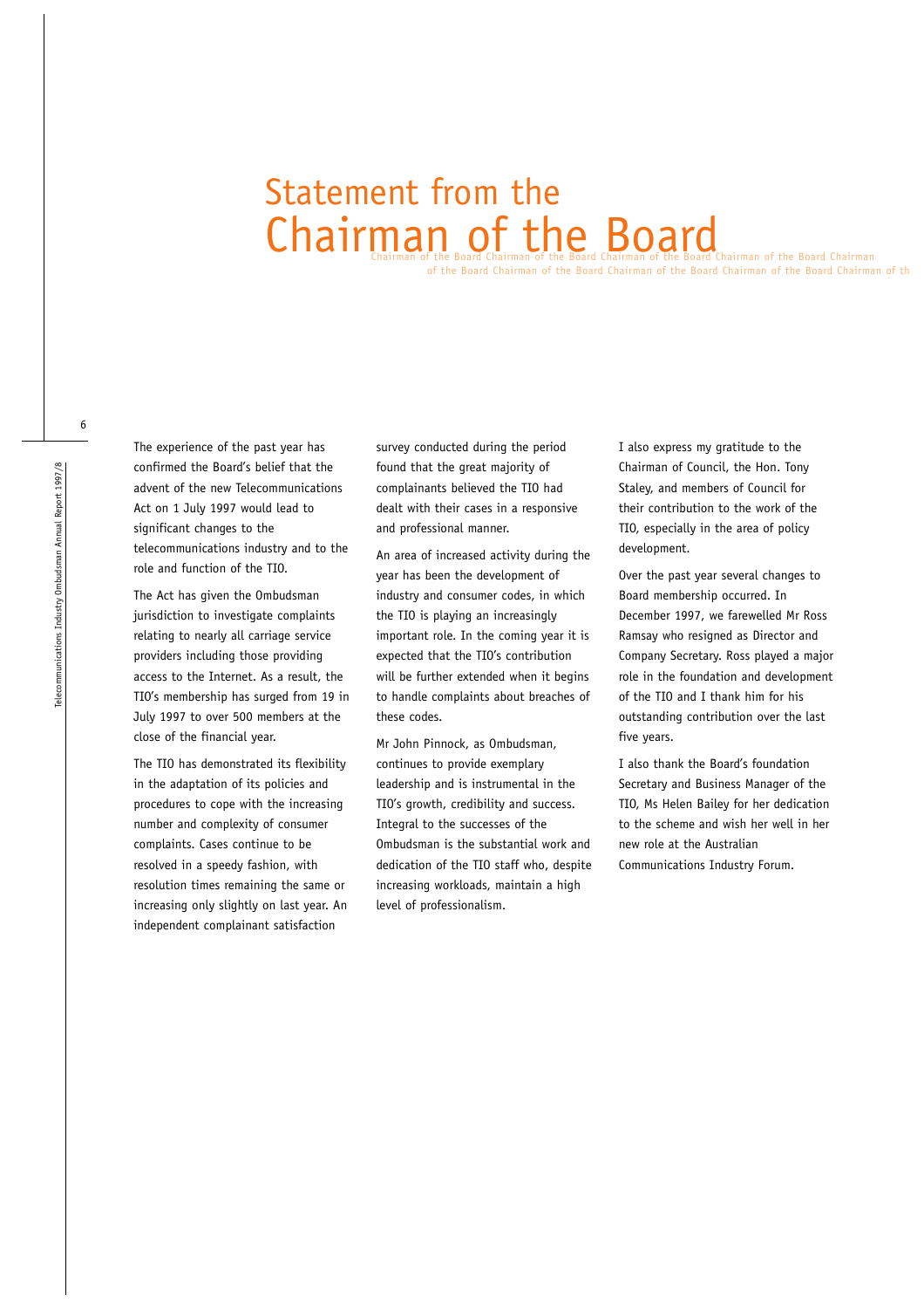# Statement from the Chairman of the Board

The experience of the past year has confirmed the Board's belief that the advent of the new Telecommunications Act on 1 July 1997 would lead to significant changes to the telecommunications industry and to the role and function of the TIO.

The Act has given the Ombudsman jurisdiction to investigate complaints relating to nearly all carriage service providers including those providing access to the Internet. As a result, the TIO's membership has surged from 19 in July 1997 to over 500 members at the close of the financial year.

The TIO has demonstrated its flexibility in the adaptation of its policies and procedures to cope with the increasing number and complexity of consumer complaints. Cases continue to be resolved in a speedy fashion, with resolution times remaining the same or increasing only slightly on last year. An independent complainant satisfaction survey conducted during the period found that the great majority of complainants believed the TIO had dealt with their cases in a responsive and professional manner.

An area of increased activity during the year has been the development of industry and consumer codes, in which the TIO is playing an increasingly important role. In the coming year it is expected that the TIO's contribution will be further extended when it begins to handle complaints about breaches of these codes.

Mr John Pinnock, as Ombudsman, continues to provide exemplary leadership and is instrumental in the TIO's growth, credibility and success. Integral to the successes of the Ombudsman is the substantial work and dedication of the TIO staff who, despite increasing workloads, maintain a high level of professionalism.

I also express my gratitude to the Chairman of Council, the Hon. Tony Staley, and members of Council for their contribution to the work of the TIO, especially in the area of policy development.

Over the past year several changes to Board membership occurred. In December 1997, we farewelled Mr Ross Ramsay who resigned as Director and Company Secretary. Ross played a major role in the foundation and development of the TIO and I thank him for his outstanding contribution over the last five years.

I also thank the Board's foundation Secretary and Business Manager of the TIO, Ms Helen Bailey for her dedication to the scheme and wish her well in her new role at the Australian Communications Industry Forum.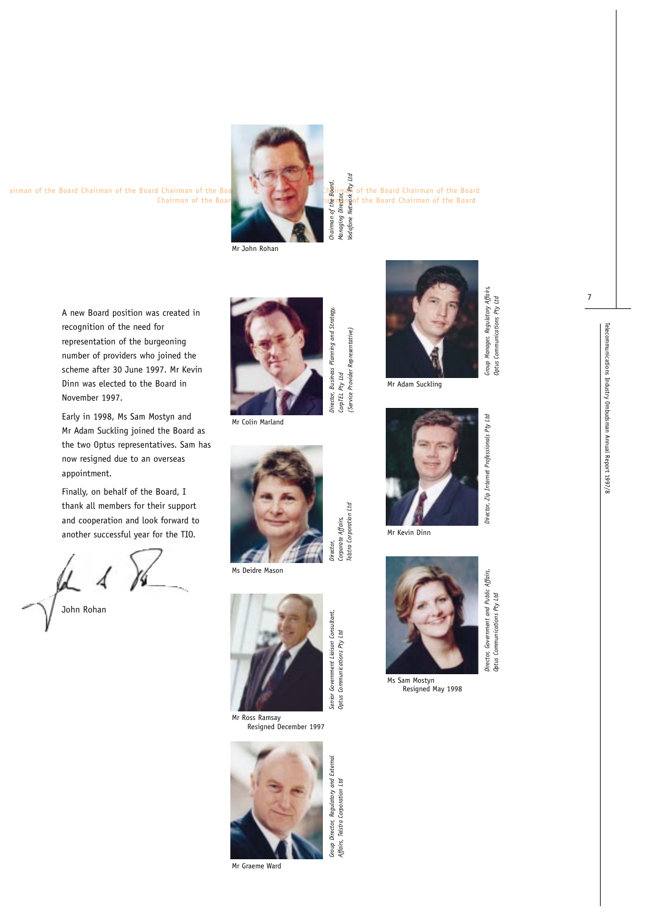Chairman of the Board Chairman of the Board Chairman of the Board Chairman of the Board Chairman of the Board

Mr John Rohan

*Chairman of the Board, Managing Director, Vodafone Network Pty Ltd*

A new Board position was created in recognition of the need for representation of the burgeoning number of providers who joined the scheme after 30 June 1997. Mr Kevin Dinn was elected to the Board in November 1997.

Early in 1998, Ms Sam Mostyn and Mr Adam Suckling joined the Board as the two Optus representatives. Sam has now resigned due to an overseas appointment.

Finally, on behalf of the Board, I thank all members for their support and cooperation and look forward to another successful year for the TIO.

John Rohan

Mr Colin Marland

*Director, Business Planning and Strategy, CorpTEL Pty Ltd (Service Provider Representative)*

Ms Deidre Mason

*Director, Corporate Affairs, Telstra Corporation Ltd*

Mr Ross Ramsay
Resigned December 1997

*Senior Government Liaison Consultant, Optus Communications Pty Ltd*

Mr Graeme Ward

*Group Director, Regulatory and External Affairs, Telstra Corporation Ltd*

Mr Adam Suckling

*Group Manager, Regulatory Affairs, Optus Communications Pty Ltd*

Mr Kevin Dinn

*Director, Zip Internet Professionals Pty Ltd*

Ms Sam Mostyn
Resigned May 1998

*Director, Government and Public Affairs, Optus Communications Pty Ltd*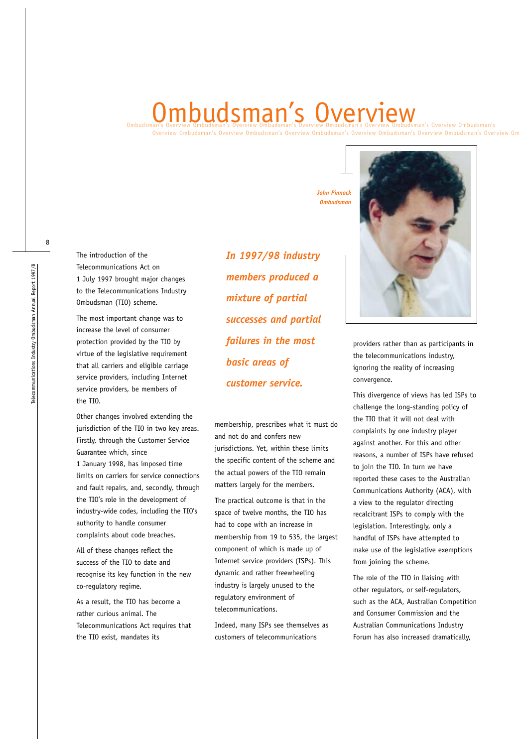# Ombudsman's Overview

*John Pinnock*
*Ombudsman*

The introduction of the Telecommunications Act on 1 July 1997 brought major changes to the Telecommunications Industry Ombudsman (TIO) scheme.

The most important change was to increase the level of consumer protection provided by the TIO by virtue of the legislative requirement that all carriers and eligible carriage service providers, including Internet service providers, be members of the TIO.

Other changes involved extending the jurisdiction of the TIO in two key areas. Firstly, through the Customer Service Guarantee which, since 1 January 1998, has imposed time limits on carriers for service connections and fault repairs, and, secondly, through the TIO's role in the development of industry-wide codes, including the TIO's authority to handle consumer complaints about code breaches.

All of these changes reflect the success of the TIO to date and recognise its key function in the new co-regulatory regime.

As a result, the TIO has become a rather curious animal. The Telecommunications Act requires that the TIO exist, mandates its membership, prescribes what it must do and not do and confers new jurisdictions. Yet, within these limits the specific content of the scheme and the actual powers of the TIO remain matters largely for the members.

***In 1997/98 industry members produced a mixture of partial successes and partial failures in the most basic areas of customer service.***

The practical outcome is that in the space of twelve months, the TIO has had to cope with an increase in membership from 19 to 535, the largest component of which is made up of Internet service providers (ISPs). This dynamic and rather freewheeling industry is largely unused to the regulatory environment of telecommunications.

Indeed, many ISPs see themselves as customers of telecommunications providers rather than as participants in the telecommunications industry, ignoring the reality of increasing convergence.

This divergence of views has led ISPs to challenge the long-standing policy of the TIO that it will not deal with complaints by one industry player against another. For this and other reasons, a number of ISPs have refused to join the TIO. In turn we have reported these cases to the Australian Communications Authority (ACA), with a view to the regulator directing recalcitrant ISPs to comply with the legislation. Interestingly, only a handful of ISPs have attempted to make use of the legislative exemptions from joining the scheme.

The role of the TIO in liaising with other regulators, or self-regulators, such as the ACA, Australian Competition and Consumer Commission and the Australian Communications Industry Forum has also increased dramatically,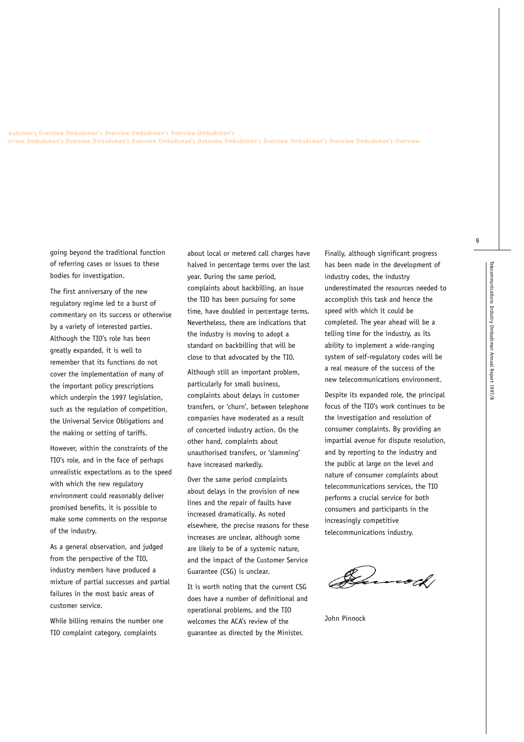going beyond the traditional function of referring cases or issues to these bodies for investigation.

The first anniversary of the new regulatory regime led to a burst of commentary on its success or otherwise by a variety of interested parties. Although the TIO's role has been greatly expanded, it is well to remember that its functions do not cover the implementation of many of the important policy prescriptions which underpin the 1997 legislation, such as the regulation of competition, the Universal Service Obligations and the making or setting of tariffs.

However, within the constraints of the TIO's role, and in the face of perhaps unrealistic expectations as to the speed with which the new regulatory environment could reasonably deliver promised benefits, it is possible to make some comments on the response of the industry.

As a general observation, and judged from the perspective of the TIO, industry members have produced a mixture of partial successes and partial failures in the most basic areas of customer service.

While billing remains the number one TIO complaint category, complaints about local or metered call charges have halved in percentage terms over the last year. During the same period, complaints about backbilling, an issue the TIO has been pursuing for some time, have doubled in percentage terms. Nevertheless, there are indications that the industry is moving to adopt a standard on backbilling that will be close to that advocated by the TIO.

Although still an important problem, particularly for small business, complaints about delays in customer transfers, or 'churn', between telephone companies have moderated as a result of concerted industry action. On the other hand, complaints about unauthorised transfers, or 'slamming' have increased markedly.

Over the same period complaints about delays in the provision of new lines and the repair of faults have increased dramatically. As noted elsewhere, the precise reasons for these increases are unclear, although some are likely to be of a systemic nature, and the impact of the Customer Service Guarantee (CSG) is unclear.

It is worth noting that the current CSG does have a number of definitional and operational problems, and the TIO welcomes the ACA's review of the guarantee as directed by the Minister.

Finally, although significant progress has been made in the development of industry codes, the industry underestimated the resources needed to accomplish this task and hence the speed with which it could be completed. The year ahead will be a telling time for the industry, as its ability to implement a wide-ranging system of self-regulatory codes will be a real measure of the success of the new telecommunications environment.

Despite its expanded role, the principal focus of the TIO's work continues to be the investigation and resolution of consumer complaints. By providing an impartial avenue for dispute resolution, and by reporting to the industry and the public at large on the level and nature of consumer complaints about telecommunications services, the TIO performs a crucial service for both consumers and participants in the increasingly competitive telecommunications industry.

John Pinnock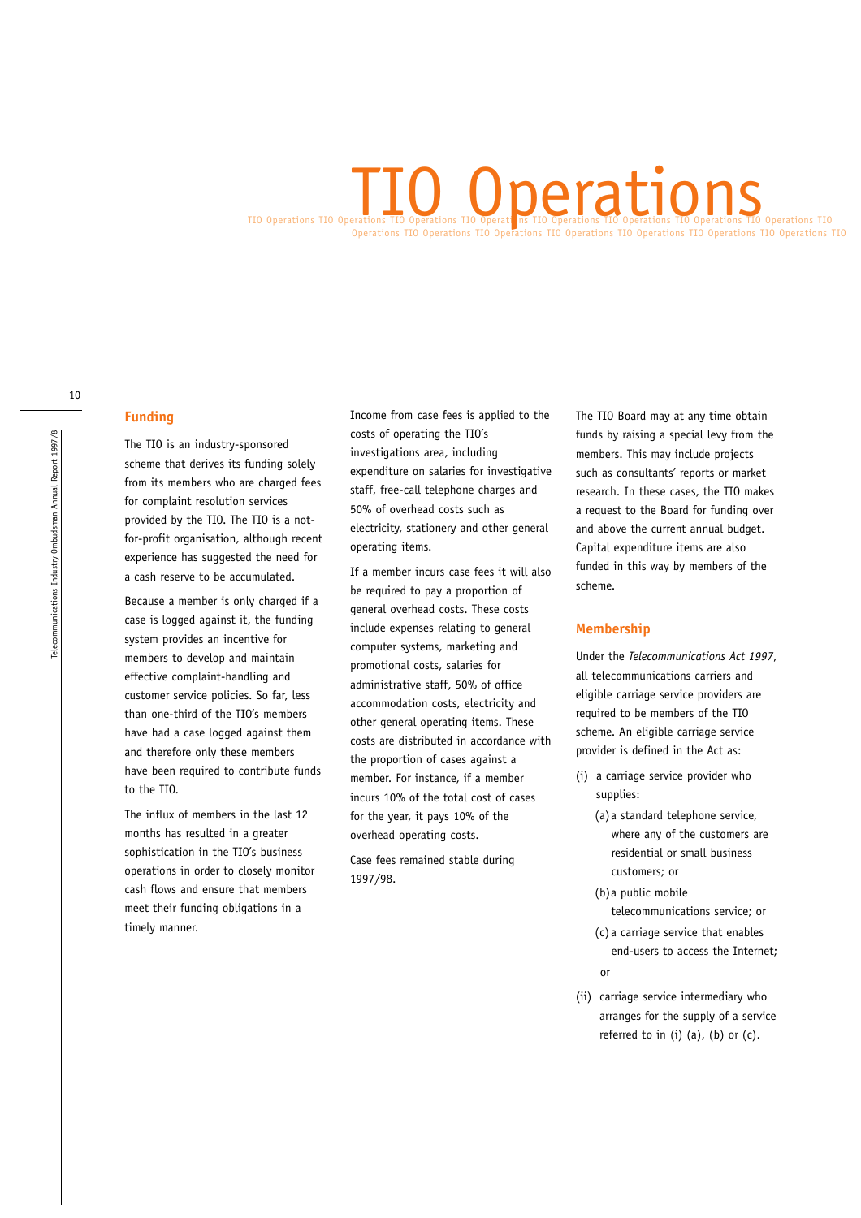# TIO Operations

## Funding

The TIO is an industry-sponsored scheme that derives its funding solely from its members who are charged fees for complaint resolution services provided by the TIO. The TIO is a not-for-profit organisation, although recent experience has suggested the need for a cash reserve to be accumulated.

Because a member is only charged if a case is logged against it, the funding system provides an incentive for members to develop and maintain effective complaint-handling and customer service policies. So far, less than one-third of the TIO's members have had a case logged against them and therefore only these members have been required to contribute funds to the TIO.

The influx of members in the last 12 months has resulted in a greater sophistication in the TIO's business operations in order to closely monitor cash flows and ensure that members meet their funding obligations in a timely manner.

Income from case fees is applied to the costs of operating the TIO's investigations area, including expenditure on salaries for investigative staff, free-call telephone charges and 50% of overhead costs such as electricity, stationery and other general operating items.

If a member incurs case fees it will also be required to pay a proportion of general overhead costs. These costs include expenses relating to general computer systems, marketing and promotional costs, salaries for administrative staff, 50% of office accommodation costs, electricity and other general operating items. These costs are distributed in accordance with the proportion of cases against a member. For instance, if a member incurs 10% of the total cost of cases for the year, it pays 10% of the overhead operating costs.

Case fees remained stable during 1997/98.

The TIO Board may at any time obtain funds by raising a special levy from the members. This may include projects such as consultants' reports or market research. In these cases, the TIO makes a request to the Board for funding over and above the current annual budget. Capital expenditure items are also funded in this way by members of the scheme.

## Membership

Under the *Telecommunications Act 1997*, all telecommunications carriers and eligible carriage service providers are required to be members of the TIO scheme. An eligible carriage service provider is defined in the Act as:

(i) a carriage service provider who supplies:

  (a) a standard telephone service, where any of the customers are residential or small business customers; or

  (b) a public mobile telecommunications service; or

  (c) a carriage service that enables end-users to access the Internet;

  or

(ii) carriage service intermediary who arranges for the supply of a service referred to in (i) (a), (b) or (c).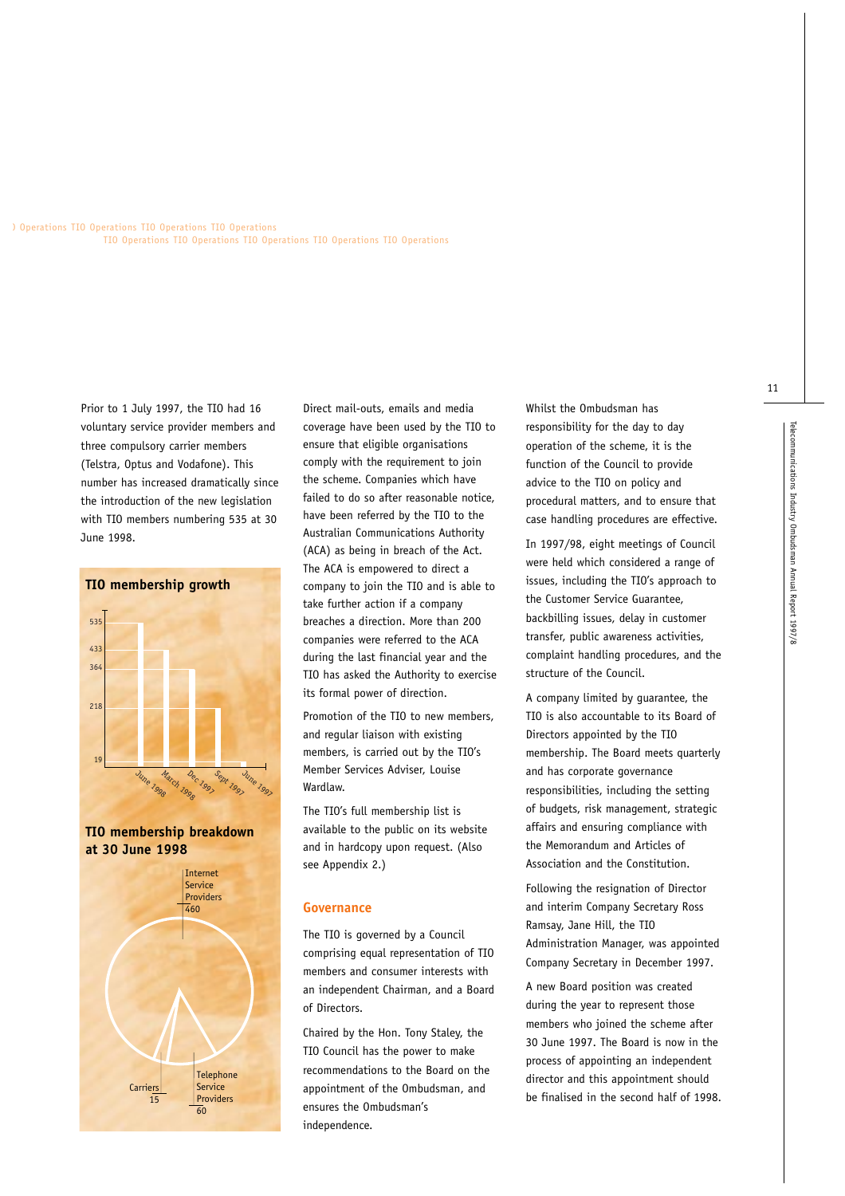Prior to 1 July 1997, the TIO had 16 voluntary service provider members and three compulsory carrier members (Telstra, Optus and Vodafone). This number has increased dramatically since the introduction of the new legislation with TIO members numbering 535 at 30 June 1998.

**TIO membership growth**

| Date | Members |
|---|---|
| June 1997 | 19 |
| Sept 1997 | 218 |
| Dec 1997 | 364 |
| March 1998 | 433 |
| June 1998 | 535 |

**TIO membership breakdown at 30 June 1998**

| Category | Members |
|---|---|
| Internet Service Providers | 460 |
| Telephone Service Providers | 60 |
| Carriers | 15 |

Direct mail-outs, emails and media coverage have been used by the TIO to ensure that eligible organisations comply with the requirement to join the scheme. Companies which have failed to do so after reasonable notice, have been referred by the TIO to the Australian Communications Authority (ACA) as being in breach of the Act. The ACA is empowered to direct a company to join the TIO and is able to take further action if a company breaches a direction. More than 200 companies were referred to the ACA during the last financial year and the TIO has asked the Authority to exercise its formal power of direction.

Promotion of the TIO to new members, and regular liaison with existing members, is carried out by the TIO's Member Services Adviser, Louise Wardlaw.

The TIO's full membership list is available to the public on its website and in hardcopy upon request. (Also see Appendix 2.)

## Governance

The TIO is governed by a Council comprising equal representation of TIO members and consumer interests with an independent Chairman, and a Board of Directors.

Chaired by the Hon. Tony Staley, the TIO Council has the power to make recommendations to the Board on the appointment of the Ombudsman, and ensures the Ombudsman's independence.

Whilst the Ombudsman has responsibility for the day to day operation of the scheme, it is the function of the Council to provide advice to the TIO on policy and procedural matters, and to ensure that case handling procedures are effective.

In 1997/98, eight meetings of Council were held which considered a range of issues, including the TIO's approach to the Customer Service Guarantee, backbilling issues, delay in customer transfer, public awareness activities, complaint handling procedures, and the structure of the Council.

A company limited by guarantee, the TIO is also accountable to its Board of Directors appointed by the TIO membership. The Board meets quarterly and has corporate governance responsibilities, including the setting of budgets, risk management, strategic affairs and ensuring compliance with the Memorandum and Articles of Association and the Constitution.

Following the resignation of Director and interim Company Secretary Ross Ramsay, Jane Hill, the TIO Administration Manager, was appointed Company Secretary in December 1997.

A new Board position was created during the year to represent those members who joined the scheme after 30 June 1997. The Board is now in the process of appointing an independent director and this appointment should be finalised in the second half of 1998.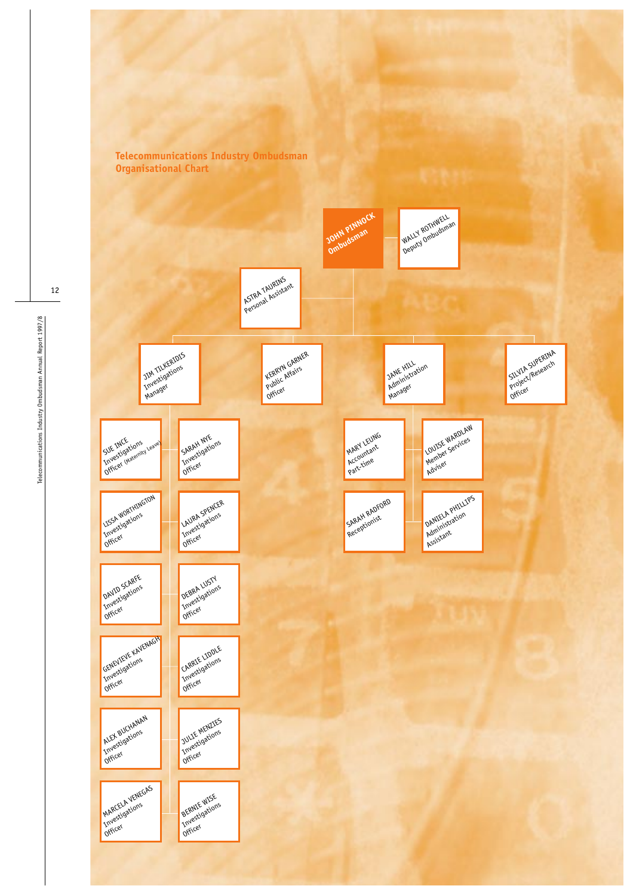## Telecommunications Industry Ombudsman Organisational Chart

- **JOHN PINNOCK** – Ombudsman
  - **WALLY ROTHWELL** – Deputy Ombudsman
  - **ASTRA TAURINS** – Personal Assistant
  - **JIM TILKERIDIS** – Investigations Manager
    - SUE INCE – Investigations Officer (Maternity Leave)
    - SARAH NYE – Investigations Officer
    - LISSA WORTHINGTON – Investigations Officer
    - LAURA SPENCER – Investigations Officer
    - DAVID SCARFE – Investigations Officer
    - DEBRA LUSTY – Investigations Officer
    - GENEVIEVE KAVENAGH – Investigations Officer
    - CARRIE LIDDLE – Investigations Officer
    - ALEX BUCHANAN – Investigations Officer
    - JULIE MENZIES – Investigations Officer
    - MARCELA VENEGAS – Investigations Officer
    - BERNIE WISE – Investigations Officer
  - **KERRYN GARNER** – Public Affairs Officer
  - **JANE HILL** – Administration Manager
    - MARY LEUNG – Accountant Part-time
    - LOUISE WARDLAW – Member Services Adviser
    - SARAH RADFORD – Receptionist
    - DANIELA PHILLIPS – Administration Assistant
  - **SILVIA SUPERINA** – Project/Research Officer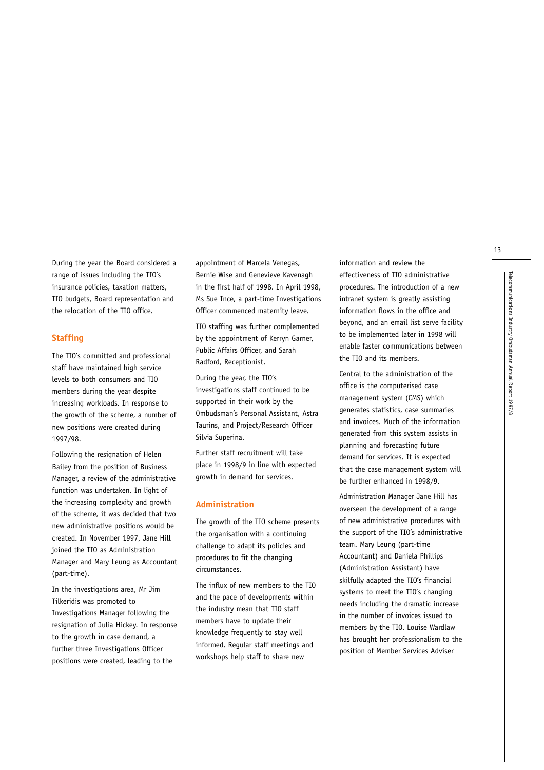During the year the Board considered a range of issues including the TIO's insurance policies, taxation matters, TIO budgets, Board representation and the relocation of the TIO office.

## Staffing

The TIO's committed and professional staff have maintained high service levels to both consumers and TIO members during the year despite increasing workloads. In response to the growth of the scheme, a number of new positions were created during 1997/98.

Following the resignation of Helen Bailey from the position of Business Manager, a review of the administrative function was undertaken. In light of the increasing complexity and growth of the scheme, it was decided that two new administrative positions would be created. In November 1997, Jane Hill joined the TIO as Administration Manager and Mary Leung as Accountant (part-time).

In the investigations area, Mr Jim Tilkeridis was promoted to Investigations Manager following the resignation of Julia Hickey. In response to the growth in case demand, a further three Investigations Officer positions were created, leading to the appointment of Marcela Venegas, Bernie Wise and Genevieve Kavenagh in the first half of 1998. In April 1998, Ms Sue Ince, a part-time Investigations Officer commenced maternity leave.

TIO staffing was further complemented by the appointment of Kerryn Garner, Public Affairs Officer, and Sarah Radford, Receptionist.

During the year, the TIO's investigations staff continued to be supported in their work by the Ombudsman's Personal Assistant, Astra Taurins, and Project/Research Officer Silvia Superina.

Further staff recruitment will take place in 1998/9 in line with expected growth in demand for services.

## Administration

The growth of the TIO scheme presents the organisation with a continuing challenge to adapt its policies and procedures to fit the changing circumstances.

The influx of new members to the TIO and the pace of developments within the industry mean that TIO staff members have to update their knowledge frequently to stay well informed. Regular staff meetings and workshops help staff to share new information and review the effectiveness of TIO administrative procedures. The introduction of a new intranet system is greatly assisting information flows in the office and beyond, and an email list serve facility to be implemented later in 1998 will enable faster communications between the TIO and its members.

Central to the administration of the office is the computerised case management system (CMS) which generates statistics, case summaries and invoices. Much of the information generated from this system assists in planning and forecasting future demand for services. It is expected that the case management system will be further enhanced in 1998/9.

Administration Manager Jane Hill has overseen the development of a range of new administrative procedures with the support of the TIO's administrative team. Mary Leung (part-time Accountant) and Daniela Phillips (Administration Assistant) have skilfully adapted the TIO's financial systems to meet the TIO's changing needs including the dramatic increase in the number of invoices issued to members by the TIO. Louise Wardlaw has brought her professionalism to the position of Member Services Adviser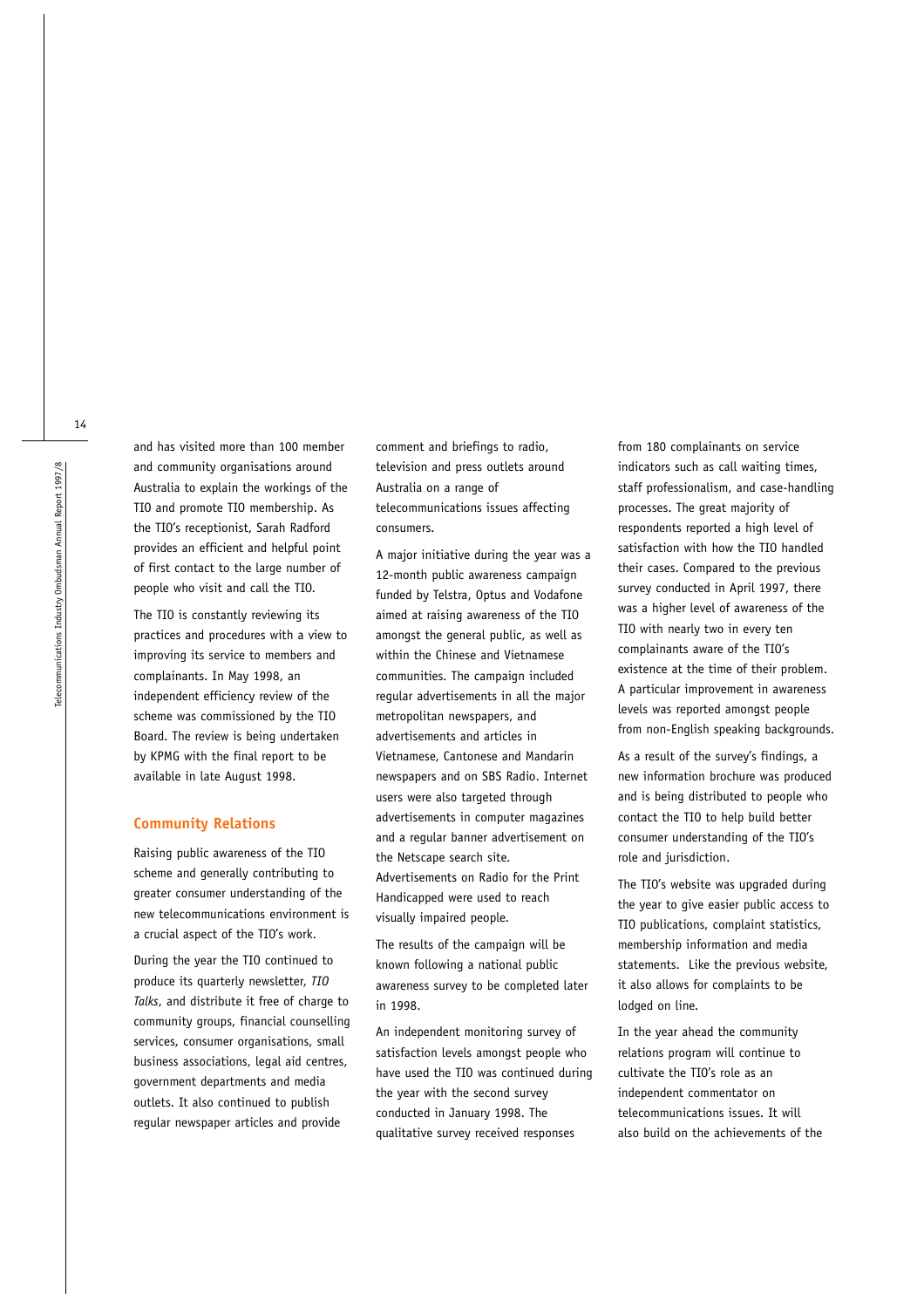and has visited more than 100 member and community organisations around Australia to explain the workings of the TIO and promote TIO membership. As the TIO's receptionist, Sarah Radford provides an efficient and helpful point of first contact to the large number of people who visit and call the TIO.

The TIO is constantly reviewing its practices and procedures with a view to improving its service to members and complainants. In May 1998, an independent efficiency review of the scheme was commissioned by the TIO Board. The review is being undertaken by KPMG with the final report to be available in late August 1998.

## Community Relations

Raising public awareness of the TIO scheme and generally contributing to greater consumer understanding of the new telecommunications environment is a crucial aspect of the TIO's work.

During the year the TIO continued to produce its quarterly newsletter, *TIO Talks*, and distribute it free of charge to community groups, financial counselling services, consumer organisations, small business associations, legal aid centres, government departments and media outlets. It also continued to publish regular newspaper articles and provide comment and briefings to radio, television and press outlets around Australia on a range of telecommunications issues affecting consumers.

A major initiative during the year was a 12-month public awareness campaign funded by Telstra, Optus and Vodafone aimed at raising awareness of the TIO amongst the general public, as well as within the Chinese and Vietnamese communities. The campaign included regular advertisements in all the major metropolitan newspapers, and advertisements and articles in Vietnamese, Cantonese and Mandarin newspapers and on SBS Radio. Internet users were also targeted through advertisements in computer magazines and a regular banner advertisement on the Netscape search site. Advertisements on Radio for the Print Handicapped were used to reach visually impaired people.

The results of the campaign will be known following a national public awareness survey to be completed later in 1998.

An independent monitoring survey of satisfaction levels amongst people who have used the TIO was continued during the year with the second survey conducted in January 1998. The qualitative survey received responses from 180 complainants on service indicators such as call waiting times, staff professionalism, and case-handling processes. The great majority of respondents reported a high level of satisfaction with how the TIO handled their cases. Compared to the previous survey conducted in April 1997, there was a higher level of awareness of the TIO with nearly two in every ten complainants aware of the TIO's existence at the time of their problem. A particular improvement in awareness levels was reported amongst people from non-English speaking backgrounds.

As a result of the survey's findings, a new information brochure was produced and is being distributed to people who contact the TIO to help build better consumer understanding of the TIO's role and jurisdiction.

The TIO's website was upgraded during the year to give easier public access to TIO publications, complaint statistics, membership information and media statements. Like the previous website, it also allows for complaints to be lodged on line.

In the year ahead the community relations program will continue to cultivate the TIO's role as an independent commentator on telecommunications issues. It will also build on the achievements of the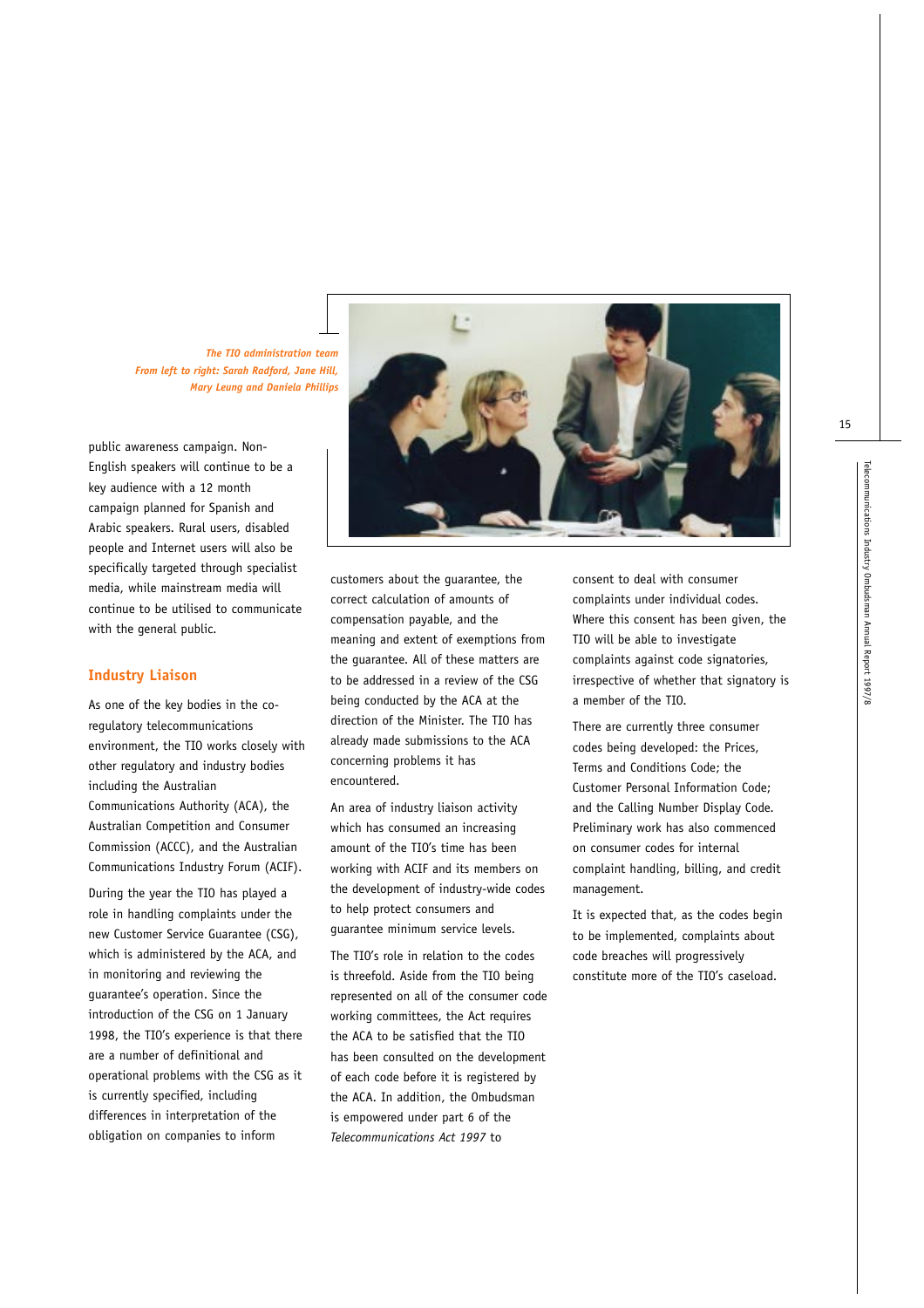*The TIO administration team*
*From left to right: Sarah Radford, Jane Hill, Mary Leung and Daniela Phillips*

public awareness campaign. Non-English speakers will continue to be a key audience with a 12 month campaign planned for Spanish and Arabic speakers. Rural users, disabled people and Internet users will also be specifically targeted through specialist media, while mainstream media will continue to be utilised to communicate with the general public.

## Industry Liaison

As one of the key bodies in the co-regulatory telecommunications environment, the TIO works closely with other regulatory and industry bodies including the Australian Communications Authority (ACA), the Australian Competition and Consumer Commission (ACCC), and the Australian Communications Industry Forum (ACIF).

During the year the TIO has played a role in handling complaints under the new Customer Service Guarantee (CSG), which is administered by the ACA, and in monitoring and reviewing the guarantee's operation. Since the introduction of the CSG on 1 January 1998, the TIO's experience is that there are a number of definitional and operational problems with the CSG as it is currently specified, including differences in interpretation of the obligation on companies to inform customers about the guarantee, the correct calculation of amounts of compensation payable, and the meaning and extent of exemptions from the guarantee. All of these matters are to be addressed in a review of the CSG being conducted by the ACA at the direction of the Minister. The TIO has already made submissions to the ACA concerning problems it has encountered.

An area of industry liaison activity which has consumed an increasing amount of the TIO's time has been working with ACIF and its members on the development of industry-wide codes to help protect consumers and guarantee minimum service levels.

The TIO's role in relation to the codes is threefold. Aside from the TIO being represented on all of the consumer code working committees, the Act requires the ACA to be satisfied that the TIO has been consulted on the development of each code before it is registered by the ACA. In addition, the Ombudsman is empowered under part 6 of the *Telecommunications Act 1997* to consent to deal with consumer complaints under individual codes. Where this consent has been given, the TIO will be able to investigate complaints against code signatories, irrespective of whether that signatory is a member of the TIO.

There are currently three consumer codes being developed: the Prices, Terms and Conditions Code; the Customer Personal Information Code; and the Calling Number Display Code. Preliminary work has also commenced on consumer codes for internal complaint handling, billing, and credit management.

It is expected that, as the codes begin to be implemented, complaints about code breaches will progressively constitute more of the TIO's caseload.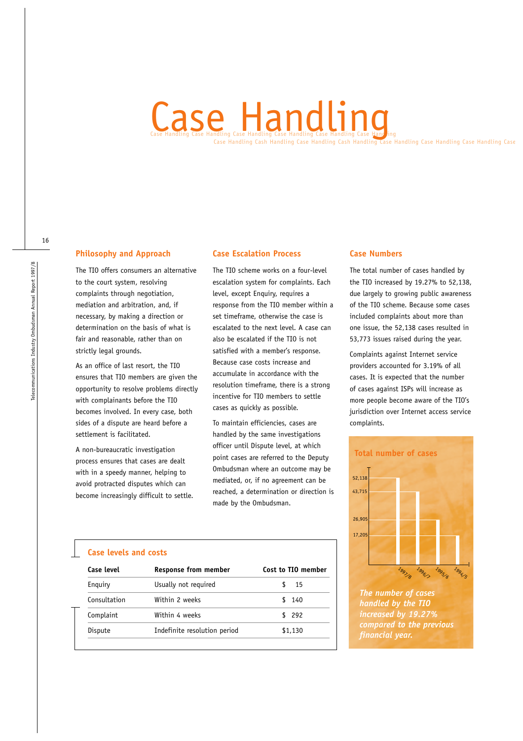# Case Handling

## Philosophy and Approach

The TIO offers consumers an alternative to the court system, resolving complaints through negotiation, mediation and arbitration, and, if necessary, by making a direction or determination on the basis of what is fair and reasonable, rather than on strictly legal grounds.

As an office of last resort, the TIO ensures that TIO members are given the opportunity to resolve problems directly with complainants before the TIO becomes involved. In every case, both sides of a dispute are heard before a settlement is facilitated.

A non-bureaucratic investigation process ensures that cases are dealt with in a speedy manner, helping to avoid protracted disputes which can become increasingly difficult to settle.

## Case Escalation Process

The TIO scheme works on a four-level escalation system for complaints. Each level, except Enquiry, requires a response from the TIO member within a set timeframe, otherwise the case is escalated to the next level. A case can also be escalated if the TIO is not satisfied with a member's response. Because case costs increase and accumulate in accordance with the resolution timeframe, there is a strong incentive for TIO members to settle cases as quickly as possible.

To maintain efficiencies, cases are handled by the same investigations officer until Dispute level, at which point cases are referred to the Deputy Ombudsman where an outcome may be mediated, or, if no agreement can be reached, a determination or direction is made by the Ombudsman.

### Case levels and costs

| Case level | Response from member | Cost to TIO member |
|---|---|---|
| Enquiry | Usually not required | $ 15 |
| Consultation | Within 2 weeks | $ 140 |
| Complaint | Within 4 weeks | $ 292 |
| Dispute | Indefinite resolution period | $1,130 |

## Case Numbers

The total number of cases handled by the TIO increased by 19.27% to 52,138, due largely to growing public awareness of the TIO scheme. Because some cases included complaints about more than one issue, the 52,138 cases resulted in 53,773 issues raised during the year.

Complaints against Internet service providers accounted for 3.19% of all cases. It is expected that the number of cases against ISPs will increase as more people become aware of the TIO's jurisdiction over Internet access service complaints.

### Total number of cases

| Year | Cases |
|---|---|
| 1997/8 | 52,138 |
| 1996/7 | 43,715 |
| 1995/6 | 26,905 |
| 1994/5 | 17,205 |

***The number of cases handled by the TIO increased by 19.27% compared to the previous financial year.***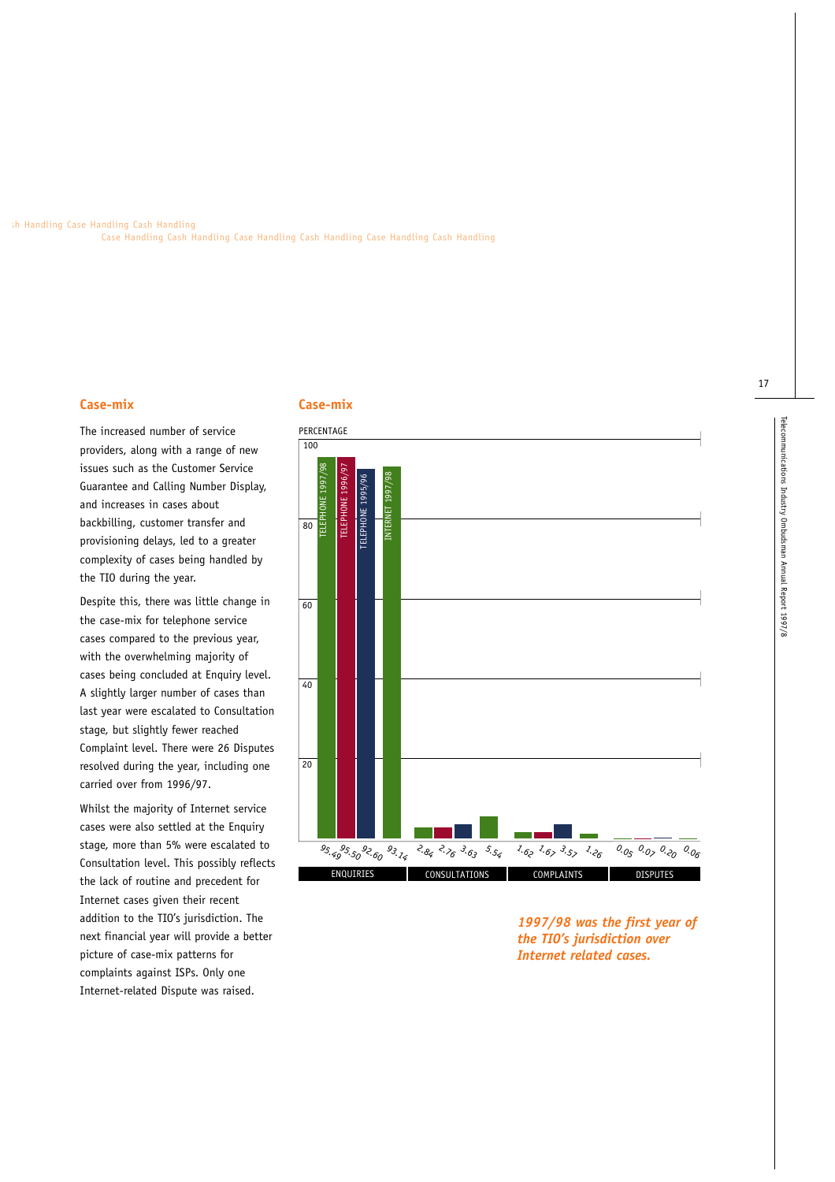## Case-mix

The increased number of service providers, along with a range of new issues such as the Customer Service Guarantee and Calling Number Display, and increases in cases about backbilling, customer transfer and provisioning delays, led to a greater complexity of cases being handled by the TIO during the year.

Despite this, there was little change in the case-mix for telephone service cases compared to the previous year, with the overwhelming majority of cases being concluded at Enquiry level. A slightly larger number of cases than last year were escalated to Consultation stage, but slightly fewer reached Complaint level. There were 26 Disputes resolved during the year, including one carried over from 1996/97.

Whilst the majority of Internet service cases were also settled at the Enquiry stage, more than 5% were escalated to Consultation level. This possibly reflects the lack of routine and precedent for Internet cases given their recent addition to the TIO's jurisdiction. The next financial year will provide a better picture of case-mix patterns for complaints against ISPs. Only one Internet-related Dispute was raised.

## Case-mix

PERCENTAGE

| | Telephone 1997/98 | Telephone 1996/97 | Telephone 1995/96 | Internet 1997/98 |
|---|---|---|---|---|
| Enquiries | 95.49 | 95.50 | 92.60 | 93.14 |
| Consultations | 2.84 | 2.76 | 3.63 | 5.54 |
| Complaints | 1.62 | 1.67 | 3.57 | 1.26 |
| Disputes | 0.05 | 0.07 | 0.20 | 0.06 |

***1997/98 was the first year of the TIO's jurisdiction over Internet related cases.***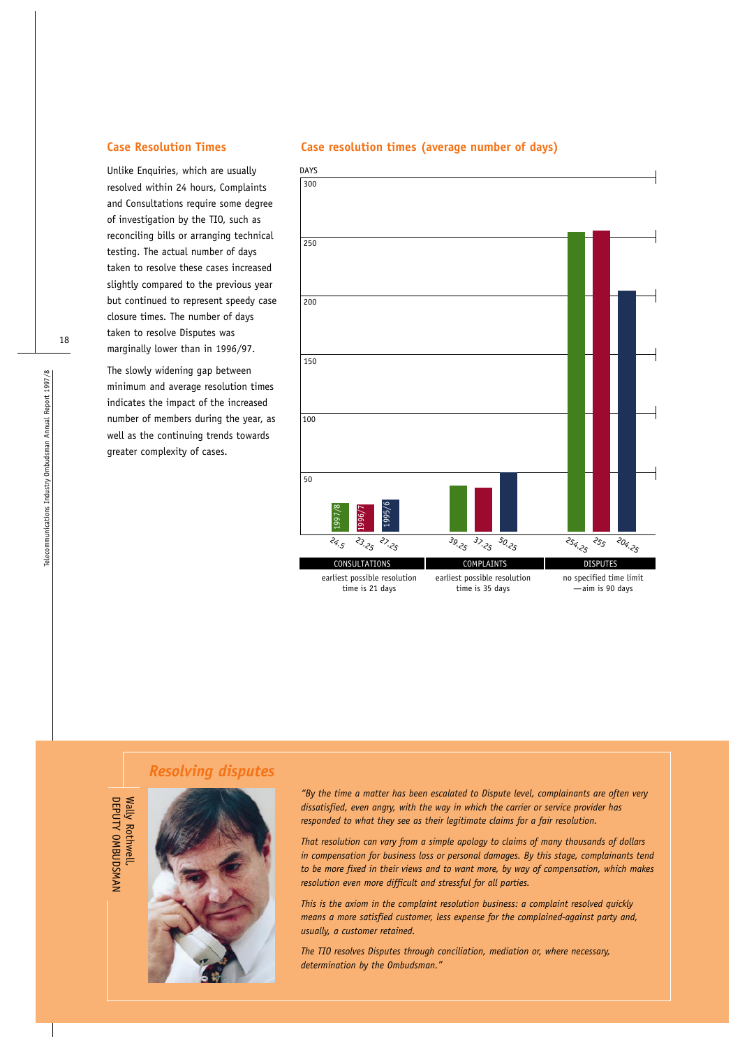## Case Resolution Times

Unlike Enquiries, which are usually resolved within 24 hours, Complaints and Consultations require some degree of investigation by the TIO, such as reconciling bills or arranging technical testing. The actual number of days taken to resolve these cases increased slightly compared to the previous year but continued to represent speedy case closure times. The number of days taken to resolve Disputes was marginally lower than in 1996/97.

The slowly widening gap between minimum and average resolution times indicates the impact of the increased number of members during the year, as well as the continuing trends towards greater complexity of cases.

## Case resolution times (average number of days)

| | 1997/8 | 1996/7 | 1995/6 | |
|---|---|---|---|---|
| CONSULTATIONS | 24.5 | 23.25 | 27.25 | earliest possible resolution time is 21 days |
| COMPLAINTS | 39.25 | 37.25 | 50.25 | earliest possible resolution time is 35 days |
| DISPUTES | 254.25 | 255 | 204.25 | no specified time limit —aim is 90 days |

## *Resolving disputes*

Wally Rothwell,
DEPUTY OMBUDSMAN

*"By the time a matter has been escalated to Dispute level, complainants are often very dissatisfied, even angry, with the way in which the carrier or service provider has responded to what they see as their legitimate claims for a fair resolution.*

*That resolution can vary from a simple apology to claims of many thousands of dollars in compensation for business loss or personal damages. By this stage, complainants tend to be more fixed in their views and to want more, by way of compensation, which makes resolution even more difficult and stressful for all parties.*

*This is the axiom in the complaint resolution business: a complaint resolved quickly means a more satisfied customer, less expense for the complained-against party and, usually, a customer retained.*

*The TIO resolves Disputes through conciliation, mediation or, where necessary, determination by the Ombudsman."*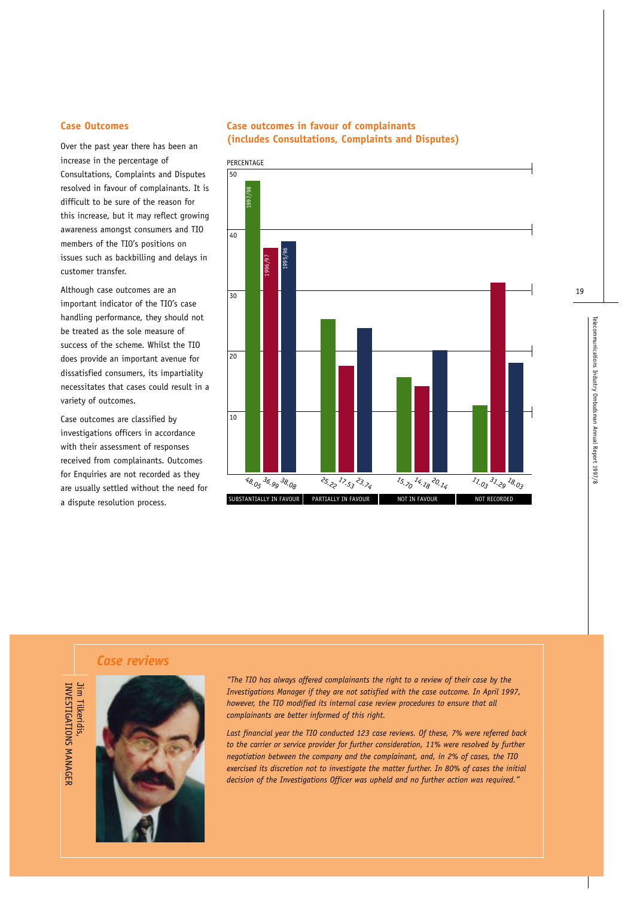## Case Outcomes

Over the past year there has been an increase in the percentage of Consultations, Complaints and Disputes resolved in favour of complainants. It is difficult to be sure of the reason for this increase, but it may reflect growing awareness amongst consumers and TIO members of the TIO's positions on issues such as backbilling and delays in customer transfer.

Although case outcomes are an important indicator of the TIO's case handling performance, they should not be treated as the sole measure of success of the scheme. Whilst the TIO does provide an important avenue for dissatisfied consumers, its impartiality necessitates that cases could result in a variety of outcomes.

Case outcomes are classified by investigations officers in accordance with their assessment of responses received from complainants. Outcomes for Enquiries are not recorded as they are usually settled without the need for a dispute resolution process.

## Case outcomes in favour of complainants (includes Consultations, Complaints and Disputes)

PERCENTAGE

| | 1997/98 | 1996/97 | 1995/96 |
|---|---|---|---|
| SUBSTANTIALLY IN FAVOUR | 48.05 | 36.99 | 38.08 |
| PARTIALLY IN FAVOUR | 25.22 | 17.53 | 23.74 |
| NOT IN FAVOUR | 15.70 | 14.18 | 20.14 |
| NOT RECORDED | 11.03 | 31.29 | 18.03 |

## *Case reviews*

Jim Tilkeridis,
INVESTIGATIONS MANAGER

*"The TIO has always offered complainants the right to a review of their case by the Investigations Manager if they are not satisfied with the case outcome. In April 1997, however, the TIO modified its internal case review procedures to ensure that all complainants are better informed of this right.*

*Last financial year the TIO conducted 123 case reviews. Of these, 7% were referred back to the carrier or service provider for further consideration, 11% were resolved by further negotiation between the company and the complainant, and, in 2% of cases, the TIO exercised its discretion not to investigate the matter further. In 80% of cases the initial decision of the Investigations Officer was upheld and no further action was required."*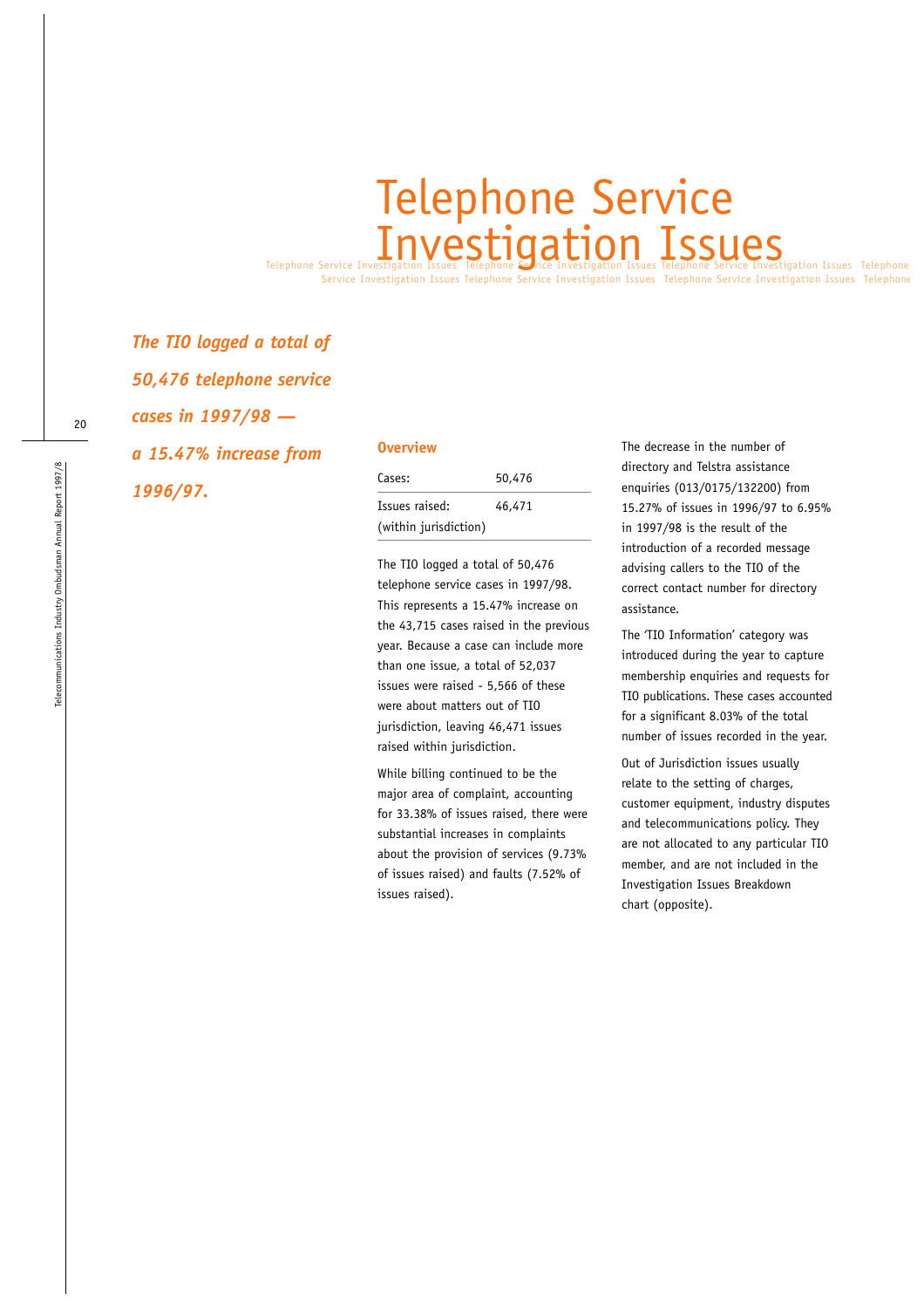# Telephone Service Investigation Issues

***The TIO logged a total of 50,476 telephone service cases in 1997/98 — a 15.47% increase from 1996/97.***

## Overview

| Cases: | 50,476 |
|---|---|
| Issues raised: (within jurisdiction) | 46,471 |

The TIO logged a total of 50,476 telephone service cases in 1997/98. This represents a 15.47% increase on the 43,715 cases raised in the previous year. Because a case can include more than one issue, a total of 52,037 issues were raised - 5,566 of these were about matters out of TIO jurisdiction, leaving 46,471 issues raised within jurisdiction.

While billing continued to be the major area of complaint, accounting for 33.38% of issues raised, there were substantial increases in complaints about the provision of services (9.73% of issues raised) and faults (7.52% of issues raised).

The decrease in the number of directory and Telstra assistance enquiries (013/0175/132200) from 15.27% of issues in 1996/97 to 6.95% in 1997/98 is the result of the introduction of a recorded message advising callers to the TIO of the correct contact number for directory assistance.

The 'TIO Information' category was introduced during the year to capture membership enquiries and requests for TIO publications. These cases accounted for a significant 8.03% of the total number of issues recorded in the year.

Out of Jurisdiction issues usually relate to the setting of charges, customer equipment, industry disputes and telecommunications policy. They are not allocated to any particular TIO member, and are not included in the Investigation Issues Breakdown chart (opposite).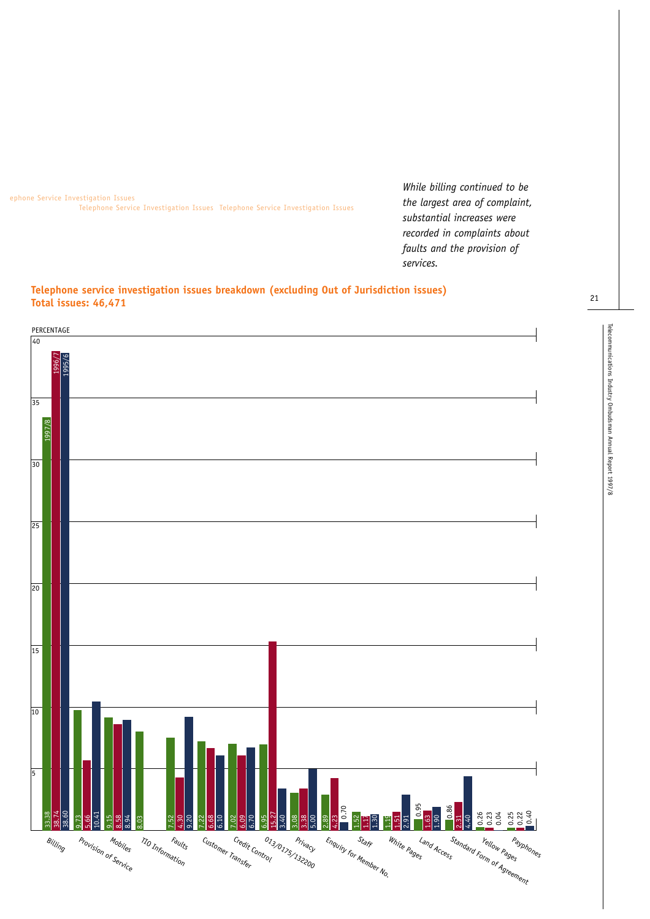*While billing continued to be the largest area of complaint, substantial increases were recorded in complaints about faults and the provision of services.*

**Telephone service investigation issues breakdown (excluding Out of Jurisdiction issues)**
**Total issues: 46,471**

PERCENTAGE

| Issue | 1997/8 | 1996/7 | 1995/6 |
|---|---|---|---|
| Billing | 33.38 | 38.74 | 38.60 |
| Provision of Service | 9.73 | 5.66 | 10.41 |
| Mobiles | 9.15 | 8.58 | 8.94 |
| TIO Information | 8.03 | | |
| Faults | 7.52 | 4.30 | 9.20 |
| Customer Transfer | 7.22 | 6.68 | 6.10 |
| Credit Control | 7.02 | 6.09 | 6.70 |
| 013/0175/132200 | 6.95 | 15.27 | 3.40 |
| Privacy | 3.08 | 3.38 | 5.00 |
| Enquiry for Member No. | 2.89 | 4.23 | 0.70 |
| Staff | 1.52 | 1.17 | 1.30 |
| White Pages | 1.19 | 1.51 | 2.91 |
| Land Access | 0.95 | 1.63 | 1.90 |
| Standard Form of Agreement | 0.86 | 2.31 | 4.40 |
| Yellow Pages | 0.26 | 0.23 | 0.04 |
| Payphones | 0.25 | 0.22 | 0.40 |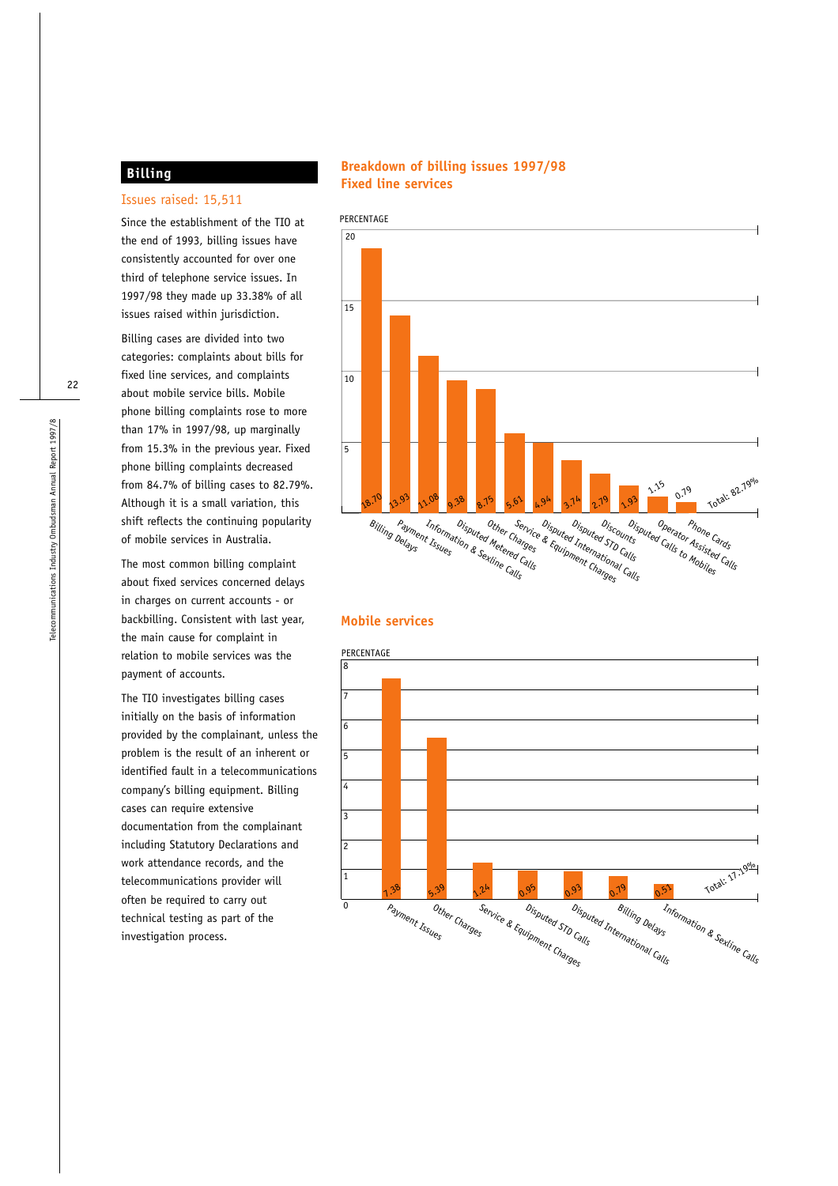## Billing

### Issues raised: 15,511

Since the establishment of the TIO at the end of 1993, billing issues have consistently accounted for over one third of telephone service issues. In 1997/98 they made up 33.38% of all issues raised within jurisdiction.

Billing cases are divided into two categories: complaints about bills for fixed line services, and complaints about mobile service bills. Mobile phone billing complaints rose to more than 17% in 1997/98, up marginally from 15.3% in the previous year. Fixed phone billing complaints decreased from 84.7% of billing cases to 82.79%. Although it is a small variation, this shift reflects the continuing popularity of mobile services in Australia.

The most common billing complaint about fixed services concerned delays in charges on current accounts - or backbilling. Consistent with last year, the main cause for complaint in relation to mobile services was the payment of accounts.

The TIO investigates billing cases initially on the basis of information provided by the complainant, unless the problem is the result of an inherent or identified fault in a telecommunications company's billing equipment. Billing cases can require extensive documentation from the complainant including Statutory Declarations and work attendance records, and the telecommunications provider will often be required to carry out technical testing as part of the investigation process.

### Breakdown of billing issues 1997/98
### Fixed line services

| Issue | Percentage |
|---|---|
| Billing Delays | 18.70 |
| Payment Issues | 13.93 |
| Information & Sexline Calls | 11.08 |
| Disputed Metered Calls | 9.38 |
| Other Charges | 8.75 |
| Service & Equipment Charges | 5.61 |
| Disputed International Calls | 4.94 |
| Disputed STD Calls | 3.74 |
| Discounts | 2.79 |
| Disputed Calls to Mobiles | 1.93 |
| Operator Assisted Calls | 1.15 |
| Phone Cards | 0.79 |
| Total | 82.79% |

### Mobile services

| Issue | Percentage |
|---|---|
| Payment Issues | 7.38 |
| Other Charges | 5.39 |
| Service & Equipment Charges | 1.24 |
| Disputed STD Calls | 0.95 |
| Disputed International Calls | 0.93 |
| Billing Delays | 0.79 |
| Information & Sexline Calls | 0.51 |
| Total | 17.19% |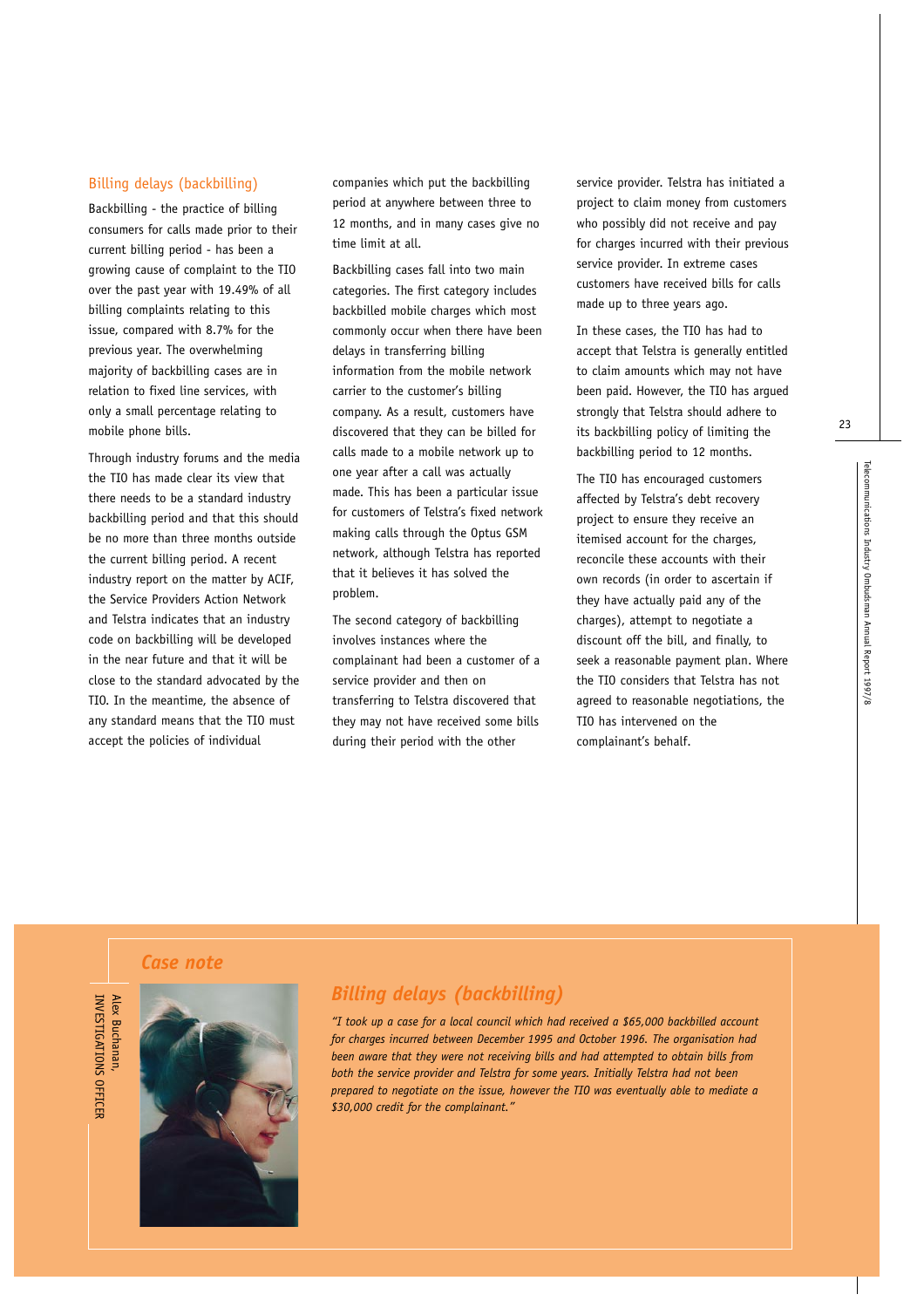## Billing delays (backbilling)

Backbilling - the practice of billing consumers for calls made prior to their current billing period - has been a growing cause of complaint to the TIO over the past year with 19.49% of all billing complaints relating to this issue, compared with 8.7% for the previous year. The overwhelming majority of backbilling cases are in relation to fixed line services, with only a small percentage relating to mobile phone bills.

Through industry forums and the media the TIO has made clear its view that there needs to be a standard industry backbilling period and that this should be no more than three months outside the current billing period. A recent industry report on the matter by ACIF, the Service Providers Action Network and Telstra indicates that an industry code on backbilling will be developed in the near future and that it will be close to the standard advocated by the TIO. In the meantime, the absence of any standard means that the TIO must accept the policies of individual companies which put the backbilling period at anywhere between three to 12 months, and in many cases give no time limit at all.

Backbilling cases fall into two main categories. The first category includes backbilled mobile charges which most commonly occur when there have been delays in transferring billing information from the mobile network carrier to the customer's billing company. As a result, customers have discovered that they can be billed for calls made to a mobile network up to one year after a call was actually made. This has been a particular issue for customers of Telstra's fixed network making calls through the Optus GSM network, although Telstra has reported that it believes it has solved the problem.

The second category of backbilling involves instances where the complainant had been a customer of a service provider and then on transferring to Telstra discovered that they may not have received some bills during their period with the other service provider. Telstra has initiated a project to claim money from customers who possibly did not receive and pay for charges incurred with their previous service provider. In extreme cases customers have received bills for calls made up to three years ago.

In these cases, the TIO has had to accept that Telstra is generally entitled to claim amounts which may not have been paid. However, the TIO has argued strongly that Telstra should adhere to its backbilling policy of limiting the backbilling period to 12 months.

The TIO has encouraged customers affected by Telstra's debt recovery project to ensure they receive an itemised account for the charges, reconcile these accounts with their own records (in order to ascertain if they have actually paid any of the charges), attempt to negotiate a discount off the bill, and finally, to seek a reasonable payment plan. Where the TIO considers that Telstra has not agreed to reasonable negotiations, the TIO has intervened on the complainant's behalf.

### *Case note*

Alex Buchanan, INVESTIGATIONS OFFICER

### *Billing delays (backbilling)*

*"I took up a case for a local council which had received a $65,000 backbilled account for charges incurred between December 1995 and October 1996. The organisation had been aware that they were not receiving bills and had attempted to obtain bills from both the service provider and Telstra for some years. Initially Telstra had not been prepared to negotiate on the issue, however the TIO was eventually able to mediate a $30,000 credit for the complainant."*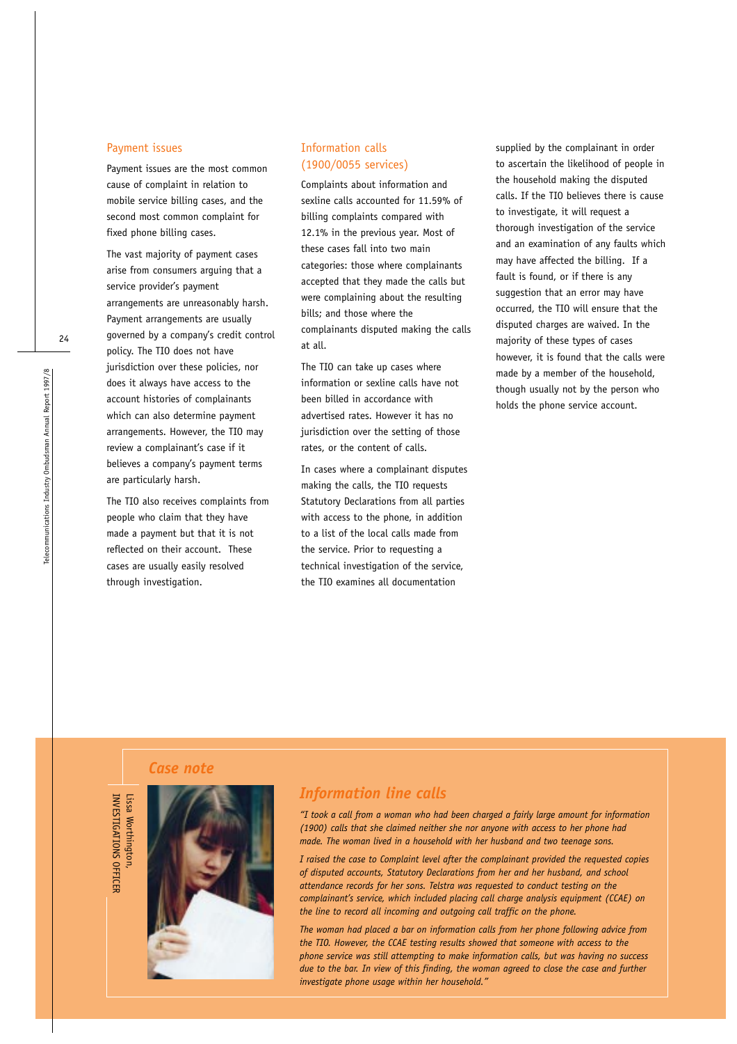### Payment issues

Payment issues are the most common cause of complaint in relation to mobile service billing cases, and the second most common complaint for fixed phone billing cases.

The vast majority of payment cases arise from consumers arguing that a service provider's payment arrangements are unreasonably harsh. Payment arrangements are usually governed by a company's credit control policy. The TIO does not have jurisdiction over these policies, nor does it always have access to the account histories of complainants which can also determine payment arrangements. However, the TIO may review a complainant's case if it believes a company's payment terms are particularly harsh.

The TIO also receives complaints from people who claim that they have made a payment but that it is not reflected on their account. These cases are usually easily resolved through investigation.

### Information calls (1900/0055 services)

Complaints about information and sexline calls accounted for 11.59% of billing complaints compared with 12.1% in the previous year. Most of these cases fall into two main categories: those where complainants accepted that they made the calls but were complaining about the resulting bills; and those where the complainants disputed making the calls at all.

The TIO can take up cases where information or sexline calls have not been billed in accordance with advertised rates. However it has no jurisdiction over the setting of those rates, or the content of calls.

In cases where a complainant disputes making the calls, the TIO requests Statutory Declarations from all parties with access to the phone, in addition to a list of the local calls made from the service. Prior to requesting a technical investigation of the service, the TIO examines all documentation supplied by the complainant in order to ascertain the likelihood of people in the household making the disputed calls. If the TIO believes there is cause to investigate, it will request a thorough investigation of the service and an examination of any faults which may have affected the billing. If a fault is found, or if there is any suggestion that an error may have occurred, the TIO will ensure that the disputed charges are waived. In the majority of these types of cases however, it is found that the calls were made by a member of the household, though usually not by the person who holds the phone service account.

## *Case note*

Lissa Worthington, INVESTIGATIONS OFFICER

### *Information line calls*

*"I took a call from a woman who had been charged a fairly large amount for information (1900) calls that she claimed neither she nor anyone with access to her phone had made. The woman lived in a household with her husband and two teenage sons.*

*I raised the case to Complaint level after the complainant provided the requested copies of disputed accounts, Statutory Declarations from her and her husband, and school attendance records for her sons. Telstra was requested to conduct testing on the complainant's service, which included placing call charge analysis equipment (CCAE) on the line to record all incoming and outgoing call traffic on the phone.*

*The woman had placed a bar on information calls from her phone following advice from the TIO. However, the CCAE testing results showed that someone with access to the phone service was still attempting to make information calls, but was having no success due to the bar. In view of this finding, the woman agreed to close the case and further investigate phone usage within her household."*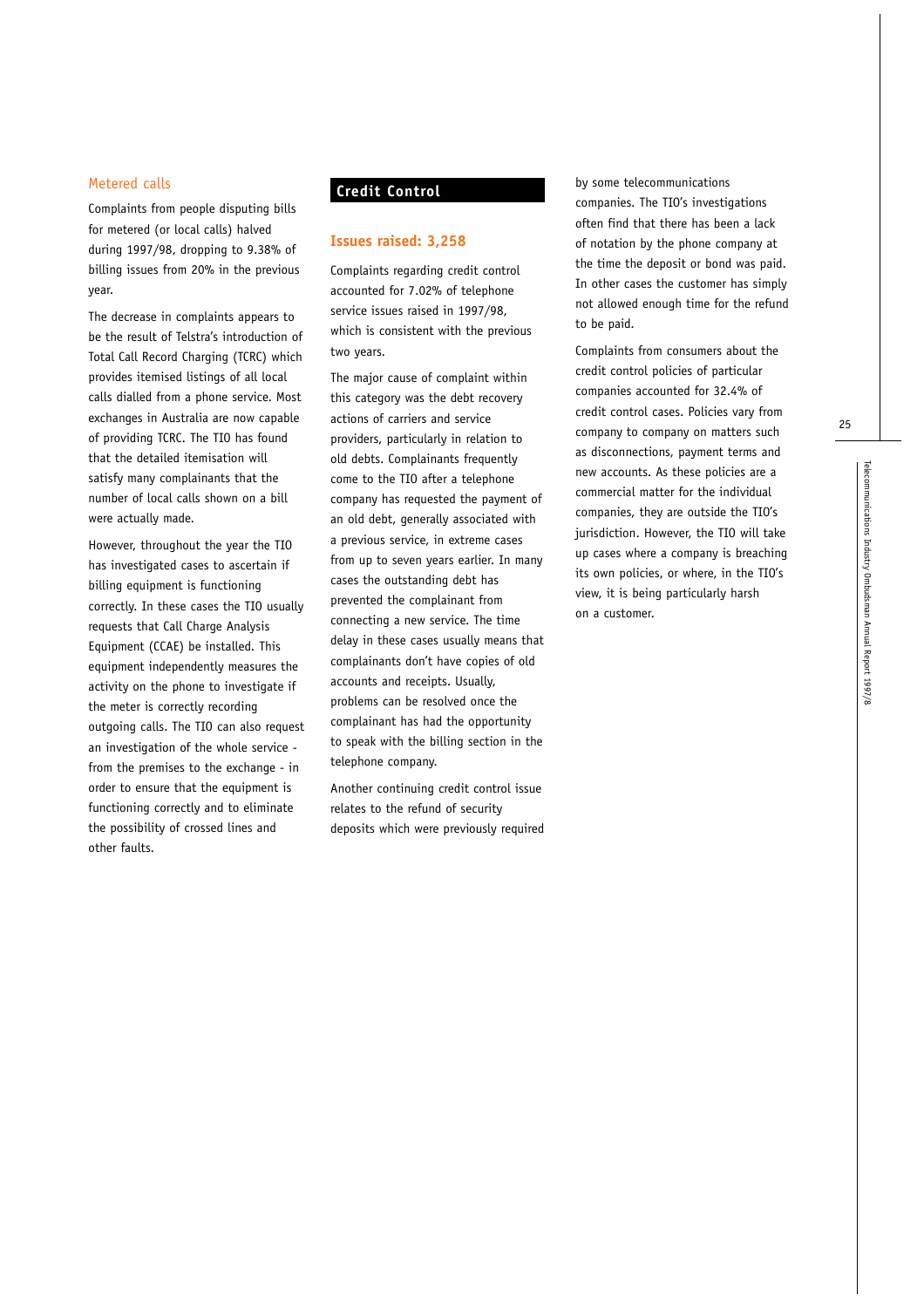### Metered calls

Complaints from people disputing bills for metered (or local calls) halved during 1997/98, dropping to 9.38% of billing issues from 20% in the previous year.

The decrease in complaints appears to be the result of Telstra's introduction of Total Call Record Charging (TCRC) which provides itemised listings of all local calls dialled from a phone service. Most exchanges in Australia are now capable of providing TCRC. The TIO has found that the detailed itemisation will satisfy many complainants that the number of local calls shown on a bill were actually made.

However, throughout the year the TIO has investigated cases to ascertain if billing equipment is functioning correctly. In these cases the TIO usually requests that Call Charge Analysis Equipment (CCAE) be installed. This equipment independently measures the activity on the phone to investigate if the meter is correctly recording outgoing calls. The TIO can also request an investigation of the whole service - from the premises to the exchange - in order to ensure that the equipment is functioning correctly and to eliminate the possibility of crossed lines and other faults.

## Credit Control

### Issues raised: 3,258

Complaints regarding credit control accounted for 7.02% of telephone service issues raised in 1997/98, which is consistent with the previous two years.

The major cause of complaint within this category was the debt recovery actions of carriers and service providers, particularly in relation to old debts. Complainants frequently come to the TIO after a telephone company has requested the payment of an old debt, generally associated with a previous service, in extreme cases from up to seven years earlier. In many cases the outstanding debt has prevented the complainant from connecting a new service. The time delay in these cases usually means that complainants don't have copies of old accounts and receipts. Usually, problems can be resolved once the complainant has had the opportunity to speak with the billing section in the telephone company.

Another continuing credit control issue relates to the refund of security deposits which were previously required by some telecommunications companies. The TIO's investigations often find that there has been a lack of notation by the phone company at the time the deposit or bond was paid. In other cases the customer has simply not allowed enough time for the refund to be paid.

Complaints from consumers about the credit control policies of particular companies accounted for 32.4% of credit control cases. Policies vary from company to company on matters such as disconnections, payment terms and new accounts. As these policies are a commercial matter for the individual companies, they are outside the TIO's jurisdiction. However, the TIO will take up cases where a company is breaching its own policies, or where, in the TIO's view, it is being particularly harsh on a customer.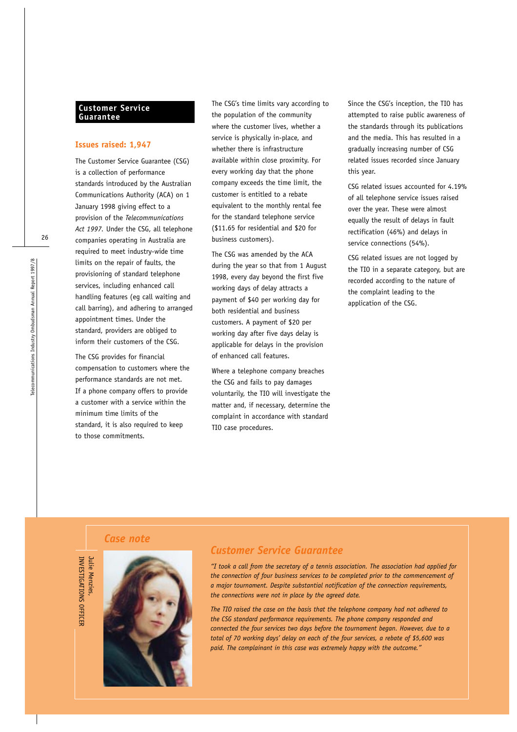## Customer Service Guarantee

**Issues raised: 1,947**

The Customer Service Guarantee (CSG) is a collection of performance standards introduced by the Australian Communications Authority (ACA) on 1 January 1998 giving effect to a provision of the *Telecommunications Act 1997*. Under the CSG, all telephone companies operating in Australia are required to meet industry-wide time limits on the repair of faults, the provisioning of standard telephone services, including enhanced call handling features (eg call waiting and call barring), and adhering to arranged appointment times. Under the standard, providers are obliged to inform their customers of the CSG.

The CSG provides for financial compensation to customers where the performance standards are not met. If a phone company offers to provide a customer with a service within the minimum time limits of the standard, it is also required to keep to those commitments.

The CSG's time limits vary according to the population of the community where the customer lives, whether a service is physically in-place, and whether there is infrastructure available within close proximity. For every working day that the phone company exceeds the time limit, the customer is entitled to a rebate equivalent to the monthly rental fee for the standard telephone service ($11.65 for residential and $20 for business customers).

The CSG was amended by the ACA during the year so that from 1 August 1998, every day beyond the first five working days of delay attracts a payment of $40 per working day for both residential and business customers. A payment of $20 per working day after five days delay is applicable for delays in the provision of enhanced call features.

Where a telephone company breaches the CSG and fails to pay damages voluntarily, the TIO will investigate the matter and, if necessary, determine the complaint in accordance with standard TIO case procedures.

Since the CSG's inception, the TIO has attempted to raise public awareness of the standards through its publications and the media. This has resulted in a gradually increasing number of CSG related issues recorded since January this year.

CSG related issues accounted for 4.19% of all telephone service issues raised over the year. These were almost equally the result of delays in fault rectification (46%) and delays in service connections (54%).

CSG related issues are not logged by the TIO in a separate category, but are recorded according to the nature of the complaint leading to the application of the CSG.

### *Case note*

Julie Menzies,
INVESTIGATIONS OFFICER

### *Customer Service Guarantee*

*"I took a call from the secretary of a tennis association. The association had applied for the connection of four business services to be completed prior to the commencement of a major tournament. Despite substantial notification of the connection requirements, the connections were not in place by the agreed date.*

*The TIO raised the case on the basis that the telephone company had not adhered to the CSG standard performance requirements. The phone company responded and connected the four services two days before the tournament began. However, due to a total of 70 working days' delay on each of the four services, a rebate of $5,600 was paid. The complainant in this case was extremely happy with the outcome."*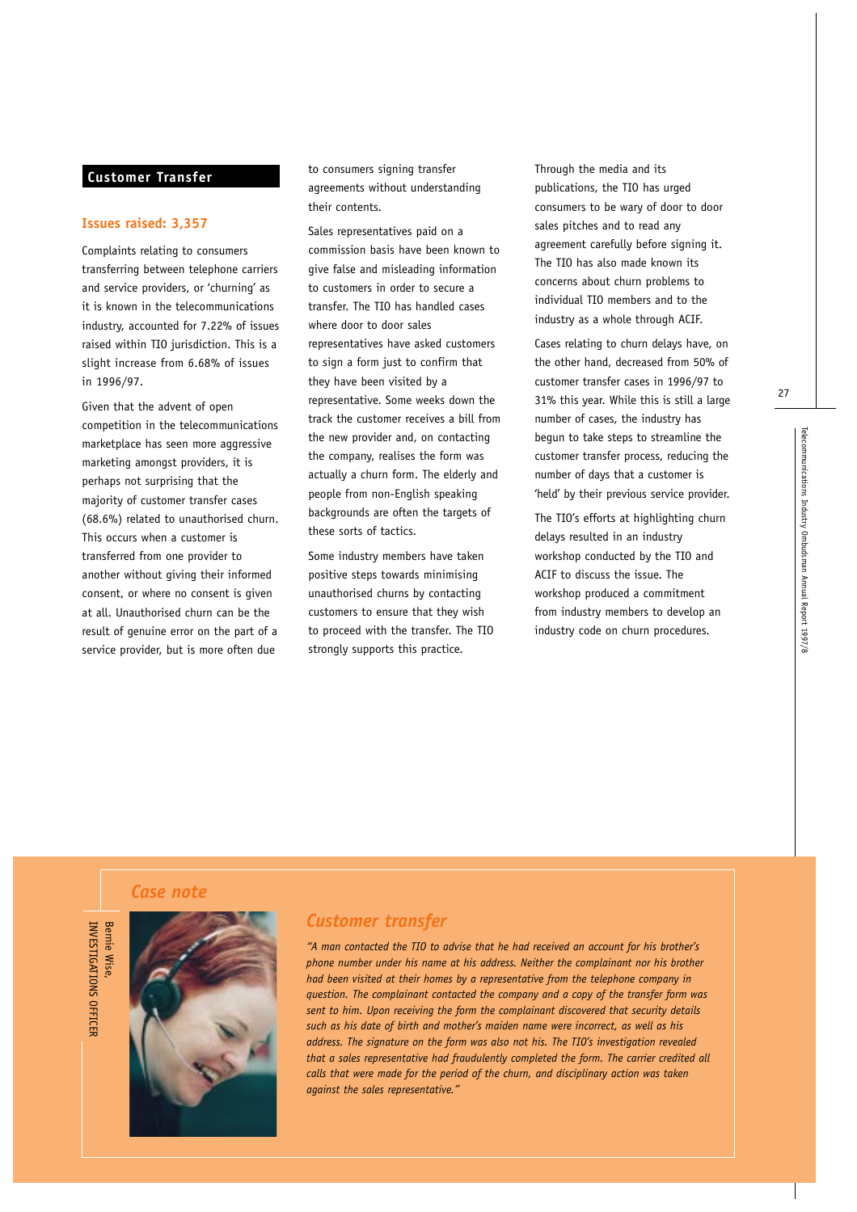## Customer Transfer

### Issues raised: 3,357

Complaints relating to consumers transferring between telephone carriers and service providers, or 'churning' as it is known in the telecommunications industry, accounted for 7.22% of issues raised within TIO jurisdiction. This is a slight increase from 6.68% of issues in 1996/97.

Given that the advent of open competition in the telecommunications marketplace has seen more aggressive marketing amongst providers, it is perhaps not surprising that the majority of customer transfer cases (68.6%) related to unauthorised churn. This occurs when a customer is transferred from one provider to another without giving their informed consent, or where no consent is given at all. Unauthorised churn can be the result of genuine error on the part of a service provider, but is more often due to consumers signing transfer agreements without understanding their contents.

Sales representatives paid on a commission basis have been known to give false and misleading information to customers in order to secure a transfer. The TIO has handled cases where door to door sales representatives have asked customers to sign a form just to confirm that they have been visited by a representative. Some weeks down the track the customer receives a bill from the new provider and, on contacting the company, realises the form was actually a churn form. The elderly and people from non-English speaking backgrounds are often the targets of these sorts of tactics.

Some industry members have taken positive steps towards minimising unauthorised churns by contacting customers to ensure that they wish to proceed with the transfer. The TIO strongly supports this practice.

Through the media and its publications, the TIO has urged consumers to be wary of door to door sales pitches and to read any agreement carefully before signing it. The TIO has also made known its concerns about churn problems to individual TIO members and to the industry as a whole through ACIF.

Cases relating to churn delays have, on the other hand, decreased from 50% of customer transfer cases in 1996/97 to 31% this year. While this is still a large number of cases, the industry has begun to take steps to streamline the customer transfer process, reducing the number of days that a customer is 'held' by their previous service provider.

The TIO's efforts at highlighting churn delays resulted in an industry workshop conducted by the TIO and ACIF to discuss the issue. The workshop produced a commitment from industry members to develop an industry code on churn procedures.

### *Case note*

Bernie Wise,
INVESTIGATIONS OFFICER

#### *Customer transfer*

*"A man contacted the TIO to advise that he had received an account for his brother's phone number under his name at his address. Neither the complainant nor his brother had been visited at their homes by a representative from the telephone company in question. The complainant contacted the company and a copy of the transfer form was sent to him. Upon receiving the form the complainant discovered that security details such as his date of birth and mother's maiden name were incorrect, as well as his address. The signature on the form was also not his. The TIO's investigation revealed that a sales representative had fraudulently completed the form. The carrier credited all calls that were made for the period of the churn, and disciplinary action was taken against the sales representative."*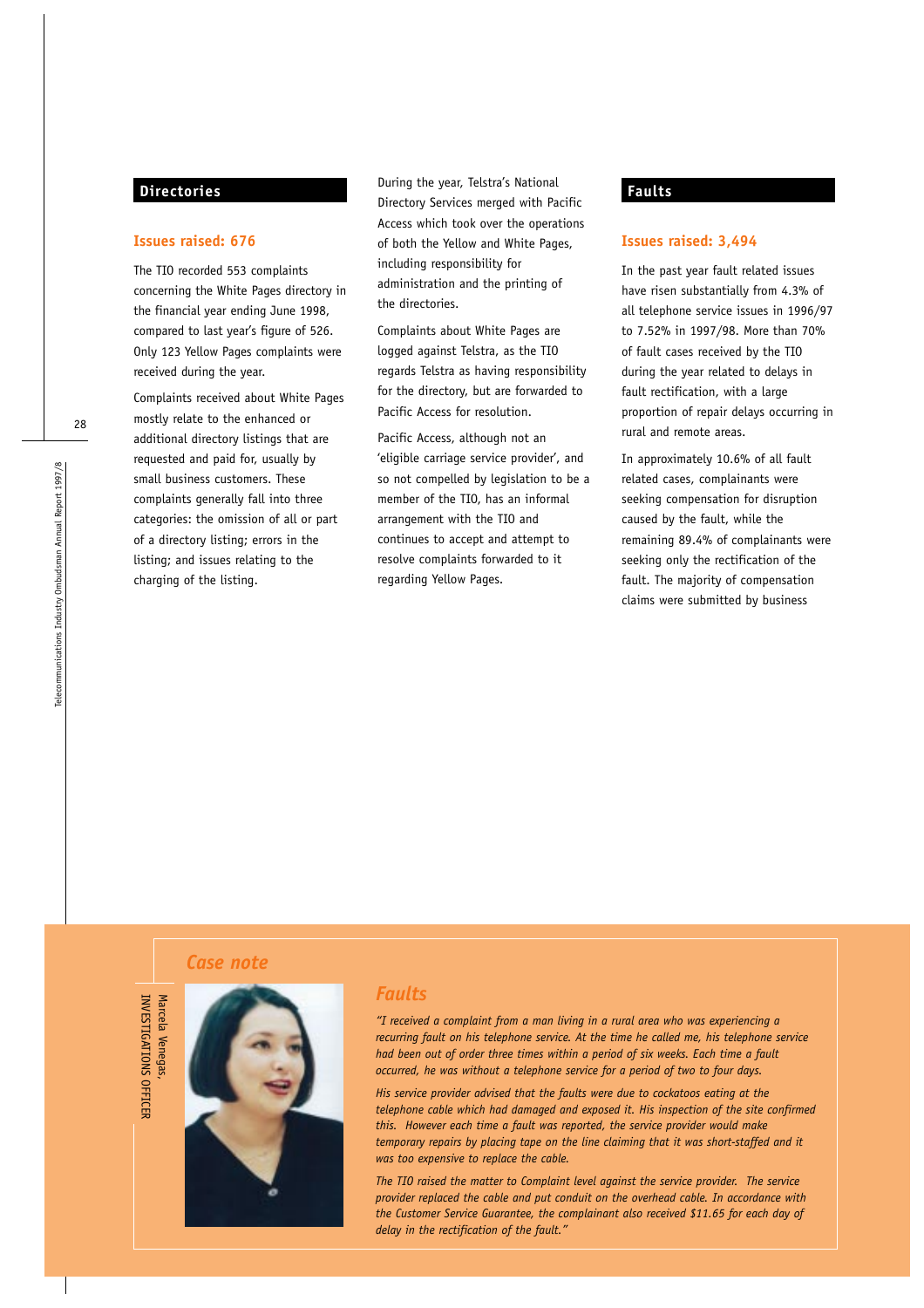## Directories

### Issues raised: 676

The TIO recorded 553 complaints concerning the White Pages directory in the financial year ending June 1998, compared to last year's figure of 526. Only 123 Yellow Pages complaints were received during the year.

Complaints received about White Pages mostly relate to the enhanced or additional directory listings that are requested and paid for, usually by small business customers. These complaints generally fall into three categories: the omission of all or part of a directory listing; errors in the listing; and issues relating to the charging of the listing.

During the year, Telstra's National Directory Services merged with Pacific Access which took over the operations of both the Yellow and White Pages, including responsibility for administration and the printing of the directories.

Complaints about White Pages are logged against Telstra, as the TIO regards Telstra as having responsibility for the directory, but are forwarded to Pacific Access for resolution.

Pacific Access, although not an 'eligible carriage service provider', and so not compelled by legislation to be a member of the TIO, has an informal arrangement with the TIO and continues to accept and attempt to resolve complaints forwarded to it regarding Yellow Pages.

## Faults

### Issues raised: 3,494

In the past year fault related issues have risen substantially from 4.3% of all telephone service issues in 1996/97 to 7.52% in 1997/98. More than 70% of fault cases received by the TIO during the year related to delays in fault rectification, with a large proportion of repair delays occurring in rural and remote areas.

In approximately 10.6% of all fault related cases, complainants were seeking compensation for disruption caused by the fault, while the remaining 89.4% of complainants were seeking only the rectification of the fault. The majority of compensation claims were submitted by business

---

## *Case note*

Marcela Venegas,
INVESTIGATIONS OFFICER

### *Faults*

*"I received a complaint from a man living in a rural area who was experiencing a recurring fault on his telephone service. At the time he called me, his telephone service had been out of order three times within a period of six weeks. Each time a fault occurred, he was without a telephone service for a period of two to four days.*

*His service provider advised that the faults were due to cockatoos eating at the telephone cable which had damaged and exposed it. His inspection of the site confirmed this. However each time a fault was reported, the service provider would make temporary repairs by placing tape on the line claiming that it was short-staffed and it was too expensive to replace the cable.*

*The TIO raised the matter to Complaint level against the service provider. The service provider replaced the cable and put conduit on the overhead cable. In accordance with the Customer Service Guarantee, the complainant also received $11.65 for each day of delay in the rectification of the fault."*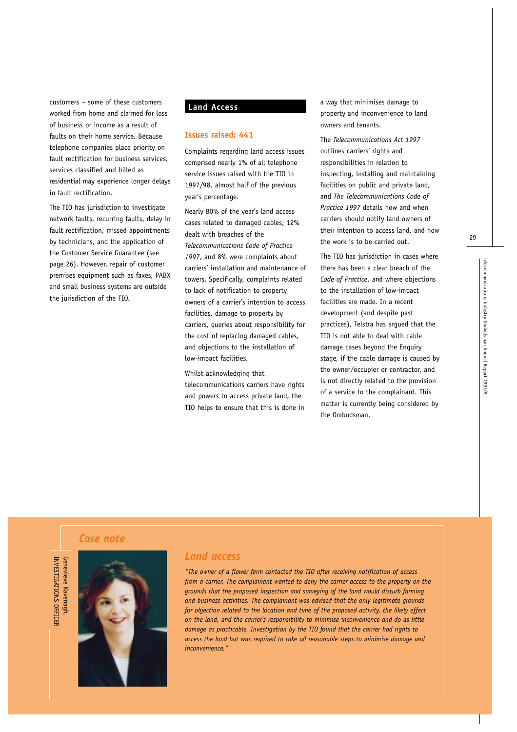customers – some of these customers worked from home and claimed for loss of business or income as a result of faults on their home service. Because telephone companies place priority on fault rectification for business services, services classified and billed as residential may experience longer delays in fault rectification.

The TIO has jurisdiction to investigate network faults, recurring faults, delay in fault rectification, missed appointments by technicians, and the application of the Customer Service Guarantee (see page 26). However, repair of customer premises equipment such as faxes, PABX and small business systems are outside the jurisdiction of the TIO.

## Land Access

### Issues raised: 441

Complaints regarding land access issues comprised nearly 1% of all telephone service issues raised with the TIO in 1997/98, almost half of the previous year's percentage.

Nearly 80% of the year's land access cases related to damaged cables; 12% dealt with breaches of the *Telecommunications Code of Practice 1997*, and 8% were complaints about carriers' installation and maintenance of towers. Specifically, complaints related to lack of notification to property owners of a carrier's intention to access facilities, damage to property by carriers, queries about responsibility for the cost of replacing damaged cables, and objections to the installation of low-impact facilities.

Whilst acknowledging that telecommunications carriers have rights and powers to access private land, the TIO helps to ensure that this is done in a way that minimises damage to property and inconvenience to land owners and tenants.

The *Telecommunications Act 1997* outlines carriers' rights and responsibilities in relation to inspecting, installing and maintaining facilities on public and private land, and *The Telecommunications Code of Practice 1997* details how and when carriers should notify land owners of their intention to access land, and how the work is to be carried out.

The TIO has jurisdiction in cases where there has been a clear breach of the *Code of Practice*, and where objections to the installation of low-impact facilities are made. In a recent development (and despite past practices), Telstra has argued that the TIO is not able to deal with cable damage cases beyond the Enquiry stage, if the cable damage is caused by the owner/occupier or contractor, and is not directly related to the provision of a service to the complainant. This matter is currently being considered by the Ombudsman.

### *Case note*

Genevieve Kavenagh,
INVESTIGATIONS OFFICER

#### *Land access*

*"The owner of a flower farm contacted the TIO after receiving notification of access from a carrier. The complainant wanted to deny the carrier access to the property on the grounds that the proposed inspection and surveying of the land would disturb farming and business activities. The complainant was advised that the only legitimate grounds for objection related to the location and time of the proposed activity, the likely effect on the land, and the carrier's responsibility to minimise inconvenience and do as little damage as practicable. Investigation by the TIO found that the carrier had rights to access the land but was required to take all reasonable steps to minimise damage and inconvenience."*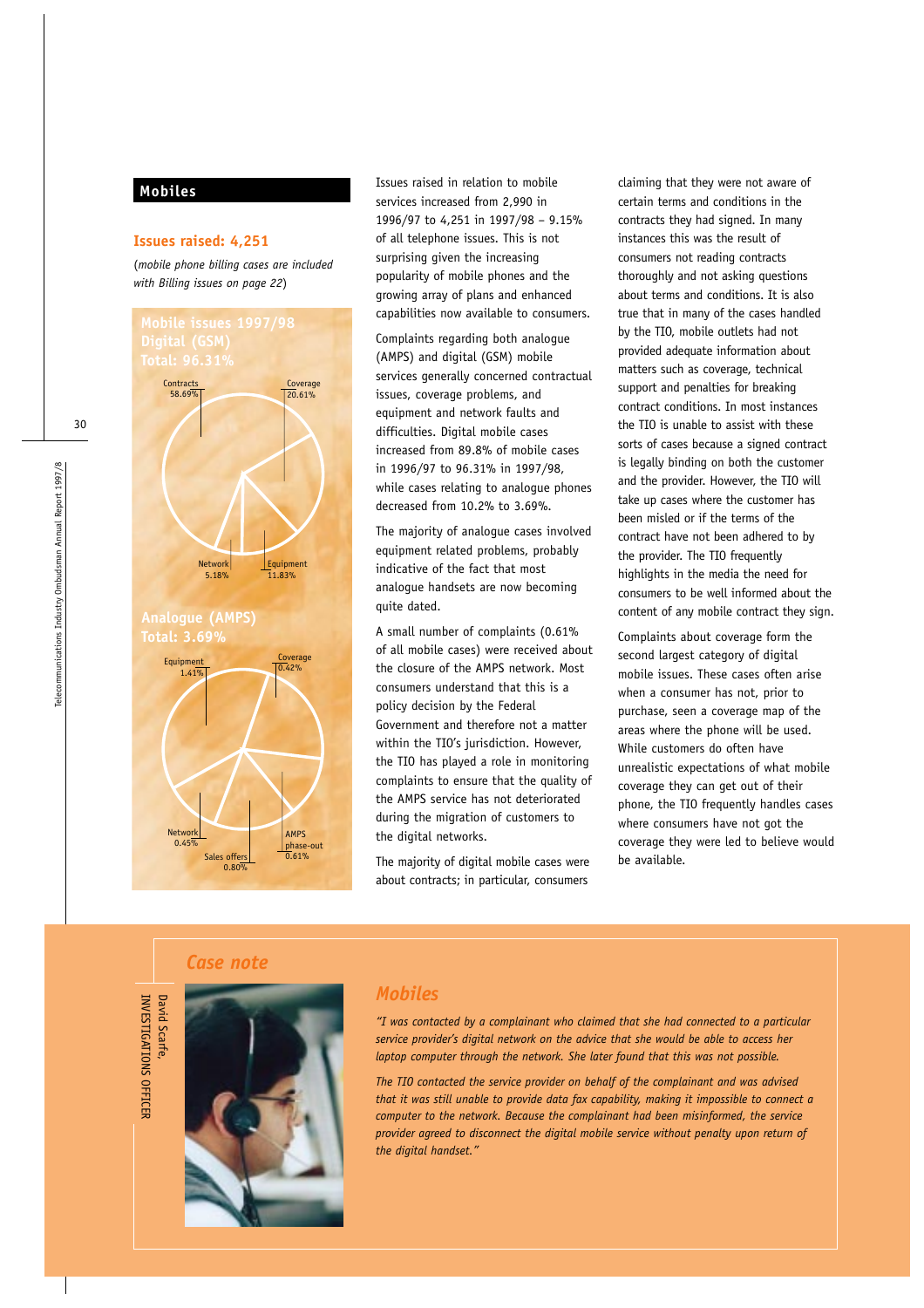## Mobiles

### Issues raised: 4,251

(*mobile phone billing cases are included with Billing issues on page 22*)

**Mobile issues 1997/98**

**Digital (GSM)**
**Total: 96.31%**

| Category | Percentage |
|---|---|
| Contracts | 58.69% |
| Coverage | 20.61% |
| Equipment | 11.83% |
| Network | 5.18% |

**Analogue (AMPS)**
**Total: 3.69%**

| Category | Percentage |
|---|---|
| Equipment | 1.41% |
| Coverage | 0.42% |
| AMPS phase-out | 0.61% |
| Sales offers | 0.80% |
| Network | 0.45% |

Issues raised in relation to mobile services increased from 2,990 in 1996/97 to 4,251 in 1997/98 – 9.15% of all telephone issues. This is not surprising given the increasing popularity of mobile phones and the growing array of plans and enhanced capabilities now available to consumers.

Complaints regarding both analogue (AMPS) and digital (GSM) mobile services generally concerned contractual issues, coverage problems, and equipment and network faults and difficulties. Digital mobile cases increased from 89.8% of mobile cases in 1996/97 to 96.31% in 1997/98, while cases relating to analogue phones decreased from 10.2% to 3.69%.

The majority of analogue cases involved equipment related problems, probably indicative of the fact that most analogue handsets are now becoming quite dated.

A small number of complaints (0.61% of all mobile cases) were received about the closure of the AMPS network. Most consumers understand that this is a policy decision by the Federal Government and therefore not a matter within the TIO's jurisdiction. However, the TIO has played a role in monitoring complaints to ensure that the quality of the AMPS service has not deteriorated during the migration of customers to the digital networks.

The majority of digital mobile cases were about contracts; in particular, consumers claiming that they were not aware of certain terms and conditions in the contracts they had signed. In many instances this was the result of consumers not reading contracts thoroughly and not asking questions about terms and conditions. It is also true that in many of the cases handled by the TIO, mobile outlets had not provided adequate information about matters such as coverage, technical support and penalties for breaking contract conditions. In most instances the TIO is unable to assist with these sorts of cases because a signed contract is legally binding on both the customer and the provider. However, the TIO will take up cases where the customer has been misled or if the terms of the contract have not been adhered to by the provider. The TIO frequently highlights in the media the need for consumers to be well informed about the content of any mobile contract they sign.

Complaints about coverage form the second largest category of digital mobile issues. These cases often arise when a consumer has not, prior to purchase, seen a coverage map of the areas where the phone will be used. While customers do often have unrealistic expectations of what mobile coverage they can get out of their phone, the TIO frequently handles cases where consumers have not got the coverage they were led to believe would be available.

### *Case note*

David Scarfe,
INVESTIGATIONS OFFICER

#### *Mobiles*

*"I was contacted by a complainant who claimed that she had connected to a particular service provider's digital network on the advice that she would be able to access her laptop computer through the network. She later found that this was not possible.*

*The TIO contacted the service provider on behalf of the complainant and was advised that it was still unable to provide data fax capability, making it impossible to connect a computer to the network. Because the complainant had been misinformed, the service provider agreed to disconnect the digital mobile service without penalty upon return of the digital handset."*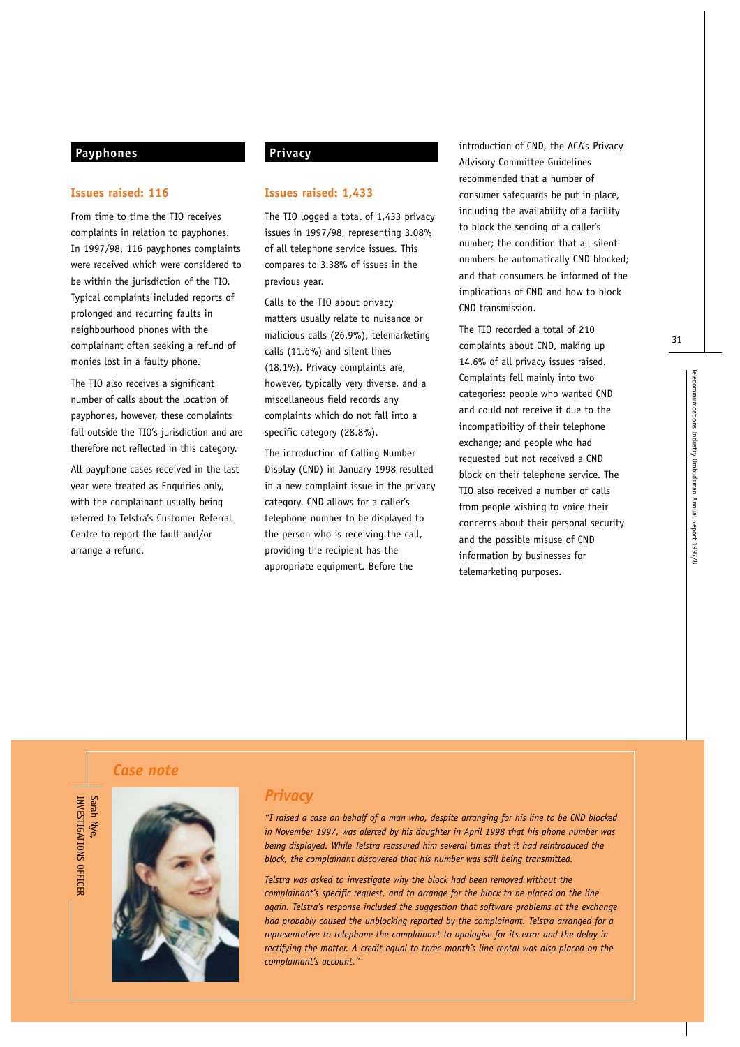## Payphones

### Issues raised: 116

From time to time the TIO receives complaints in relation to payphones. In 1997/98, 116 payphones complaints were received which were considered to be within the jurisdiction of the TIO. Typical complaints included reports of prolonged and recurring faults in neighbourhood phones with the complainant often seeking a refund of monies lost in a faulty phone.

The TIO also receives a significant number of calls about the location of payphones, however, these complaints fall outside the TIO's jurisdiction and are therefore not reflected in this category.

All payphone cases received in the last year were treated as Enquiries only, with the complainant usually being referred to Telstra's Customer Referral Centre to report the fault and/or arrange a refund.

## Privacy

### Issues raised: 1,433

The TIO logged a total of 1,433 privacy issues in 1997/98, representing 3.08% of all telephone service issues. This compares to 3.38% of issues in the previous year.

Calls to the TIO about privacy matters usually relate to nuisance or malicious calls (26.9%), telemarketing calls (11.6%) and silent lines (18.1%). Privacy complaints are, however, typically very diverse, and a miscellaneous field records any complaints which do not fall into a specific category (28.8%).

The introduction of Calling Number Display (CND) in January 1998 resulted in a new complaint issue in the privacy category. CND allows for a caller's telephone number to be displayed to the person who is receiving the call, providing the recipient has the appropriate equipment. Before the introduction of CND, the ACA's Privacy Advisory Committee Guidelines recommended that a number of consumer safeguards be put in place, including the availability of a facility to block the sending of a caller's number; the condition that all silent numbers be automatically CND blocked; and that consumers be informed of the implications of CND and how to block CND transmission.

The TIO recorded a total of 210 complaints about CND, making up 14.6% of all privacy issues raised. Complaints fell mainly into two categories: people who wanted CND and could not receive it due to the incompatibility of their telephone exchange; and people who had requested but not received a CND block on their telephone service. The TIO also received a number of calls from people wishing to voice their concerns about their personal security and the possible misuse of CND information by businesses for telemarketing purposes.

### *Case note*

Sarah Nye,
INVESTIGATIONS OFFICER

#### *Privacy*

*"I raised a case on behalf of a man who, despite arranging for his line to be CND blocked in November 1997, was alerted by his daughter in April 1998 that his phone number was being displayed. While Telstra reassured him several times that it had reintroduced the block, the complainant discovered that his number was still being transmitted.*

*Telstra was asked to investigate why the block had been removed without the complainant's specific request, and to arrange for the block to be placed on the line again. Telstra's response included the suggestion that software problems at the exchange had probably caused the unblocking reported by the complainant. Telstra arranged for a representative to telephone the complainant to apologise for its error and the delay in rectifying the matter. A credit equal to three month's line rental was also placed on the complainant's account."*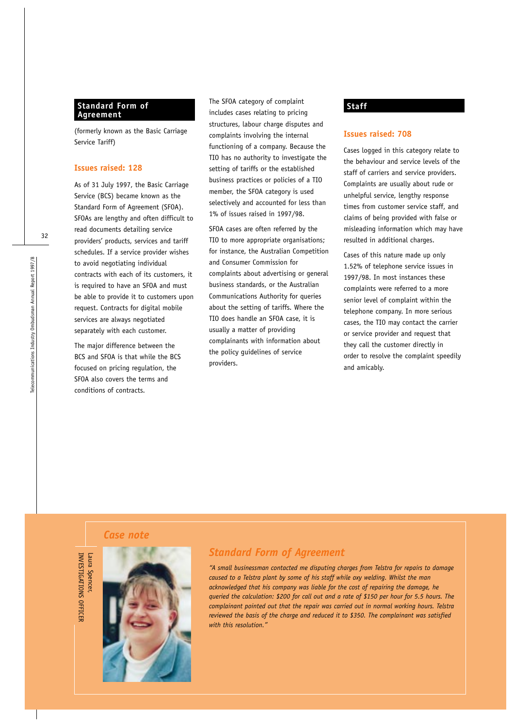## Standard Form of Agreement

(formerly known as the Basic Carriage Service Tariff)

### Issues raised: 128

As of 31 July 1997, the Basic Carriage Service (BCS) became known as the Standard Form of Agreement (SFOA). SFOAs are lengthy and often difficult to read documents detailing service providers' products, services and tariff schedules. If a service provider wishes to avoid negotiating individual contracts with each of its customers, it is required to have an SFOA and must be able to provide it to customers upon request. Contracts for digital mobile services are always negotiated separately with each customer.

The major difference between the BCS and SFOA is that while the BCS focused on pricing regulation, the SFOA also covers the terms and conditions of contracts.

The SFOA category of complaint includes cases relating to pricing structures, labour charge disputes and complaints involving the internal functioning of a company. Because the TIO has no authority to investigate the setting of tariffs or the established business practices or policies of a TIO member, the SFOA category is used selectively and accounted for less than 1% of issues raised in 1997/98.

SFOA cases are often referred by the TIO to more appropriate organisations; for instance, the Australian Competition and Consumer Commission for complaints about advertising or general business standards, or the Australian Communications Authority for queries about the setting of tariffs. Where the TIO does handle an SFOA case, it is usually a matter of providing complainants with information about the policy guidelines of service providers.

## Staff

### Issues raised: 708

Cases logged in this category relate to the behaviour and service levels of the staff of carriers and service providers. Complaints are usually about rude or unhelpful service, lengthy response times from customer service staff, and claims of being provided with false or misleading information which may have resulted in additional charges.

Cases of this nature made up only 1.52% of telephone service issues in 1997/98. In most instances these complaints were referred to a more senior level of complaint within the telephone company. In more serious cases, the TIO may contact the carrier or service provider and request that they call the customer directly in order to resolve the complaint speedily and amicably.

### *Case note*

Laura Spencer, INVESTIGATIONS OFFICER

### *Standard Form of Agreement*

*"A small businessman contacted me disputing charges from Telstra for repairs to damage caused to a Telstra plant by some of his staff while oxy welding. Whilst the man acknowledged that his company was liable for the cost of repairing the damage, he queried the calculation: $200 for call out and a rate of $150 per hour for 5.5 hours. The complainant pointed out that the repair was carried out in normal working hours. Telstra reviewed the basis of the charge and reduced it to $350. The complainant was satisfied with this resolution."*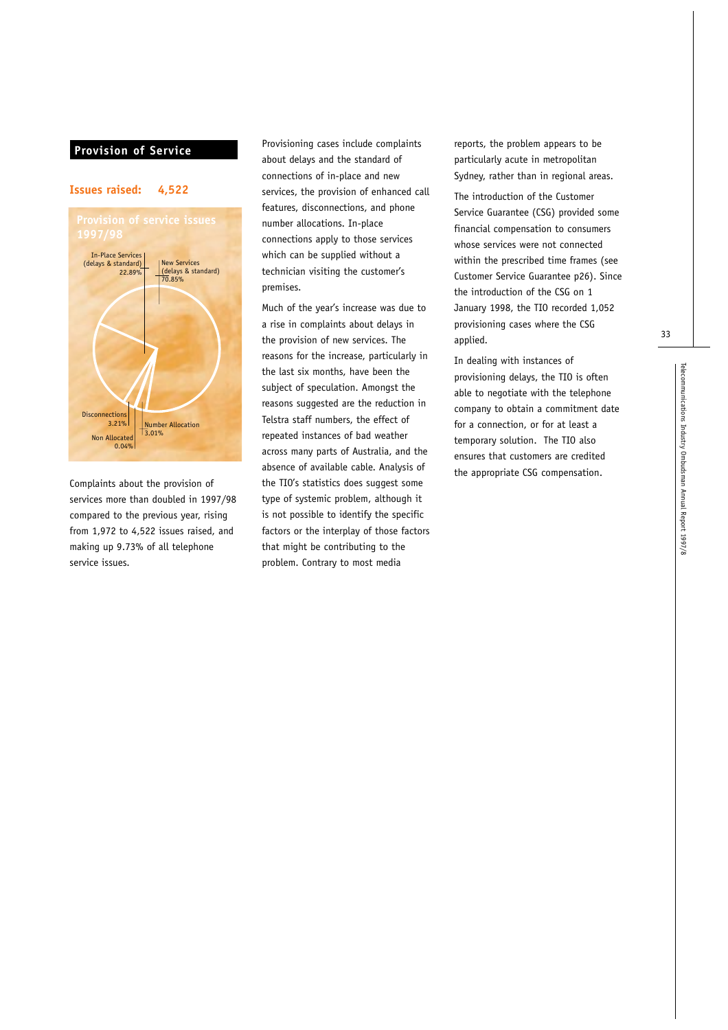## Provision of Service

**Issues raised: 4,522**

**Provision of service issues 1997/98**

In-Place Services (delays & standard) 22.89%

New Services (delays & standard) 70.85%

Disconnections 3.21%

Number Allocation 3.01%

Non Allocated 0.04%

Complaints about the provision of services more than doubled in 1997/98 compared to the previous year, rising from 1,972 to 4,522 issues raised, and making up 9.73% of all telephone service issues.

Provisioning cases include complaints about delays and the standard of connections of in-place and new services, the provision of enhanced call features, disconnections, and phone number allocations. In-place connections apply to those services which can be supplied without a technician visiting the customer's premises.

Much of the year's increase was due to a rise in complaints about delays in the provision of new services. The reasons for the increase, particularly in the last six months, have been the subject of speculation. Amongst the reasons suggested are the reduction in Telstra staff numbers, the effect of repeated instances of bad weather across many parts of Australia, and the absence of available cable. Analysis of the TIO's statistics does suggest some type of systemic problem, although it is not possible to identify the specific factors or the interplay of those factors that might be contributing to the problem. Contrary to most media reports, the problem appears to be particularly acute in metropolitan Sydney, rather than in regional areas.

The introduction of the Customer Service Guarantee (CSG) provided some financial compensation to consumers whose services were not connected within the prescribed time frames (see Customer Service Guarantee p26). Since the introduction of the CSG on 1 January 1998, the TIO recorded 1,052 provisioning cases where the CSG applied.

In dealing with instances of provisioning delays, the TIO is often able to negotiate with the telephone company to obtain a commitment date for a connection, or for at least a temporary solution. The TIO also ensures that customers are credited the appropriate CSG compensation.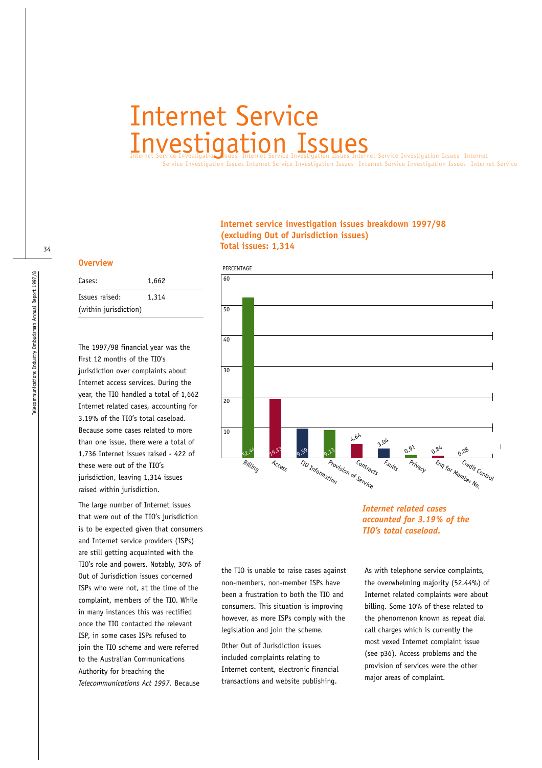# Internet Service Investigation Issues

## Overview

| Cases: | 1,662 |
|---|---|
| Issues raised: (within jurisdiction) | 1,314 |

The 1997/98 financial year was the first 12 months of the TIO's jurisdiction over complaints about Internet access services. During the year, the TIO handled a total of 1,662 Internet related cases, accounting for 3.19% of the TIO's total caseload. Because some cases related to more than one issue, there were a total of 1,736 Internet issues raised - 422 of these were out of the TIO's jurisdiction, leaving 1,314 issues raised within jurisdiction.

The large number of Internet issues that were out of the TIO's jurisdiction is to be expected given that consumers and Internet service providers (ISPs) are still getting acquainted with the TIO's role and powers. Notably, 30% of Out of Jurisdiction issues concerned ISPs who were not, at the time of the complaint, members of the TIO. While in many instances this was rectified once the TIO contacted the relevant ISP, in some cases ISPs refused to join the TIO scheme and were referred to the Australian Communications Authority for breaching the *Telecommunications Act 1997*. Because the TIO is unable to raise cases against non-members, non-member ISPs have been a frustration to both the TIO and consumers. This situation is improving however, as more ISPs comply with the legislation and join the scheme.

Other Out of Jurisdiction issues included complaints relating to Internet content, electronic financial transactions and website publishing.

### Internet service investigation issues breakdown 1997/98 (excluding Out of Jurisdiction issues) Total issues: 1,314

| Issue | Percentage |
|---|---|
| Billing | 52.44 |
| Access | 19.33 |
| TIO Information | 9.59 |
| Provision of Service | 9.13 |
| Contracts | 4.64 |
| Faults | 3.04 |
| Privacy | 0.91 |
| Enq for Member No. | 0.84 |
| Credit Control | 0.08 |

***Internet related cases accounted for 3.19% of the TIO's total caseload.***

As with telephone service complaints, the overwhelming majority (52.44%) of Internet related complaints were about billing. Some 10% of these related to the phenomenon known as repeat dial call charges which is currently the most vexed Internet complaint issue (see p36). Access problems and the provision of services were the other major areas of complaint.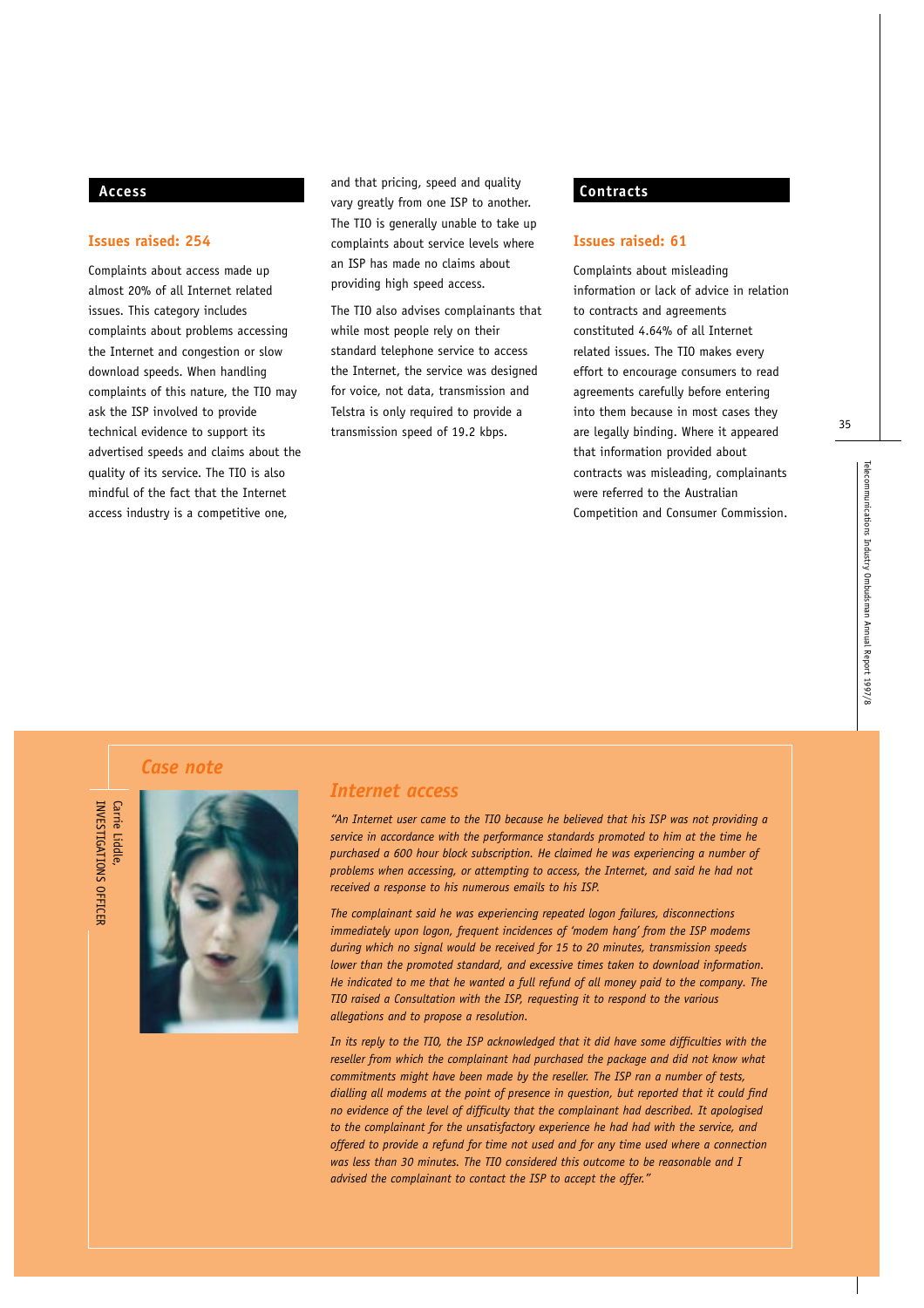## Access

### Issues raised: 254

Complaints about access made up almost 20% of all Internet related issues. This category includes complaints about problems accessing the Internet and congestion or slow download speeds. When handling complaints of this nature, the TIO may ask the ISP involved to provide technical evidence to support its advertised speeds and claims about the quality of its service. The TIO is also mindful of the fact that the Internet access industry is a competitive one, and that pricing, speed and quality vary greatly from one ISP to another. The TIO is generally unable to take up complaints about service levels where an ISP has made no claims about providing high speed access.

The TIO also advises complainants that while most people rely on their standard telephone service to access the Internet, the service was designed for voice, not data, transmission and Telstra is only required to provide a transmission speed of 19.2 kbps.

## Contracts

### Issues raised: 61

Complaints about misleading information or lack of advice in relation to contracts and agreements constituted 4.64% of all Internet related issues. The TIO makes every effort to encourage consumers to read agreements carefully before entering into them because in most cases they are legally binding. Where it appeared that information provided about contracts was misleading, complainants were referred to the Australian Competition and Consumer Commission.

## Case note

Carrie Liddle,
INVESTIGATIONS OFFICER

### Internet access

*"An Internet user came to the TIO because he believed that his ISP was not providing a service in accordance with the performance standards promoted to him at the time he purchased a 600 hour block subscription. He claimed he was experiencing a number of problems when accessing, or attempting to access, the Internet, and said he had not received a response to his numerous emails to his ISP.*

*The complainant said he was experiencing repeated logon failures, disconnections immediately upon logon, frequent incidences of 'modem hang' from the ISP modems during which no signal would be received for 15 to 20 minutes, transmission speeds lower than the promoted standard, and excessive times taken to download information. He indicated to me that he wanted a full refund of all money paid to the company. The TIO raised a Consultation with the ISP, requesting it to respond to the various allegations and to propose a resolution.*

*In its reply to the TIO, the ISP acknowledged that it did have some difficulties with the reseller from which the complainant had purchased the package and did not know what commitments might have been made by the reseller. The ISP ran a number of tests, dialling all modems at the point of presence in question, but reported that it could find no evidence of the level of difficulty that the complainant had described. It apologised to the complainant for the unsatisfactory experience he had had with the service, and offered to provide a refund for time not used and for any time used where a connection was less than 30 minutes. The TIO considered this outcome to be reasonable and I advised the complainant to contact the ISP to accept the offer."*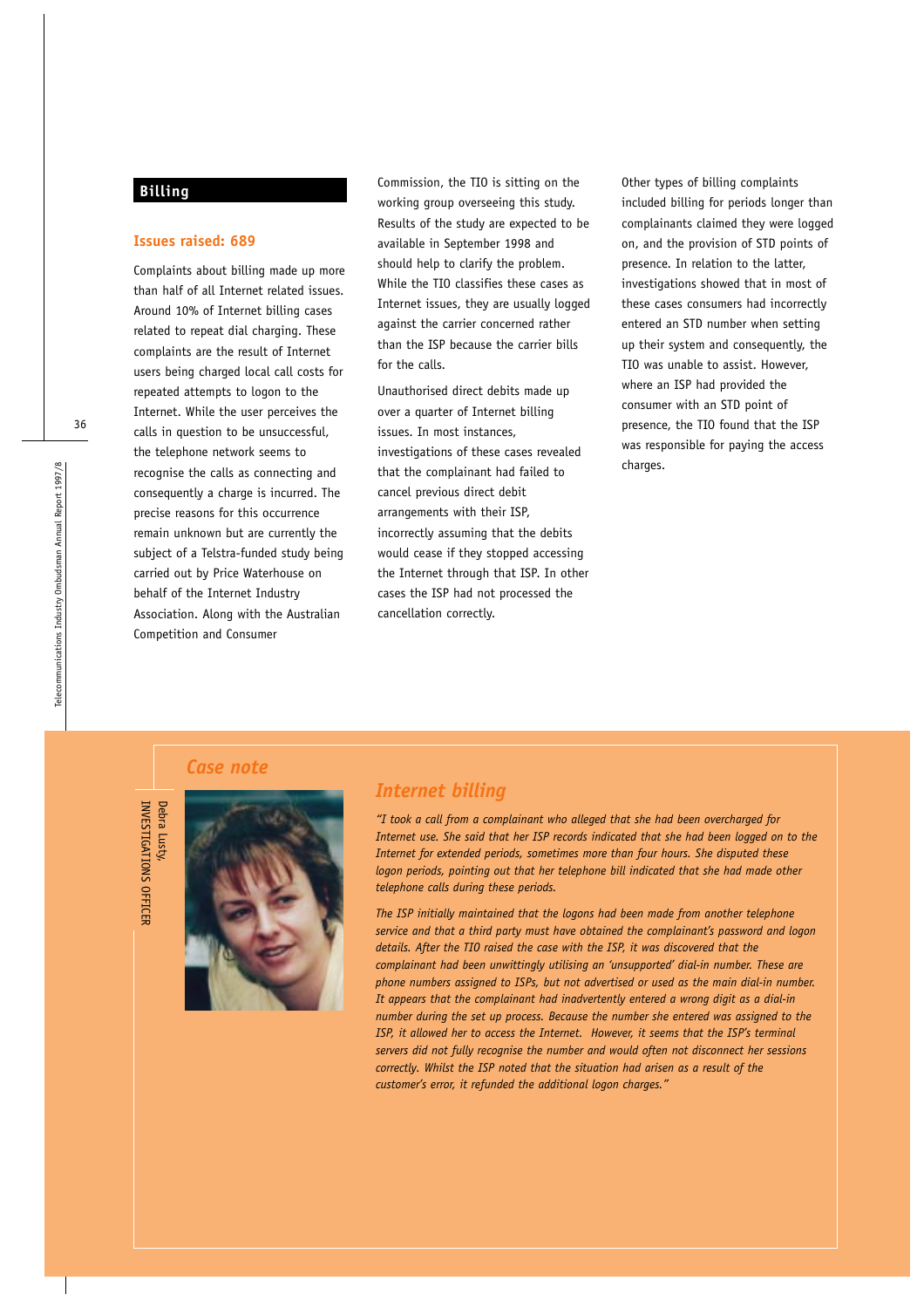## Billing

### Issues raised: 689

Complaints about billing made up more than half of all Internet related issues. Around 10% of Internet billing cases related to repeat dial charging. These complaints are the result of Internet users being charged local call costs for repeated attempts to logon to the Internet. While the user perceives the calls in question to be unsuccessful, the telephone network seems to recognise the calls as connecting and consequently a charge is incurred. The precise reasons for this occurrence remain unknown but are currently the subject of a Telstra-funded study being carried out by Price Waterhouse on behalf of the Internet Industry Association. Along with the Australian Competition and Consumer Commission, the TIO is sitting on the working group overseeing this study. Results of the study are expected to be available in September 1998 and should help to clarify the problem. While the TIO classifies these cases as Internet issues, they are usually logged against the carrier concerned rather than the ISP because the carrier bills for the calls.

Unauthorised direct debits made up over a quarter of Internet billing issues. In most instances, investigations of these cases revealed that the complainant had failed to cancel previous direct debit arrangements with their ISP, incorrectly assuming that the debits would cease if they stopped accessing the Internet through that ISP. In other cases the ISP had not processed the cancellation correctly.

Other types of billing complaints included billing for periods longer than complainants claimed they were logged on, and the provision of STD points of presence. In relation to the latter, investigations showed that in most of these cases consumers had incorrectly entered an STD number when setting up their system and consequently, the TIO was unable to assist. However, where an ISP had provided the consumer with an STD point of presence, the TIO found that the ISP was responsible for paying the access charges.

### *Case note*

Debra Lusty,
INVESTIGATIONS OFFICER

### *Internet billing*

*"I took a call from a complainant who alleged that she had been overcharged for Internet use. She said that her ISP records indicated that she had been logged on to the Internet for extended periods, sometimes more than four hours. She disputed these logon periods, pointing out that her telephone bill indicated that she had made other telephone calls during these periods.*

*The ISP initially maintained that the logons had been made from another telephone service and that a third party must have obtained the complainant's password and logon details. After the TIO raised the case with the ISP, it was discovered that the complainant had been unwittingly utilising an 'unsupported' dial-in number. These are phone numbers assigned to ISPs, but not advertised or used as the main dial-in number. It appears that the complainant had inadvertently entered a wrong digit as a dial-in number during the set up process. Because the number she entered was assigned to the ISP, it allowed her to access the Internet. However, it seems that the ISP's terminal servers did not fully recognise the number and would often not disconnect her sessions correctly. Whilst the ISP noted that the situation had arisen as a result of the customer's error, it refunded the additional logon charges."*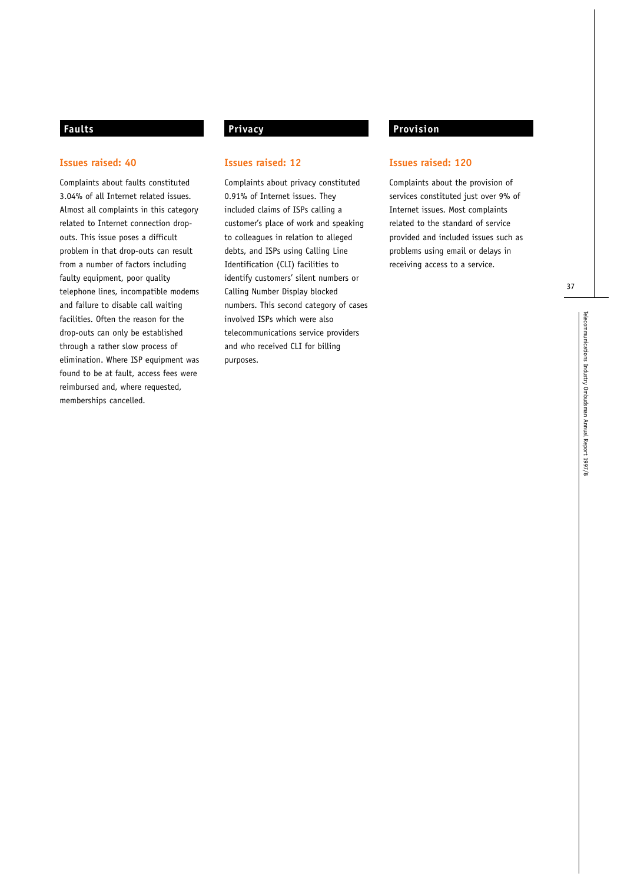## Faults

### Issues raised: 40

Complaints about faults constituted 3.04% of all Internet related issues. Almost all complaints in this category related to Internet connection drop-outs. This issue poses a difficult problem in that drop-outs can result from a number of factors including faulty equipment, poor quality telephone lines, incompatible modems and failure to disable call waiting facilities. Often the reason for the drop-outs can only be established through a rather slow process of elimination. Where ISP equipment was found to be at fault, access fees were reimbursed and, where requested, memberships cancelled.

## Privacy

### Issues raised: 12

Complaints about privacy constituted 0.91% of Internet issues. They included claims of ISPs calling a customer's place of work and speaking to colleagues in relation to alleged debts, and ISPs using Calling Line Identification (CLI) facilities to identify customers' silent numbers or Calling Number Display blocked numbers. This second category of cases involved ISPs which were also telecommunications service providers and who received CLI for billing purposes.

## Provision

### Issues raised: 120

Complaints about the provision of services constituted just over 9% of Internet issues. Most complaints related to the standard of service provided and included issues such as problems using email or delays in receiving access to a service.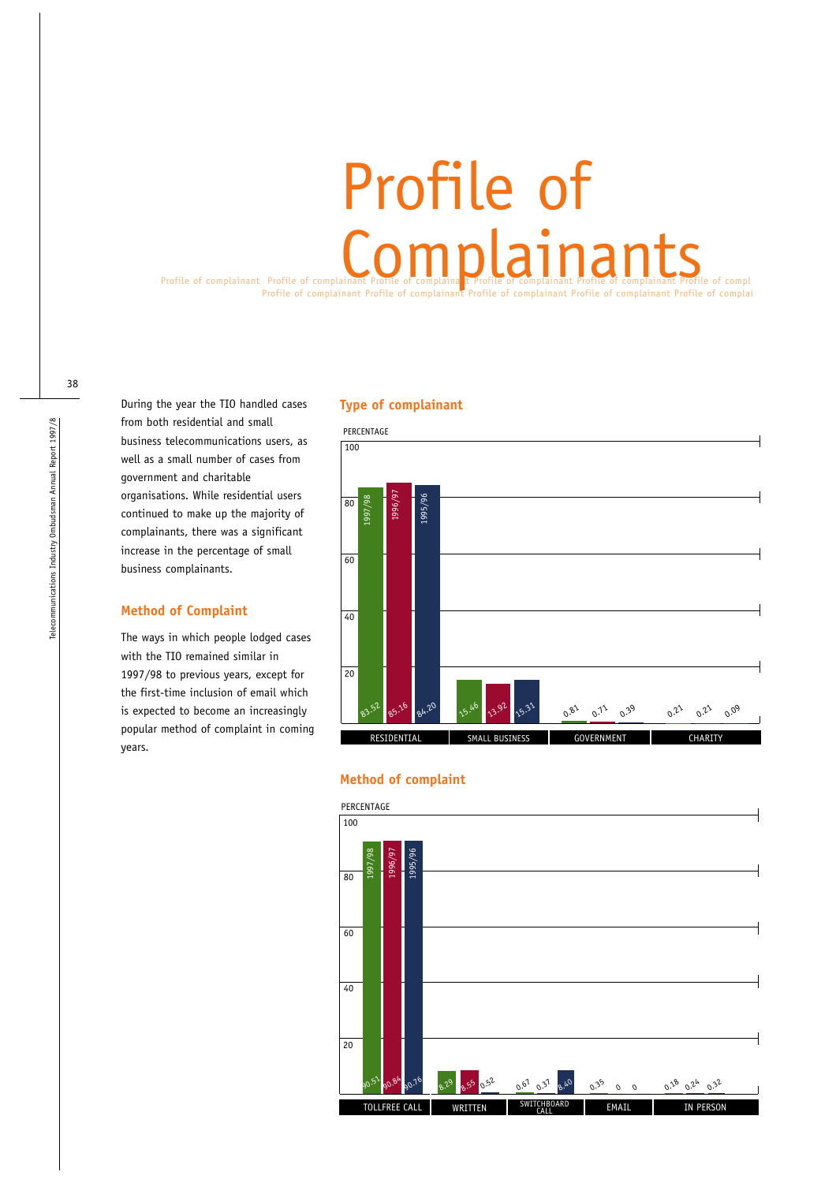# Profile of Complainants

During the year the TIO handled cases from both residential and small business telecommunications users, as well as a small number of cases from government and charitable organisations. While residential users continued to make up the majority of complainants, there was a significant increase in the percentage of small business complainants.

### Method of Complaint

The ways in which people lodged cases with the TIO remained similar in 1997/98 to previous years, except for the first-time inclusion of email which is expected to become an increasingly popular method of complaint in coming years.

### Type of complainant

PERCENTAGE

| | 1997/98 | 1996/97 | 1995/96 |
|---|---|---|---|
| RESIDENTIAL | 83.52 | 85.16 | 84.20 |
| SMALL BUSINESS | 15.46 | 13.92 | 15.31 |
| GOVERNMENT | 0.81 | 0.71 | 0.39 |
| CHARITY | 0.21 | 0.21 | 0.09 |

### Method of complaint

PERCENTAGE

| | 1997/98 | 1996/97 | 1995/96 |
|---|---|---|---|
| TOLLFREE CALL | 90.51 | 90.84 | 90.76 |
| WRITTEN | 8.29 | 8.55 | 0.52 |
| SWITCHBOARD CALL | 0.67 | 0.37 | 8.40 |
| EMAIL | 0.35 | 0 | 0 |
| IN PERSON | 0.18 | 0.24 | 0.32 |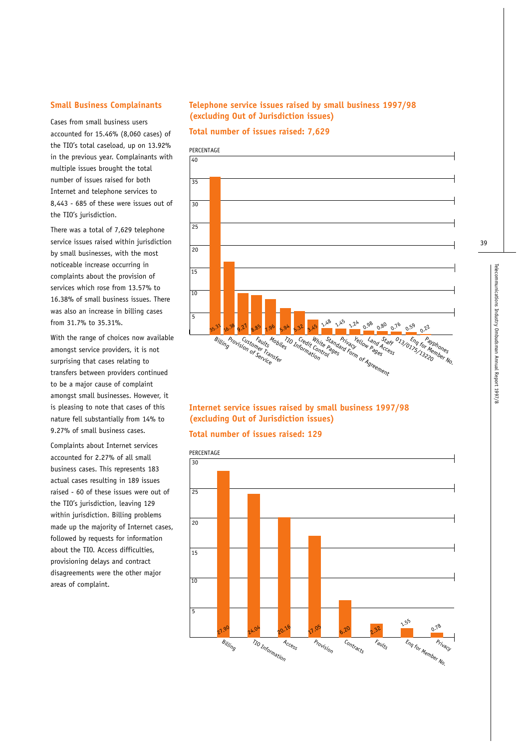## Small Business Complainants

Cases from small business users accounted for 15.46% (8,060 cases) of the TIO's total caseload, up on 13.92% in the previous year. Complainants with multiple issues brought the total number of issues raised for both Internet and telephone services to 8,443 - 685 of these were issues out of the TIO's jurisdiction.

There was a total of 7,629 telephone service issues raised within jurisdiction by small businesses, with the most noticeable increase occurring in complaints about the provision of services which rose from 13.57% to 16.38% of small business issues. There was also an increase in billing cases from 31.7% to 35.31%.

With the range of choices now available amongst service providers, it is not surprising that cases relating to transfers between providers continued to be a major cause of complaint amongst small businesses. However, it is pleasing to note that cases of this nature fell substantially from 14% to 9.27% of small business cases.

Complaints about Internet services accounted for 2.27% of all small business cases. This represents 183 actual cases resulting in 189 issues raised - 60 of these issues were out of the TIO's jurisdiction, leaving 129 within jurisdiction. Billing problems made up the majority of Internet cases, followed by requests for information about the TIO. Access difficulties, provisioning delays and contract disagreements were the other major areas of complaint.

### Telephone service issues raised by small business 1997/98 (excluding Out of Jurisdiction issues)

**Total number of issues raised: 7,629**

| Issue | Percentage |
|---|---|
| Billing | 35.31 |
| Provision of Service | 16.38 |
| Customer Transfer | 9.27 |
| Faults | 8.85 |
| Mobiles | 7.96 |
| TIO Information | 5.94 |
| Credit Control | 5.32 |
| White Pages | 3.45 |
| Standard Form of Agreement | 1.48 |
| Privacy | 1.45 |
| Yellow Pages | 1.24 |
| Land Access | 0.98 |
| Staff | 0.80 |
| 013/0175/13220 | 0.76 |
| Enq for Member No. | 0.59 |
| Payphones | 0.22 |

### Internet service issues raised by small business 1997/98 (excluding Out of Jurisdiction issues)

**Total number of issues raised: 129**

| Issue | Percentage |
|---|---|
| Billing | 27.90 |
| TIO Information | 24.04 |
| Access | 20.16 |
| Provision | 17.05 |
| Contracts | 6.20 |
| Faults | 2.32 |
| Enq for Member No. | 1.55 |
| Privacy | 0.78 |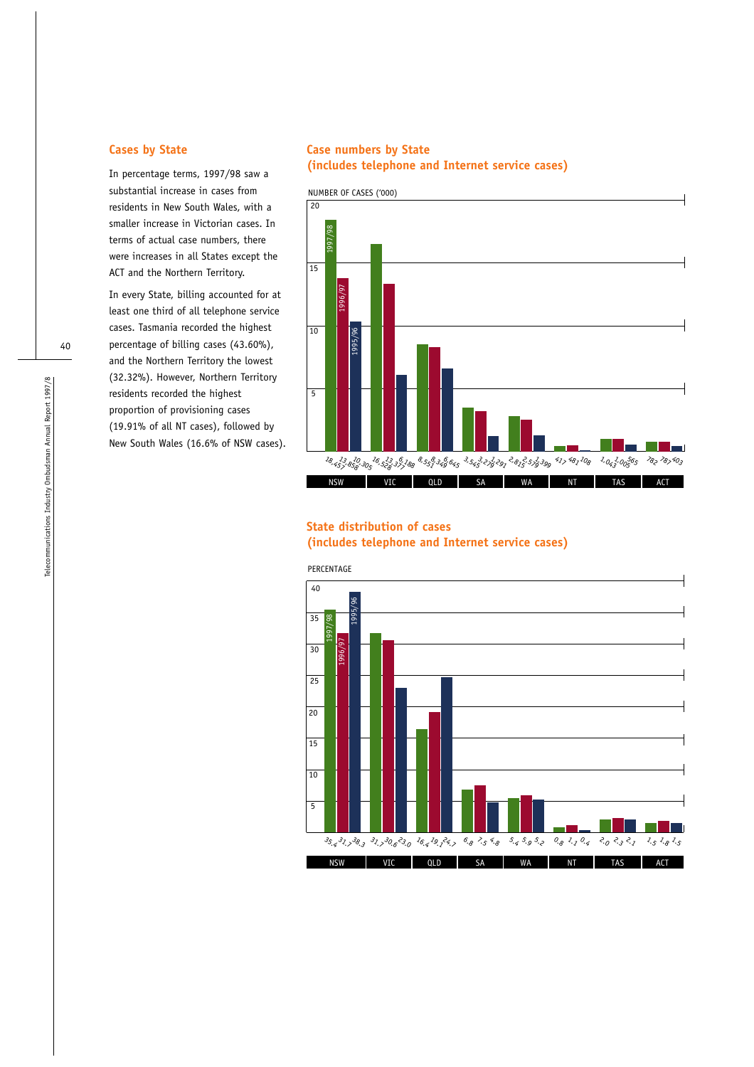## Cases by State

In percentage terms, 1997/98 saw a substantial increase in cases from residents in New South Wales, with a smaller increase in Victorian cases. In terms of actual case numbers, there were increases in all States except the ACT and the Northern Territory.

In every State, billing accounted for at least one third of all telephone service cases. Tasmania recorded the highest percentage of billing cases (43.60%), and the Northern Territory the lowest (32.32%). However, Northern Territory residents recorded the highest proportion of provisioning cases (19.91% of all NT cases), followed by New South Wales (16.6% of NSW cases).

## Case numbers by State (includes telephone and Internet service cases)

NUMBER OF CASES ('000)

| State | 1997/98 | 1996/97 | 1995/96 |
|---|---|---|---|
| NSW | 18,457 | 13,858 | 10,305 |
| VIC | 16,528 | 13,377 | 6,188 |
| QLD | 8,551 | 8,349 | 6,645 |
| SA | 3,545 | 3,279 | 1,291 |
| WA | 2,815 | 2,579 | 1,399 |
| NT | 417 | 481 | 108 |
| TAS | 1,043 | 1,005 | 565 |
| ACT | 782 | 787 | 403 |

## State distribution of cases (includes telephone and Internet service cases)

PERCENTAGE

| State | 1997/98 | 1996/97 | 1995/96 |
|---|---|---|---|
| NSW | 35.4 | 31.7 | 38.3 |
| VIC | 31.7 | 30.6 | 23.0 |
| QLD | 16.4 | 19.1 | 24.7 |
| SA | 6.8 | 7.5 | 4.8 |
| WA | 5.4 | 5.9 | 5.2 |
| NT | 0.8 | 1.1 | 0.4 |
| TAS | 2.0 | 2.3 | 2.1 |
| ACT | 1.5 | 1.8 | 1.5 |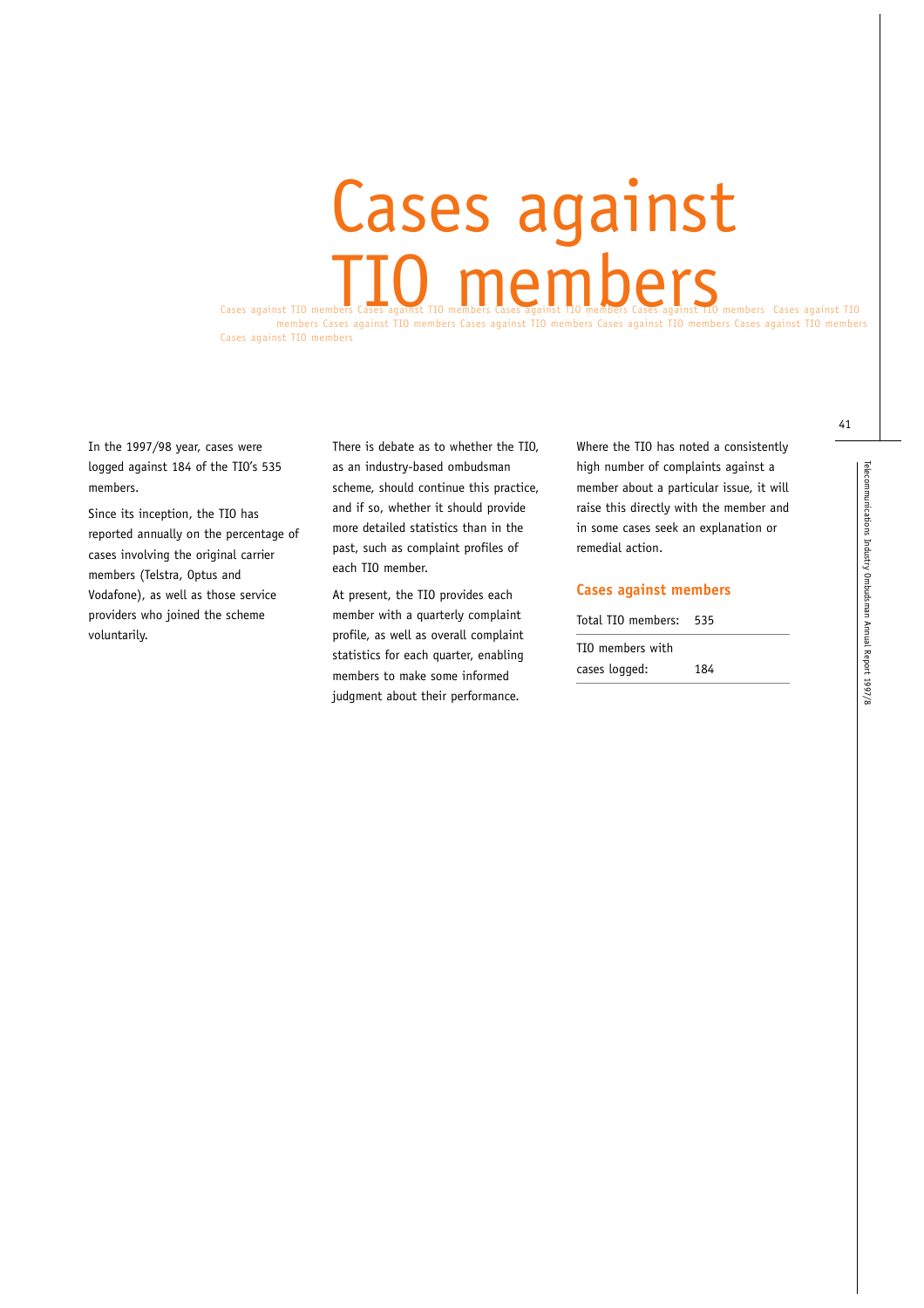# Cases against TIO members

In the 1997/98 year, cases were logged against 184 of the TIO's 535 members.

Since its inception, the TIO has reported annually on the percentage of cases involving the original carrier members (Telstra, Optus and Vodafone), as well as those service providers who joined the scheme voluntarily.

There is debate as to whether the TIO, as an industry-based ombudsman scheme, should continue this practice, and if so, whether it should provide more detailed statistics than in the past, such as complaint profiles of each TIO member.

At present, the TIO provides each member with a quarterly complaint profile, as well as overall complaint statistics for each quarter, enabling members to make some informed judgment about their performance.

Where the TIO has noted a consistently high number of complaints against a member about a particular issue, it will raise this directly with the member and in some cases seek an explanation or remedial action.

### Cases against members

| | |
|---|---|
| Total TIO members: | 535 |
| TIO members with cases logged: | 184 |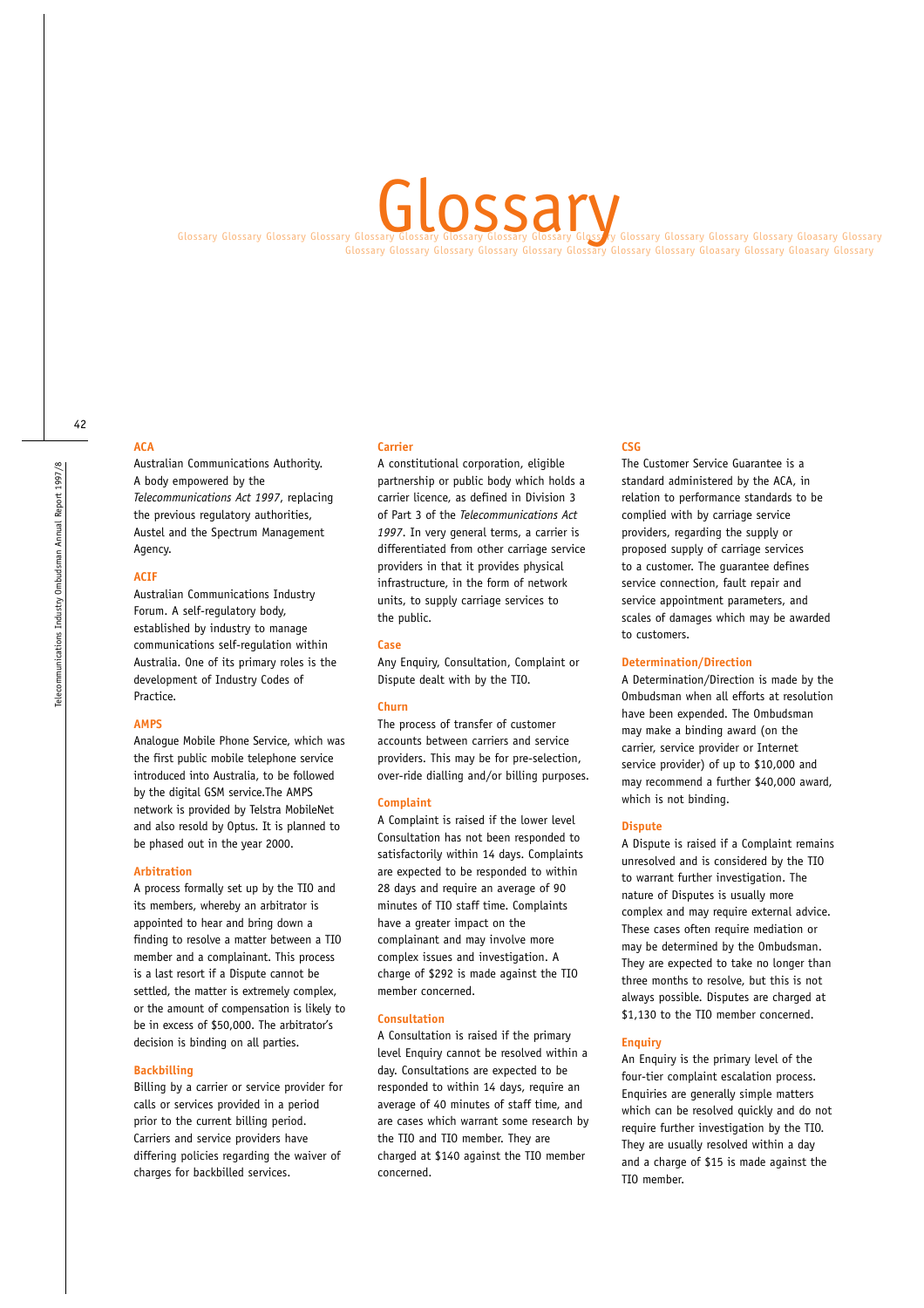# Glossary

### ACA

Australian Communications Authority. A body empowered by the *Telecommunications Act 1997*, replacing the previous regulatory authorities, Austel and the Spectrum Management Agency.

### ACIF

Australian Communications Industry Forum. A self-regulatory body, established by industry to manage communications self-regulation within Australia. One of its primary roles is the development of Industry Codes of Practice.

### AMPS

Analogue Mobile Phone Service, which was the first public mobile telephone service introduced into Australia, to be followed by the digital GSM service.The AMPS network is provided by Telstra MobileNet and also resold by Optus. It is planned to be phased out in the year 2000.

### Arbitration

A process formally set up by the TIO and its members, whereby an arbitrator is appointed to hear and bring down a finding to resolve a matter between a TIO member and a complainant. This process is a last resort if a Dispute cannot be settled, the matter is extremely complex, or the amount of compensation is likely to be in excess of $50,000. The arbitrator's decision is binding on all parties.

### Backbilling

Billing by a carrier or service provider for calls or services provided in a period prior to the current billing period. Carriers and service providers have differing policies regarding the waiver of charges for backbilled services.

### Carrier

A constitutional corporation, eligible partnership or public body which holds a carrier licence, as defined in Division 3 of Part 3 of the *Telecommunications Act 1997*. In very general terms, a carrier is differentiated from other carriage service providers in that it provides physical infrastructure, in the form of network units, to supply carriage services to the public.

### Case

Any Enquiry, Consultation, Complaint or Dispute dealt with by the TIO.

### Churn

The process of transfer of customer accounts between carriers and service providers. This may be for pre-selection, over-ride dialling and/or billing purposes.

### Complaint

A Complaint is raised if the lower level Consultation has not been responded to satisfactorily within 14 days. Complaints are expected to be responded to within 28 days and require an average of 90 minutes of TIO staff time. Complaints have a greater impact on the complainant and may involve more complex issues and investigation. A charge of $292 is made against the TIO member concerned.

### Consultation

A Consultation is raised if the primary level Enquiry cannot be resolved within a day. Consultations are expected to be responded to within 14 days, require an average of 40 minutes of staff time, and are cases which warrant some research by the TIO and TIO member. They are charged at $140 against the TIO member concerned.

### CSG

The Customer Service Guarantee is a standard administered by the ACA, in relation to performance standards to be complied with by carriage service providers, regarding the supply or proposed supply of carriage services to a customer. The guarantee defines service connection, fault repair and service appointment parameters, and scales of damages which may be awarded to customers.

### Determination/Direction

A Determination/Direction is made by the Ombudsman when all efforts at resolution have been expended. The Ombudsman may make a binding award (on the carrier, service provider or Internet service provider) of up to $10,000 and may recommend a further $40,000 award, which is not binding.

### Dispute

A Dispute is raised if a Complaint remains unresolved and is considered by the TIO to warrant further investigation. The nature of Disputes is usually more complex and may require external advice. These cases often require mediation or may be determined by the Ombudsman. They are expected to take no longer than three months to resolve, but this is not always possible. Disputes are charged at $1,130 to the TIO member concerned.

### Enquiry

An Enquiry is the primary level of the four-tier complaint escalation process. Enquiries are generally simple matters which can be resolved quickly and do not require further investigation by the TIO. They are usually resolved within a day and a charge of $15 is made against the TIO member.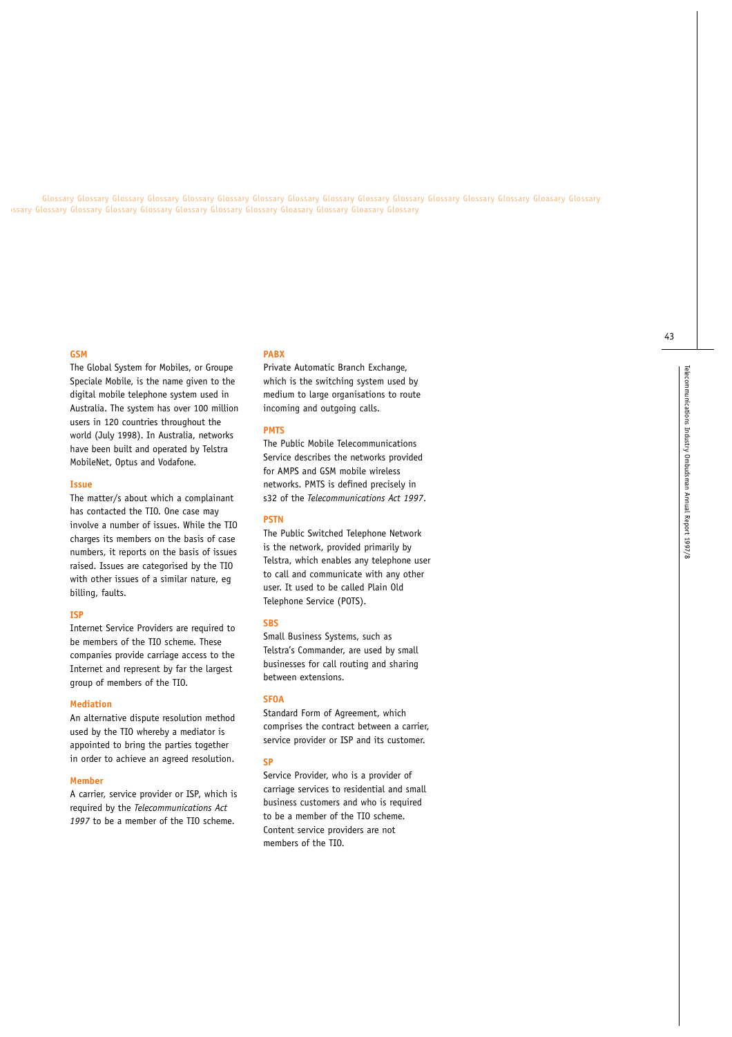### GSM

The Global System for Mobiles, or Groupe Speciale Mobile, is the name given to the digital mobile telephone system used in Australia. The system has over 100 million users in 120 countries throughout the world (July 1998). In Australia, networks have been built and operated by Telstra MobileNet, Optus and Vodafone.

### Issue

The matter/s about which a complainant has contacted the TIO. One case may involve a number of issues. While the TIO charges its members on the basis of case numbers, it reports on the basis of issues raised. Issues are categorised by the TIO with other issues of a similar nature, eg billing, faults.

### ISP

Internet Service Providers are required to be members of the TIO scheme. These companies provide carriage access to the Internet and represent by far the largest group of members of the TIO.

### Mediation

An alternative dispute resolution method used by the TIO whereby a mediator is appointed to bring the parties together in order to achieve an agreed resolution.

### Member

A carrier, service provider or ISP, which is required by the *Telecommunications Act 1997* to be a member of the TIO scheme.

### PABX

Private Automatic Branch Exchange, which is the switching system used by medium to large organisations to route incoming and outgoing calls.

### PMTS

The Public Mobile Telecommunications Service describes the networks provided for AMPS and GSM mobile wireless networks. PMTS is defined precisely in s32 of the *Telecommunications Act 1997*.

### PSTN

The Public Switched Telephone Network is the network, provided primarily by Telstra, which enables any telephone user to call and communicate with any other user. It used to be called Plain Old Telephone Service (POTS).

### SBS

Small Business Systems, such as Telstra's Commander, are used by small businesses for call routing and sharing between extensions.

### SFOA

Standard Form of Agreement, which comprises the contract between a carrier, service provider or ISP and its customer.

### SP

Service Provider, who is a provider of carriage services to residential and small business customers and who is required to be a member of the TIO scheme. Content service providers are not members of the TIO.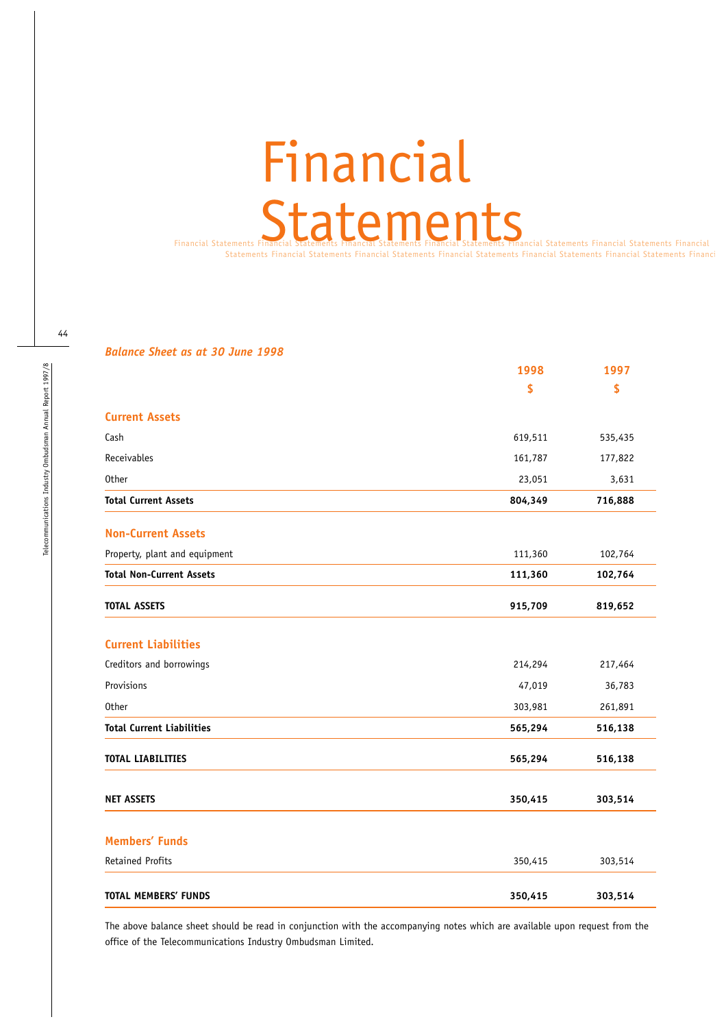# Financial Statements

*Balance Sheet as at 30 June 1998*

| | 1998 | 1997 |
|---|---|---|
| | $ | $ |
| **Current Assets** | | |
| Cash | 619,511 | 535,435 |
| Receivables | 161,787 | 177,822 |
| Other | 23,051 | 3,631 |
| **Total Current Assets** | **804,349** | **716,888** |
| **Non-Current Assets** | | |
| Property, plant and equipment | 111,360 | 102,764 |
| **Total Non-Current Assets** | **111,360** | **102,764** |
| **TOTAL ASSETS** | **915,709** | **819,652** |
| **Current Liabilities** | | |
| Creditors and borrowings | 214,294 | 217,464 |
| Provisions | 47,019 | 36,783 |
| Other | 303,981 | 261,891 |
| **Total Current Liabilities** | **565,294** | **516,138** |
| **TOTAL LIABILITIES** | **565,294** | **516,138** |
| **NET ASSETS** | **350,415** | **303,514** |
| **Members' Funds** | | |
| Retained Profits | 350,415 | 303,514 |
| **TOTAL MEMBERS' FUNDS** | **350,415** | **303,514** |

The above balance sheet should be read in conjunction with the accompanying notes which are available upon request from the office of the Telecommunications Industry Ombudsman Limited.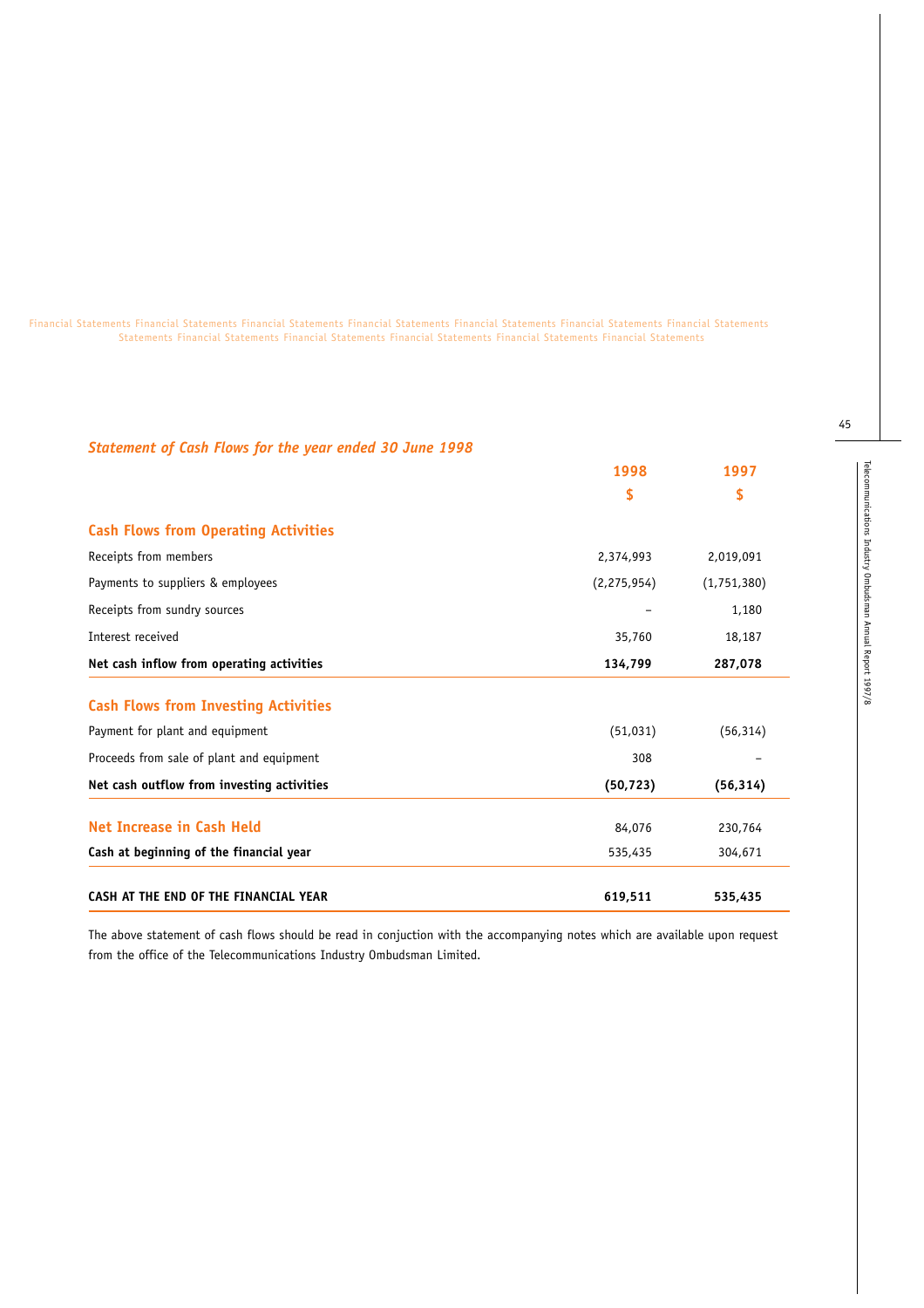## *Statement of Cash Flows for the year ended 30 June 1998*

| | 1998 | 1997 |
|---|---|---|
| | $ | $ |
| **Cash Flows from Operating Activities** | | |
| Receipts from members | 2,374,993 | 2,019,091 |
| Payments to suppliers & employees | (2,275,954) | (1,751,380) |
| Receipts from sundry sources | – | 1,180 |
| Interest received | 35,760 | 18,187 |
| **Net cash inflow from operating activities** | **134,799** | **287,078** |
| **Cash Flows from Investing Activities** | | |
| Payment for plant and equipment | (51,031) | (56,314) |
| Proceeds from sale of plant and equipment | 308 | – |
| **Net cash outflow from investing activities** | **(50,723)** | **(56,314)** |
| **Net Increase in Cash Held** | 84,076 | 230,764 |
| **Cash at beginning of the financial year** | 535,435 | 304,671 |
| **CASH AT THE END OF THE FINANCIAL YEAR** | **619,511** | **535,435** |

The above statement of cash flows should be read in conjuction with the accompanying notes which are available upon request from the office of the Telecommunications Industry Ombudsman Limited.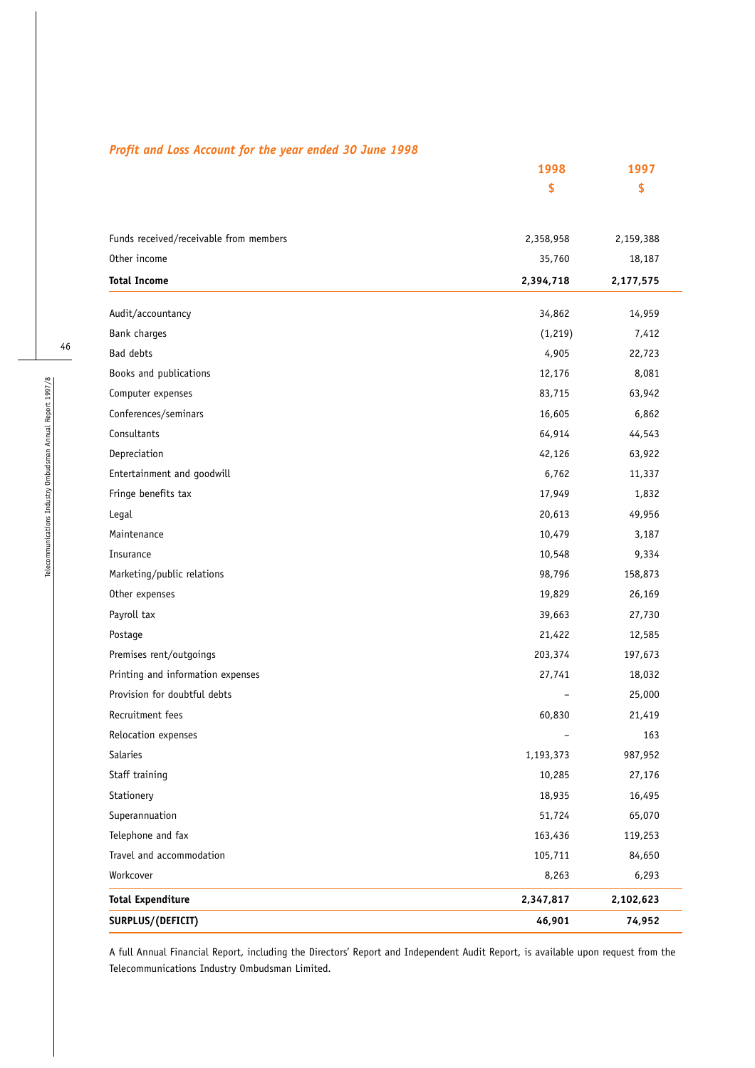*Profit and Loss Account for the year ended 30 June 1998*

| | 1998 $ | 1997 $ |
|---|---|---|
| Funds received/receivable from members | 2,358,958 | 2,159,388 |
| Other income | 35,760 | 18,187 |
| **Total Income** | **2,394,718** | **2,177,575** |
| Audit/accountancy | 34,862 | 14,959 |
| Bank charges | (1,219) | 7,412 |
| Bad debts | 4,905 | 22,723 |
| Books and publications | 12,176 | 8,081 |
| Computer expenses | 83,715 | 63,942 |
| Conferences/seminars | 16,605 | 6,862 |
| Consultants | 64,914 | 44,543 |
| Depreciation | 42,126 | 63,922 |
| Entertainment and goodwill | 6,762 | 11,337 |
| Fringe benefits tax | 17,949 | 1,832 |
| Legal | 20,613 | 49,956 |
| Maintenance | 10,479 | 3,187 |
| Insurance | 10,548 | 9,334 |
| Marketing/public relations | 98,796 | 158,873 |
| Other expenses | 19,829 | 26,169 |
| Payroll tax | 39,663 | 27,730 |
| Postage | 21,422 | 12,585 |
| Premises rent/outgoings | 203,374 | 197,673 |
| Printing and information expenses | 27,741 | 18,032 |
| Provision for doubtful debts | – | 25,000 |
| Recruitment fees | 60,830 | 21,419 |
| Relocation expenses | – | 163 |
| Salaries | 1,193,373 | 987,952 |
| Staff training | 10,285 | 27,176 |
| Stationery | 18,935 | 16,495 |
| Superannuation | 51,724 | 65,070 |
| Telephone and fax | 163,436 | 119,253 |
| Travel and accommodation | 105,711 | 84,650 |
| Workcover | 8,263 | 6,293 |
| **Total Expenditure** | **2,347,817** | **2,102,623** |
| **SURPLUS/(DEFICIT)** | **46,901** | **74,952** |

A full Annual Financial Report, including the Directors' Report and Independent Audit Report, is available upon request from the Telecommunications Industry Ombudsman Limited.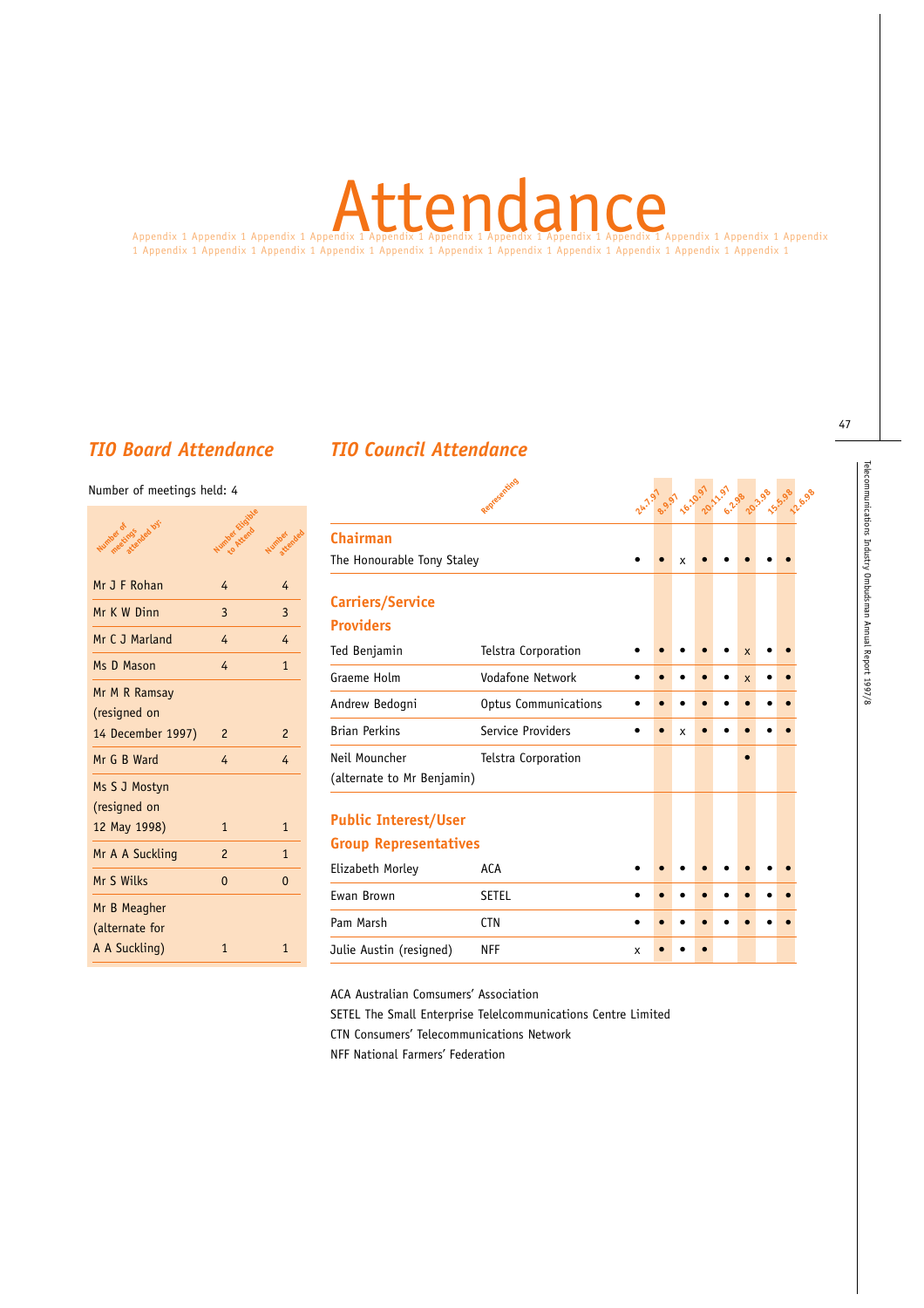# Attendance

Appendix 1 Appendix 1 Appendix 1 Appendix 1 Appendix 1 Appendix 1 Appendix 1 Appendix 1 Appendix 1 Appendix 1 Appendix 1 Appendix 1 Appendix 1 Appendix 1 Appendix 1 Appendix 1 Appendix 1 Appendix 1 Appendix 1 Appendix 1 Appendix 1 Appendix 1 Appendix 1

## *TIO Board Attendance*

Number of meetings held: 4

| Number of meetings attended by: | Number Eligible to Attend | Number attended |
|---|---|---|
| Mr J F Rohan | 4 | 4 |
| Mr K W Dinn | 3 | 3 |
| Mr C J Marland | 4 | 4 |
| Ms D Mason | 4 | 1 |
| Mr M R Ramsay (resigned on 14 December 1997) | 2 | 2 |
| Mr G B Ward | 4 | 4 |
| Ms S J Mostyn (resigned on 12 May 1998) | 1 | 1 |
| Mr A A Suckling | 2 | 1 |
| Mr S Wilks | 0 | 0 |
| Mr B Meagher (alternate for A A Suckling) | 1 | 1 |

## *TIO Council Attendance*

| | Representing | 24.7.97 | 8.9.97 | 16.10.97 | 20.11.97 | 6.2.98 | 20.3.98 | 15.5.98 | 12.6.98 |
|---|---|---|---|---|---|---|---|---|---|
| **Chairman** | | | | | | | | | |
| The Honourable Tony Staley | | • | • | x | • | • | • | • | • |
| **Carriers/Service Providers** | | | | | | | | | |
| Ted Benjamin | Telstra Corporation | • | • | • | • | • | x | • | • |
| Graeme Holm | Vodafone Network | • | • | • | • | • | x | • | • |
| Andrew Bedogni | Optus Communications | • | • | • | • | • | • | • | • |
| Brian Perkins | Service Providers | • | • | x | • | • | • | • | • |
| Neil Mouncher (alternate to Mr Benjamin) | Telstra Corporation | | | | | | • | | |
| **Public Interest/User Group Representatives** | | | | | | | | | |
| Elizabeth Morley | ACA | • | • | • | • | • | • | • | • |
| Ewan Brown | SETEL | • | • | • | • | • | • | • | • |
| Pam Marsh | CTN | • | • | • | • | • | • | • | • |
| Julie Austin (resigned) | NFF | x | • | • | • | | | | |

ACA Australian Comsumers' Association
SETEL The Small Enterprise Telelcommunications Centre Limited
CTN Consumers' Telecommunications Network
NFF National Farmers' Federation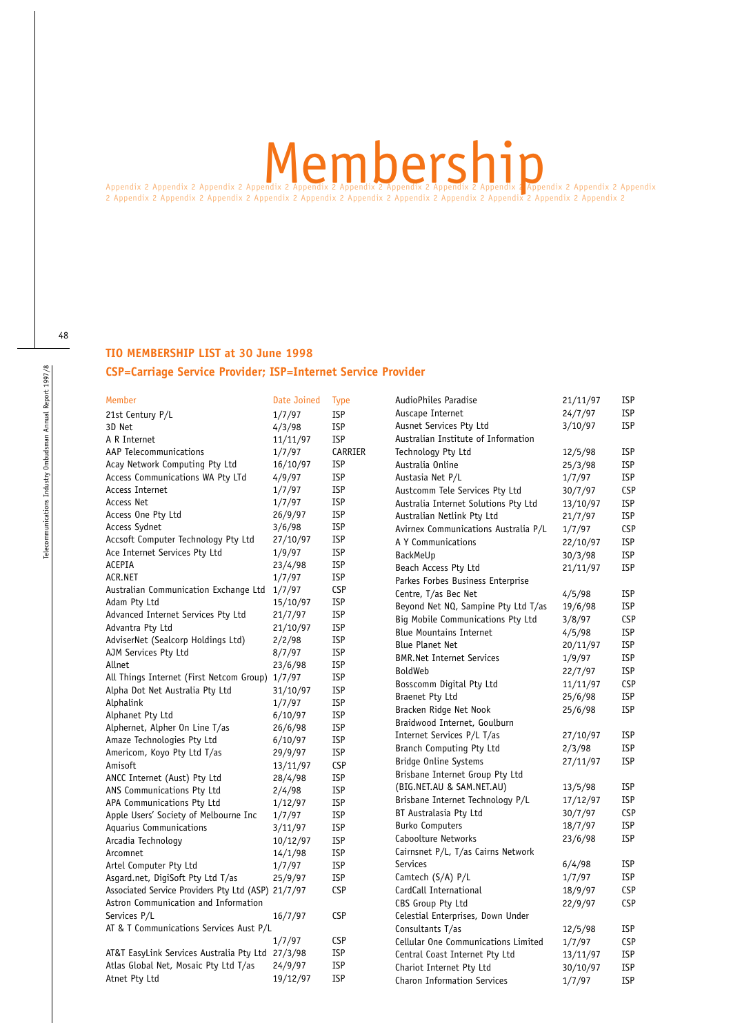# Membership

Appendix 2 Appendix 2 Appendix 2 Appendix 2 Appendix 2 Appendix 2 Appendix 2 Appendix 2 Appendix 2 Appendix 2 Appendix 2 Appendix 2 Appendix 2 Appendix 2 Appendix 2 Appendix 2 Appendix 2 Appendix 2 Appendix 2 Appendix 2 Appendix 2 Appendix 2 Appendix 2 Appendix 2

## TIO MEMBERSHIP LIST at 30 June 1998

## CSP=Carriage Service Provider; ISP=Internet Service Provider

| Member | Date Joined | Type |
|---|---|---|
| 21st Century P/L | 1/7/97 | ISP |
| 3D Net | 4/3/98 | ISP |
| A R Internet | 11/11/97 | ISP |
| AAP Telecommunications | 1/7/97 | CARRIER |
| Acay Network Computing Pty Ltd | 16/10/97 | ISP |
| Access Communications WA Pty LTd | 4/9/97 | ISP |
| Access Internet | 1/7/97 | ISP |
| Access Net | 1/7/97 | ISP |
| Access One Pty Ltd | 26/9/97 | ISP |
| Access Sydnet | 3/6/98 | ISP |
| Accsoft Computer Technology Pty Ltd | 27/10/97 | ISP |
| Ace Internet Services Pty Ltd | 1/9/97 | ISP |
| ACEPIA | 23/4/98 | ISP |
| ACR.NET | 1/7/97 | ISP |
| Australian Communication Exchange Ltd | 1/7/97 | CSP |
| Adam Pty Ltd | 15/10/97 | ISP |
| Advanced Internet Services Pty Ltd | 21/7/97 | ISP |
| Advantra Pty Ltd | 21/10/97 | ISP |
| AdviserNet (Sealcorp Holdings Ltd) | 2/2/98 | ISP |
| AJM Services Pty Ltd | 8/7/97 | ISP |
| Allnet | 23/6/98 | ISP |
| All Things Internet (First Netcom Group) | 1/7/97 | ISP |
| Alpha Dot Net Australia Pty Ltd | 31/10/97 | ISP |
| Alphalink | 1/7/97 | ISP |
| Alphanet Pty Ltd | 6/10/97 | ISP |
| Alphernet, Alpher On Line T/as | 26/6/98 | ISP |
| Amaze Technologies Pty Ltd | 6/10/97 | ISP |
| Americom, Koyo Pty Ltd T/as | 29/9/97 | ISP |
| Amisoft | 13/11/97 | CSP |
| ANCC Internet (Aust) Pty Ltd | 28/4/98 | ISP |
| ANS Communications Pty Ltd | 2/4/98 | ISP |
| APA Communications Pty Ltd | 1/12/97 | ISP |
| Apple Users' Society of Melbourne Inc | 1/7/97 | ISP |
| Aquarius Communications | 3/11/97 | ISP |
| Arcadia Technology | 10/12/97 | ISP |
| Arcomnet | 14/1/98 | ISP |
| Artel Computer Pty Ltd | 1/7/97 | ISP |
| Asgard.net, DigiSoft Pty Ltd T/as | 25/9/97 | ISP |
| Associated Service Providers Pty Ltd (ASP) | 21/7/97 | CSP |
| Astron Communication and Information Services P/L | 16/7/97 | CSP |
| AT & T Communications Services Aust P/L | 1/7/97 | CSP |
| AT&T EasyLink Services Australia Pty Ltd | 27/3/98 | ISP |
| Atlas Global Net, Mosaic Pty Ltd T/as | 24/9/97 | ISP |
| Atnet Pty Ltd | 19/12/97 | ISP |
| AudioPhiles Paradise | 21/11/97 | ISP |
| Auscape Internet | 24/7/97 | ISP |
| Ausnet Services Pty Ltd | 3/10/97 | ISP |
| Australian Institute of Information Technology Pty Ltd | 12/5/98 | ISP |
| Australia Online | 25/3/98 | ISP |
| Austasia Net P/L | 1/7/97 | ISP |
| Austcomm Tele Services Pty Ltd | 30/7/97 | CSP |
| Australia Internet Solutions Pty Ltd | 13/10/97 | ISP |
| Australian Netlink Pty Ltd | 21/7/97 | ISP |
| Avirnex Communications Australia P/L | 1/7/97 | CSP |
| A Y Communications | 22/10/97 | ISP |
| BackMeUp | 30/3/98 | ISP |
| Beach Access Pty Ltd | 21/11/97 | ISP |
| Parkes Forbes Business Enterprise Centre, T/as Bec Net | 4/5/98 | ISP |
| Beyond Net NQ, Sampine Pty Ltd T/as | 19/6/98 | ISP |
| Big Mobile Communications Pty Ltd | 3/8/97 | CSP |
| Blue Mountains Internet | 4/5/98 | ISP |
| Blue Planet Net | 20/11/97 | ISP |
| BMR.Net Internet Services | 1/9/97 | ISP |
| BoldWeb | 22/7/97 | ISP |
| Bosscomm Digital Pty Ltd | 11/11/97 | CSP |
| Braenet Pty Ltd | 25/6/98 | ISP |
| Bracken Ridge Net Nook | 25/6/98 | ISP |
| Braidwood Internet, Goulburn Internet Services P/L T/as | 27/10/97 | ISP |
| Branch Computing Pty Ltd | 2/3/98 | ISP |
| Bridge Online Systems | 27/11/97 | ISP |
| Brisbane Internet Group Pty Ltd (BIG.NET.AU & SAM.NET.AU) | 13/5/98 | ISP |
| Brisbane Internet Technology P/L | 17/12/97 | ISP |
| BT Australasia Pty Ltd | 30/7/97 | CSP |
| Burko Computers | 18/7/97 | ISP |
| Caboolture Networks | 23/6/98 | ISP |
| Cairnsnet P/L, T/as Cairns Network Services | 6/4/98 | ISP |
| Camtech (S/A) P/L | 1/7/97 | ISP |
| CardCall International | 18/9/97 | CSP |
| CBS Group Pty Ltd | 22/9/97 | CSP |
| Celestial Enterprises, Down Under Consultants T/as | 12/5/98 | ISP |
| Cellular One Communications Limited | 1/7/97 | CSP |
| Central Coast Internet Pty Ltd | 13/11/97 | ISP |
| Chariot Internet Pty Ltd | 30/10/97 | ISP |
| Charon Information Services | 1/7/97 | ISP |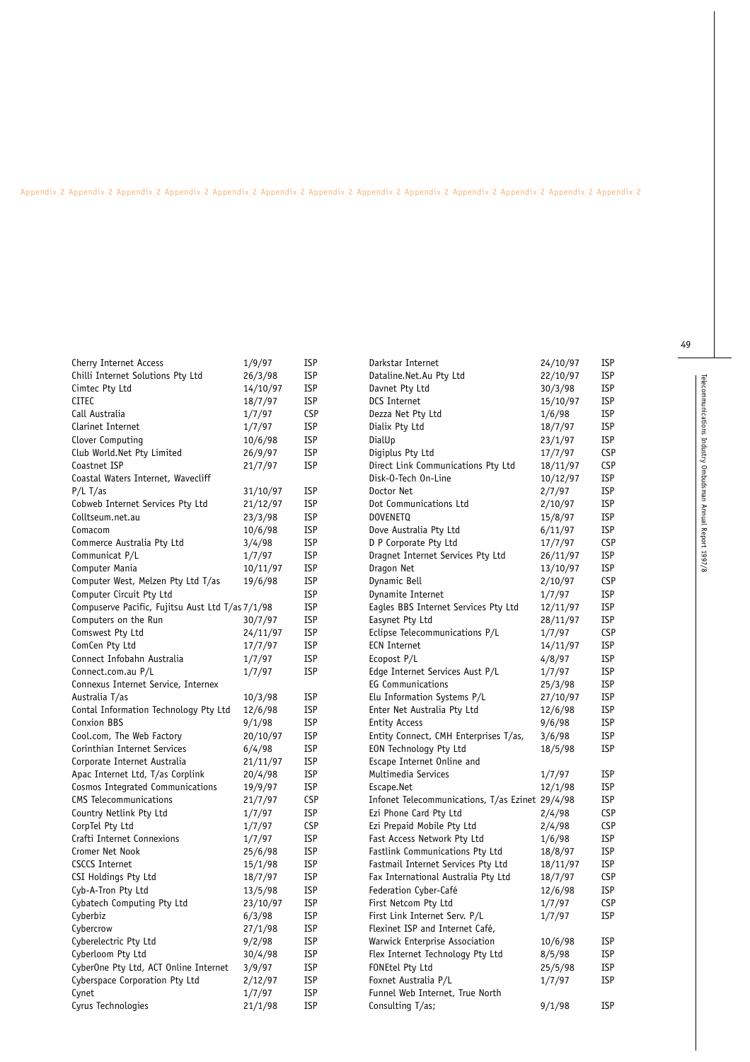| | | |
|---|---|---|
| Cherry Internet Access | 1/9/97 | ISP |
| Chilli Internet Solutions Pty Ltd | 26/3/98 | ISP |
| Cimtec Pty Ltd | 14/10/97 | ISP |
| CITEC | 18/7/97 | ISP |
| Call Australia | 1/7/97 | CSP |
| Clarinet Internet | 1/7/97 | ISP |
| Clover Computing | 10/6/98 | ISP |
| Club World.Net Pty Limited | 26/9/97 | ISP |
| Coastnet ISP | 21/7/97 | ISP |
| Coastal Waters Internet, Wavecliff P/L T/as | 31/10/97 | ISP |
| Cobweb Internet Services Pty Ltd | 21/12/97 | ISP |
| Colltseum.net.au | 23/3/98 | ISP |
| Comacom | 10/6/98 | ISP |
| Commerce Australia Pty Ltd | 3/4/98 | ISP |
| Communicat P/L | 1/7/97 | ISP |
| Computer Mania | 10/11/97 | ISP |
| Computer West, Melzen Pty Ltd T/as | 19/6/98 | ISP |
| Computer Circuit Pty Ltd | | ISP |
| Compuserve Pacific, Fujitsu Aust Ltd T/as | 7/1/98 | ISP |
| Computers on the Run | 30/7/97 | ISP |
| Comswest Pty Ltd | 24/11/97 | ISP |
| ComCen Pty Ltd | 17/7/97 | ISP |
| Connect Infobahn Australia | 1/7/97 | ISP |
| Connect.com.au P/L | 1/7/97 | ISP |
| Connexus Internet Service, Internex Australia T/as | 10/3/98 | ISP |
| Contal Information Technology Pty Ltd | 12/6/98 | ISP |
| Conxion BBS | 9/1/98 | ISP |
| Cool.com, The Web Factory | 20/10/97 | ISP |
| Corinthian Internet Services | 6/4/98 | ISP |
| Corporate Internet Australia | 21/11/97 | ISP |
| Apac Internet Ltd, T/as Corplink | 20/4/98 | ISP |
| Cosmos Integrated Communications | 19/9/97 | ISP |
| CMS Telecommunications | 21/7/97 | CSP |
| Country Netlink Pty Ltd | 1/7/97 | ISP |
| CorpTel Pty Ltd | 1/7/97 | CSP |
| Crafti Internet Connexions | 1/7/97 | ISP |
| Cromer Net Nook | 25/6/98 | ISP |
| CSCCS Internet | 15/1/98 | ISP |
| CSI Holdings Pty Ltd | 18/7/97 | ISP |
| Cyb-A-Tron Pty Ltd | 13/5/98 | ISP |
| Cybatech Computing Pty Ltd | 23/10/97 | ISP |
| Cyberbiz | 6/3/98 | ISP |
| Cybercrow | 27/1/98 | ISP |
| Cyberelectric Pty Ltd | 9/2/98 | ISP |
| Cyberloom Pty Ltd | 30/4/98 | ISP |
| CyberOne Pty Ltd, ACT Online Internet | 3/9/97 | ISP |
| Cyberspace Corporation Pty Ltd | 2/12/97 | ISP |
| Cynet | 1/7/97 | ISP |
| Cyrus Technologies | 21/1/98 | ISP |
| Darkstar Internet | 24/10/97 | ISP |
| Dataline.Net.Au Pty Ltd | 22/10/97 | ISP |
| Davnet Pty Ltd | 30/3/98 | ISP |
| DCS Internet | 15/10/97 | ISP |
| Dezza Net Pty Ltd | 1/6/98 | ISP |
| Dialix Pty Ltd | 18/7/97 | ISP |
| DialUp | 23/1/97 | ISP |
| Digiplus Pty Ltd | 17/7/97 | CSP |
| Direct Link Communications Pty Ltd | 18/11/97 | CSP |
| Disk-O-Tech On-Line | 10/12/97 | ISP |
| Doctor Net | 2/7/97 | ISP |
| Dot Communications Ltd | 2/10/97 | ISP |
| DOVENETQ | 15/8/97 | ISP |
| Dove Australia Pty Ltd | 6/11/97 | ISP |
| D P Corporate Pty Ltd | 17/7/97 | CSP |
| Dragnet Internet Services Pty Ltd | 26/11/97 | ISP |
| Dragon Net | 13/10/97 | ISP |
| Dynamic Bell | 2/10/97 | CSP |
| Dynamite Internet | 1/7/97 | ISP |
| Eagles BBS Internet Services Pty Ltd | 12/11/97 | ISP |
| Easynet Pty Ltd | 28/11/97 | ISP |
| Eclipse Telecommunications P/L | 1/7/97 | CSP |
| ECN Internet | 14/11/97 | ISP |
| Ecopost P/L | 4/8/97 | ISP |
| Edge Internet Services Aust P/L | 1/7/97 | ISP |
| EG Communications | 25/3/98 | ISP |
| Elu Information Systems P/L | 27/10/97 | ISP |
| Enter Net Australia Pty Ltd | 12/6/98 | ISP |
| Entity Access | 9/6/98 | ISP |
| Entity Connect, CMH Enterprises T/as, | 3/6/98 | ISP |
| EON Technology Pty Ltd | 18/5/98 | ISP |
| Escape Internet Online and Multimedia Services | 1/7/97 | ISP |
| Escape.Net | 12/1/98 | ISP |
| Infonet Telecommunications, T/as Ezinet | 29/4/98 | ISP |
| Ezi Phone Card Pty Ltd | 2/4/98 | CSP |
| Ezi Prepaid Mobile Pty Ltd | 2/4/98 | CSP |
| Fast Access Network Pty Ltd | 1/6/98 | ISP |
| Fastlink Communications Pty Ltd | 18/8/97 | ISP |
| Fastmail Internet Services Pty Ltd | 18/11/97 | ISP |
| Fax International Australia Pty Ltd | 18/7/97 | CSP |
| Federation Cyber-Café | 12/6/98 | ISP |
| First Netcom Pty Ltd | 1/7/97 | CSP |
| First Link Internet Serv. P/L | 1/7/97 | ISP |
| Flexinet ISP and Internet Café, Warwick Enterprise Association | 10/6/98 | ISP |
| Flex Internet Technology Pty Ltd | 8/5/98 | ISP |
| FONEtel Pty Ltd | 25/5/98 | ISP |
| Foxnet Australia P/L | 1/7/97 | ISP |
| Funnel Web Internet, True North Consulting T/as; | 9/1/98 | ISP |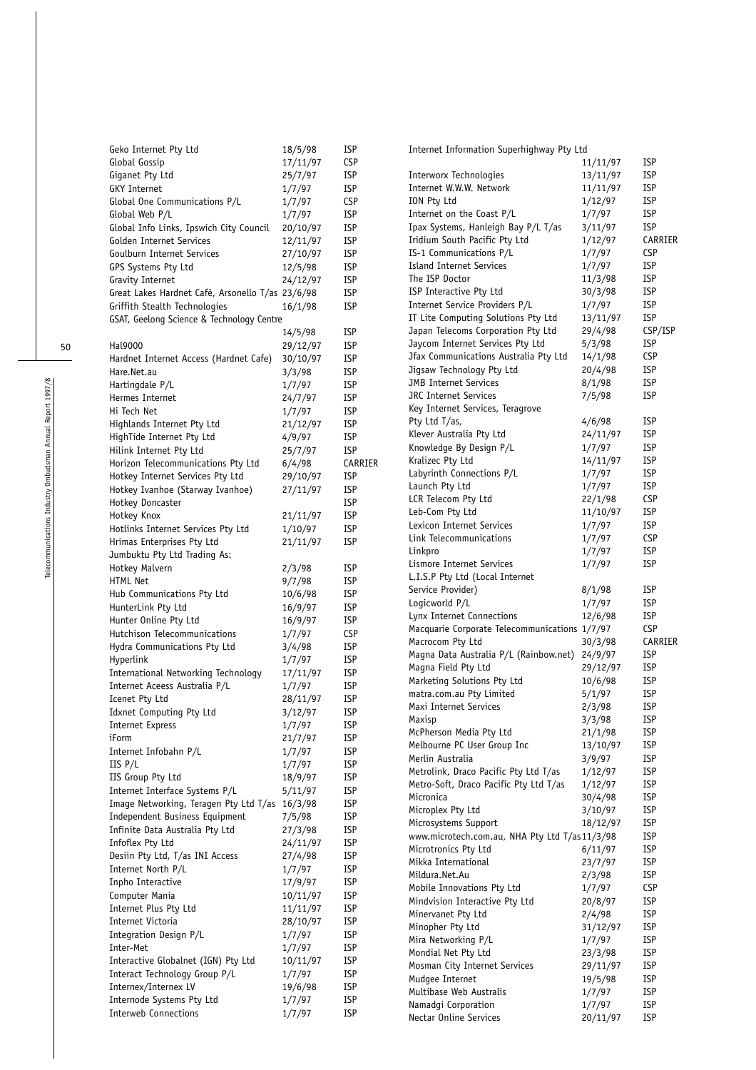| Name | Date | Type |
|---|---|---|
| Geko Internet Pty Ltd | 18/5/98 | ISP |
| Global Gossip | 17/11/97 | CSP |
| Giganet Pty Ltd | 25/7/97 | ISP |
| GKY Internet | 1/7/97 | ISP |
| Global One Communications P/L | 1/7/97 | CSP |
| Global Web P/L | 1/7/97 | ISP |
| Global Info Links, Ipswich City Council | 20/10/97 | ISP |
| Golden Internet Services | 12/11/97 | ISP |
| Goulburn Internet Services | 27/10/97 | ISP |
| GPS Systems Pty Ltd | 12/5/98 | ISP |
| Gravity Internet | 24/12/97 | ISP |
| Great Lakes Hardnet Café, Arsonello T/as | 23/6/98 | ISP |
| Griffith Stealth Technologies | 16/1/98 | ISP |
| GSAT, Geelong Science & Technology Centre | 14/5/98 | ISP |
| Hal9000 | 29/12/97 | ISP |
| Hardnet Internet Access (Hardnet Cafe) | 30/10/97 | ISP |
| Hare.Net.au | 3/3/98 | ISP |
| Hartingdale P/L | 1/7/97 | ISP |
| Hermes Internet | 24/7/97 | ISP |
| Hi Tech Net | 1/7/97 | ISP |
| Highlands Internet Pty Ltd | 21/12/97 | ISP |
| HighTide Internet Pty Ltd | 4/9/97 | ISP |
| Hilink Internet Pty Ltd | 25/7/97 | ISP |
| Horizon Telecommunications Pty Ltd | 6/4/98 | CARRIER |
| Hotkey Internet Services Pty Ltd | 29/10/97 | ISP |
| Hotkey Ivanhoe (Starway Ivanhoe) | 27/11/97 | ISP |
| Hotkey Doncaster | | ISP |
| Hotkey Knox | 21/11/97 | ISP |
| Hotlinks Internet Services Pty Ltd | 1/10/97 | ISP |
| Hrimas Enterprises Pty Ltd | 21/11/97 | ISP |
| Jumbuktu Pty Ltd Trading As: Hotkey Malvern | 2/3/98 | ISP |
| HTML Net | 9/7/98 | ISP |
| Hub Communications Pty Ltd | 10/6/98 | ISP |
| HunterLink Pty Ltd | 16/9/97 | ISP |
| Hunter Online Pty Ltd | 16/9/97 | ISP |
| Hutchison Telecommunications | 1/7/97 | CSP |
| Hydra Communications Pty Ltd | 3/4/98 | ISP |
| Hyperlink | 1/7/97 | ISP |
| International Networking Technology | 17/11/97 | ISP |
| Internet Aceess Australia P/L | 1/7/97 | ISP |
| Icenet Pty Ltd | 28/11/97 | ISP |
| Idxnet Computing Pty Ltd | 3/12/97 | ISP |
| Internet Express | 1/7/97 | ISP |
| iForm | 21/7/97 | ISP |
| Internet Infobahn P/L | 1/7/97 | ISP |
| IIS P/L | 1/7/97 | ISP |
| IIS Group Pty Ltd | 18/9/97 | ISP |
| Internet Interface Systems P/L | 5/11/97 | ISP |
| Image Networking, Teragen Pty Ltd T/as | 16/3/98 | ISP |
| Independent Business Equipment | 7/5/98 | ISP |
| Infinite Data Australia Pty Ltd | 27/3/98 | ISP |
| Infoflex Pty Ltd | 24/11/97 | ISP |
| Desiin Pty Ltd, T/as INI Access | 27/4/98 | ISP |
| Internet North P/L | 1/7/97 | ISP |
| Inpho Interactive | 17/9/97 | ISP |
| Computer Mania | 10/11/97 | ISP |
| Internet Plus Pty Ltd | 11/11/97 | ISP |
| Internet Victoria | 28/10/97 | ISP |
| Integration Design P/L | 1/7/97 | ISP |
| Inter-Met | 1/7/97 | ISP |
| Interactive Globalnet (IGN) Pty Ltd | 10/11/97 | ISP |
| Interact Technology Group P/L | 1/7/97 | ISP |
| Internex/Internex LV | 19/6/98 | ISP |
| Internode Systems Pty Ltd | 1/7/97 | ISP |
| Interweb Connections | 1/7/97 | ISP |
| Internet Information Superhighway Pty Ltd | 11/11/97 | ISP |
| Interworx Technologies | 13/11/97 | ISP |
| Internet W.W.W. Network | 11/11/97 | ISP |
| ION Pty Ltd | 1/12/97 | ISP |
| Internet on the Coast P/L | 1/7/97 | ISP |
| Ipax Systems, Hanleigh Bay P/L T/as | 3/11/97 | ISP |
| Iridium South Pacific Pty Ltd | 1/12/97 | CARRIER |
| IS-1 Communications P/L | 1/7/97 | CSP |
| Island Internet Services | 1/7/97 | ISP |
| The ISP Doctor | 11/3/98 | ISP |
| ISP Interactive Pty Ltd | 30/3/98 | ISP |
| Internet Service Providers P/L | 1/7/97 | ISP |
| IT Lite Computing Solutions Pty Ltd | 13/11/97 | ISP |
| Japan Telecoms Corporation Pty Ltd | 29/4/98 | CSP/ISP |
| Jaycom Internet Services Pty Ltd | 5/3/98 | ISP |
| Jfax Communications Australia Pty Ltd | 14/1/98 | CSP |
| Jigsaw Technology Pty Ltd | 20/4/98 | ISP |
| JMB Internet Services | 8/1/98 | ISP |
| JRC Internet Services | 7/5/98 | ISP |
| Key Internet Services, Teragrove Pty Ltd T/as, | 4/6/98 | ISP |
| Klever Australia Pty Ltd | 24/11/97 | ISP |
| Knowledge By Design P/L | 1/7/97 | ISP |
| Kralizec Pty Ltd | 14/11/97 | ISP |
| Labyrinth Connections P/L | 1/7/97 | ISP |
| Launch Pty Ltd | 1/7/97 | ISP |
| LCR Telecom Pty Ltd | 22/1/98 | CSP |
| Leb-Com Pty Ltd | 11/10/97 | ISP |
| Lexicon Internet Services | 1/7/97 | ISP |
| Link Telecommunications | 1/7/97 | CSP |
| Linkpro | 1/7/97 | ISP |
| Lismore Internet Services | 1/7/97 | ISP |
| L.I.S.P Pty Ltd (Local Internet Service Provider) | 8/1/98 | ISP |
| Logicworld P/L | 1/7/97 | ISP |
| Lynx Internet Connections | 12/6/98 | ISP |
| Macquarie Corporate Telecommunications | 1/7/97 | CSP |
| Macrocom Pty Ltd | 30/3/98 | CARRIER |
| Magna Data Australia P/L (Rainbow.net) | 24/9/97 | ISP |
| Magna Field Pty Ltd | 29/12/97 | ISP |
| Marketing Solutions Pty Ltd | 10/6/98 | ISP |
| matra.com.au Pty Limited | 5/1/97 | ISP |
| Maxi Internet Services | 2/3/98 | ISP |
| Maxisp | 3/3/98 | ISP |
| McPherson Media Pty Ltd | 21/1/98 | ISP |
| Melbourne PC User Group Inc | 13/10/97 | ISP |
| Merlin Australia | 3/9/97 | ISP |
| Metrolink, Draco Pacific Pty Ltd T/as | 1/12/97 | ISP |
| Metro-Soft, Draco Pacific Pty Ltd T/as | 1/12/97 | ISP |
| Micronica | 30/4/98 | ISP |
| Microplex Pty Ltd | 3/10/97 | ISP |
| Microsystems Support | 18/12/97 | ISP |
| www.microtech.com.au, NHA Pty Ltd T/as | 11/3/98 | ISP |
| Microtronics Pty Ltd | 6/11/97 | ISP |
| Mikka International | 23/7/97 | ISP |
| Mildura.Net.Au | 2/3/98 | ISP |
| Mobile Innovations Pty Ltd | 1/7/97 | CSP |
| Mindvision Interactive Pty Ltd | 20/8/97 | ISP |
| Minervanet Pty Ltd | 2/4/98 | ISP |
| Minopher Pty Ltd | 31/12/97 | ISP |
| Mira Networking P/L | 1/7/97 | ISP |
| Mondial Net Pty Ltd | 23/3/98 | ISP |
| Mosman City Internet Services | 29/11/97 | ISP |
| Mudgee Internet | 19/5/98 | ISP |
| Multibase Web Australis | 1/7/97 | ISP |
| Namadgi Corporation | 1/7/97 | ISP |
| Nectar Online Services | 20/11/97 | ISP |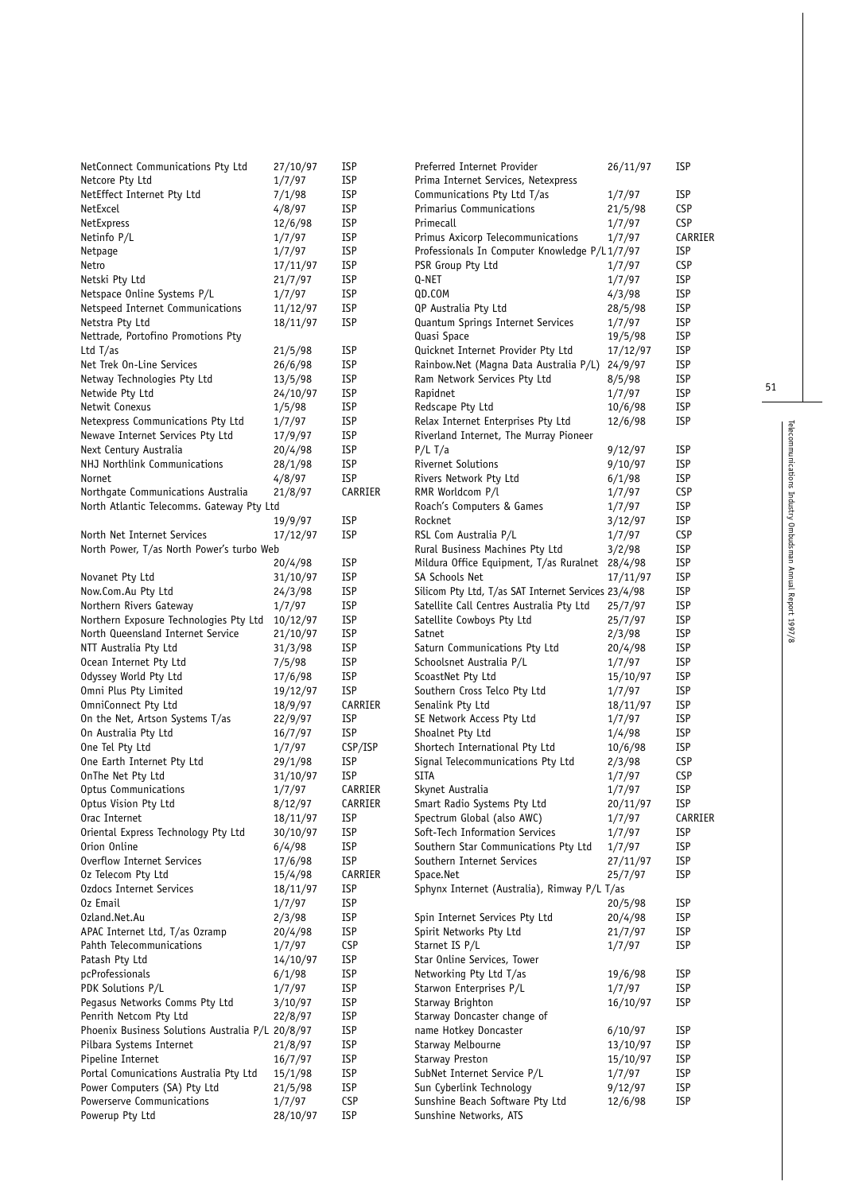| | | |
|---|---|---|
| NetConnect Communications Pty Ltd | 27/10/97 | ISP |
| Netcore Pty Ltd | 1/7/97 | ISP |
| NetEffect Internet Pty Ltd | 7/1/98 | ISP |
| NetExcel | 4/8/97 | ISP |
| NetExpress | 12/6/98 | ISP |
| Netinfo P/L | 1/7/97 | ISP |
| Netpage | 1/7/97 | ISP |
| Netro | 17/11/97 | ISP |
| Netski Pty Ltd | 21/7/97 | ISP |
| Netspace Online Systems P/L | 1/7/97 | ISP |
| Netspeed Internet Communications | 11/12/97 | ISP |
| Netstra Pty Ltd | 18/11/97 | ISP |
| Nettrade, Portofino Promotions Pty Ltd T/as | 21/5/98 | ISP |
| Net Trek On-Line Services | 26/6/98 | ISP |
| Netway Technologies Pty Ltd | 13/5/98 | ISP |
| Netwide Pty Ltd | 24/10/97 | ISP |
| Netwit Conexus | 1/5/98 | ISP |
| Netexpress Communications Pty Ltd | 1/7/97 | ISP |
| Newave Internet Services Pty Ltd | 17/9/97 | ISP |
| Next Century Australia | 20/4/98 | ISP |
| NHJ Northlink Communications | 28/1/98 | ISP |
| Nornet | 4/8/97 | ISP |
| Northgate Communications Australia | 21/8/97 | CARRIER |
| North Atlantic Telecomms. Gateway Pty Ltd | 19/9/97 | ISP |
| North Net Internet Services | 17/12/97 | ISP |
| North Power, T/as North Power's turbo Web | 20/4/98 | ISP |
| Novanet Pty Ltd | 31/10/97 | ISP |
| Now.Com.Au Pty Ltd | 24/3/98 | ISP |
| Northern Rivers Gateway | 1/7/97 | ISP |
| Northern Exposure Technologies Pty Ltd | 10/12/97 | ISP |
| North Queensland Internet Service | 21/10/97 | ISP |
| NTT Australia Pty Ltd | 31/3/98 | ISP |
| Ocean Internet Pty Ltd | 7/5/98 | ISP |
| Odyssey World Pty Ltd | 17/6/98 | ISP |
| Omni Plus Pty Limited | 19/12/97 | ISP |
| OmniConnect Pty Ltd | 18/9/97 | CARRIER |
| On the Net, Artson Systems T/as | 22/9/97 | ISP |
| On Australia Pty Ltd | 16/7/97 | ISP |
| One Tel Pty Ltd | 1/7/97 | CSP/ISP |
| One Earth Internet Pty Ltd | 29/1/98 | ISP |
| OnThe Net Pty Ltd | 31/10/97 | ISP |
| Optus Communications | 1/7/97 | CARRIER |
| Optus Vision Pty Ltd | 8/12/97 | CARRIER |
| Orac Internet | 18/11/97 | ISP |
| Oriental Express Technology Pty Ltd | 30/10/97 | ISP |
| Orion Online | 6/4/98 | ISP |
| Overflow Internet Services | 17/6/98 | ISP |
| Oz Telecom Pty Ltd | 15/4/98 | CARRIER |
| Ozdocs Internet Services | 18/11/97 | ISP |
| Oz Email | 1/7/97 | ISP |
| Ozland.Net.Au | 2/3/98 | ISP |
| APAC Internet Ltd, T/as Ozramp | 20/4/98 | ISP |
| Pahth Telecommunications | 1/7/97 | CSP |
| Patash Pty Ltd | 14/10/97 | ISP |
| pcProfessionals | 6/1/98 | ISP |
| PDK Solutions P/L | 1/7/97 | ISP |
| Pegasus Networks Comms Pty Ltd | 3/10/97 | ISP |
| Penrith Netcom Pty Ltd | 22/8/97 | ISP |
| Phoenix Business Solutions Australia P/L | 20/8/97 | ISP |
| Pilbara Systems Internet | 21/8/97 | ISP |
| Pipeline Internet | 16/7/97 | ISP |
| Portal Comunications Australia Pty Ltd | 15/1/98 | ISP |
| Power Computers (SA) Pty Ltd | 21/5/98 | ISP |
| Powerserve Communications | 1/7/97 | CSP |
| Powerup Pty Ltd | 28/10/97 | ISP |
| Preferred Internet Provider | 26/11/97 | ISP |
| Prima Internet Services, Netexpress Communications Pty Ltd T/as | 1/7/97 | ISP |
| Primarius Communications | 21/5/98 | CSP |
| Primecall | 1/7/97 | CSP |
| Primus Axicorp Telecommunications | 1/7/97 | CARRIER |
| Professionals In Computer Knowledge P/L | 1/7/97 | ISP |
| PSR Group Pty Ltd | 1/7/97 | CSP |
| Q-NET | 1/7/97 | ISP |
| QD.COM | 4/3/98 | ISP |
| QP Australia Pty Ltd | 28/5/98 | ISP |
| Quantum Springs Internet Services | 1/7/97 | ISP |
| Quasi Space | 19/5/98 | ISP |
| Quicknet Internet Provider Pty Ltd | 17/12/97 | ISP |
| Rainbow.Net (Magna Data Australia P/L) | 24/9/97 | ISP |
| Ram Network Services Pty Ltd | 8/5/98 | ISP |
| Rapidnet | 1/7/97 | ISP |
| Redscape Pty Ltd | 10/6/98 | ISP |
| Relax Internet Enterprises Pty Ltd | 12/6/98 | ISP |
| Riverland Internet, The Murray Pioneer P/L T/a | 9/12/97 | ISP |
| Rivernet Solutions | 9/10/97 | ISP |
| Rivers Network Pty Ltd | 6/1/98 | ISP |
| RMR Worldcom P/l | 1/7/97 | CSP |
| Roach's Computers & Games | 1/7/97 | ISP |
| Rocknet | 3/12/97 | ISP |
| RSL Com Australia P/L | 1/7/97 | CSP |
| Rural Business Machines Pty Ltd | 3/2/98 | ISP |
| Mildura Office Equipment, T/as Ruralnet | 28/4/98 | ISP |
| SA Schools Net | 17/11/97 | ISP |
| Silicom Pty Ltd, T/as SAT Internet Services | 23/4/98 | ISP |
| Satellite Call Centres Australia Pty Ltd | 25/7/97 | ISP |
| Satellite Cowboys Pty Ltd | 25/7/97 | ISP |
| Satnet | 2/3/98 | ISP |
| Saturn Communications Pty Ltd | 20/4/98 | ISP |
| Schoolsnet Australia P/L | 1/7/97 | ISP |
| ScoastNet Pty Ltd | 15/10/97 | ISP |
| Southern Cross Telco Pty Ltd | 1/7/97 | ISP |
| Senalink Pty Ltd | 18/11/97 | ISP |
| SE Network Access Pty Ltd | 1/7/97 | ISP |
| Shoalnet Pty Ltd | 1/4/98 | ISP |
| Shortech International Pty Ltd | 10/6/98 | ISP |
| Signal Telecommunications Pty Ltd | 2/3/98 | CSP |
| SITA | 1/7/97 | CSP |
| Skynet Australia | 1/7/97 | ISP |
| Smart Radio Systems Pty Ltd | 20/11/97 | ISP |
| Spectrum Global (also AWC) | 1/7/97 | CARRIER |
| Soft-Tech Information Services | 1/7/97 | ISP |
| Southern Star Communications Pty Ltd | 1/7/97 | ISP |
| Southern Internet Services | 27/11/97 | ISP |
| Space.Net | 25/7/97 | ISP |
| Sphynx Internet (Australia), Rimway P/L T/as | 20/5/98 | ISP |
| Spin Internet Services Pty Ltd | 20/4/98 | ISP |
| Spirit Networks Pty Ltd | 21/7/97 | ISP |
| Starnet IS P/L | 1/7/97 | ISP |
| Star Online Services, Tower Networking Pty Ltd T/as | 19/6/98 | ISP |
| Starwon Enterprises P/L | 1/7/97 | ISP |
| Starway Brighton | 16/10/97 | ISP |
| Starway Doncaster change of name Hotkey Doncaster | 6/10/97 | ISP |
| Starway Melbourne | 13/10/97 | ISP |
| Starway Preston | 15/10/97 | ISP |
| SubNet Internet Service P/L | 1/7/97 | ISP |
| Sun Cyberlink Technology | 9/12/97 | ISP |
| Sunshine Beach Software Pty Ltd | 12/6/98 | ISP |
| Sunshine Networks, ATS | | |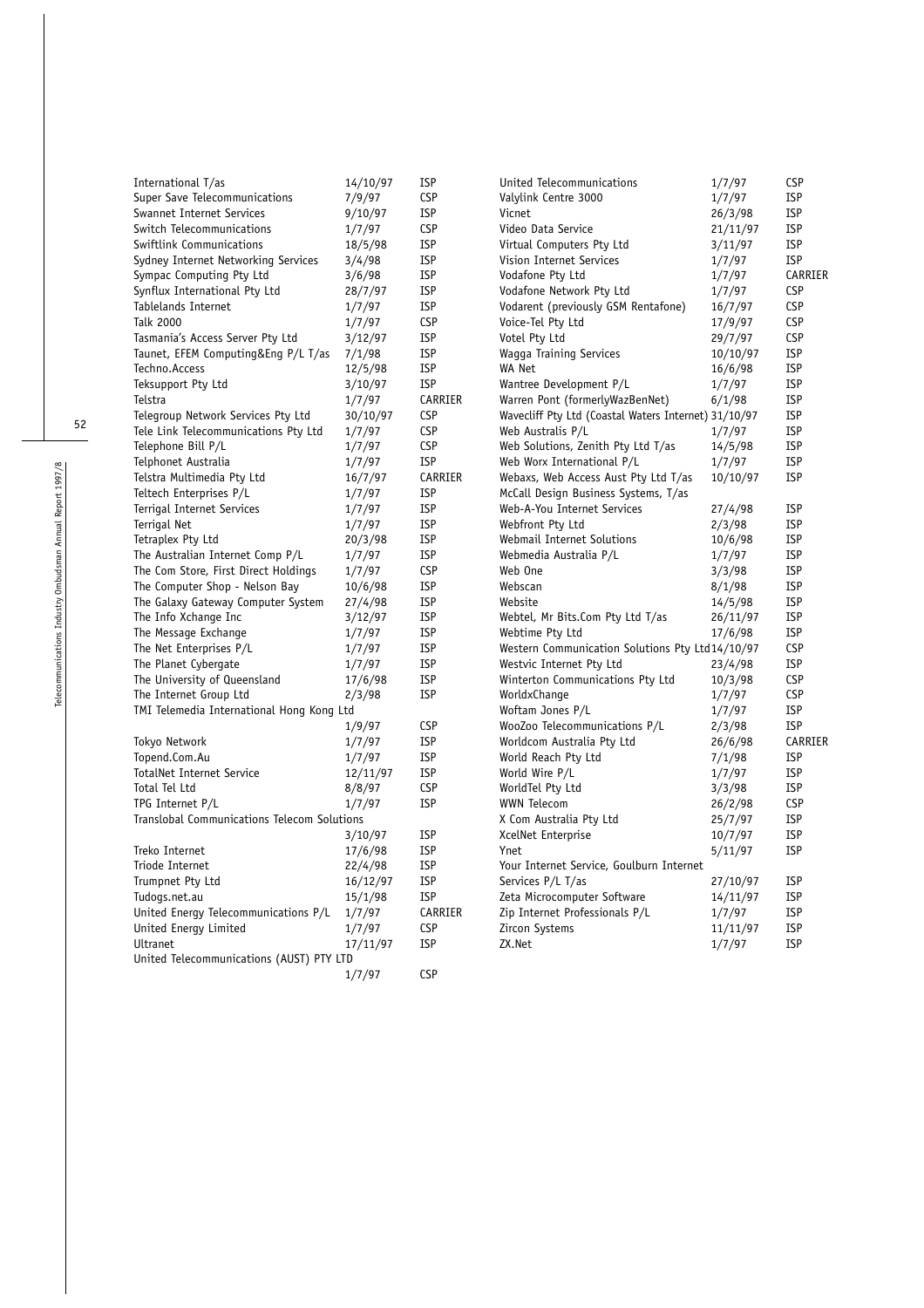| Name | Date | Type |
|---|---|---|
| International T/as | 14/10/97 | ISP |
| Super Save Telecommunications | 7/9/97 | CSP |
| Swannet Internet Services | 9/10/97 | ISP |
| Switch Telecommunications | 1/7/97 | CSP |
| Swiftlink Communications | 18/5/98 | ISP |
| Sydney Internet Networking Services | 3/4/98 | ISP |
| Sympac Computing Pty Ltd | 3/6/98 | ISP |
| Synflux International Pty Ltd | 28/7/97 | ISP |
| Tablelands Internet | 1/7/97 | ISP |
| Talk 2000 | 1/7/97 | CSP |
| Tasmania's Access Server Pty Ltd | 3/12/97 | ISP |
| Taunet, EFEM Computing&Eng P/L T/as | 7/1/98 | ISP |
| Techno.Access | 12/5/98 | ISP |
| Teksupport Pty Ltd | 3/10/97 | ISP |
| Telstra | 1/7/97 | CARRIER |
| Telegroup Network Services Pty Ltd | 30/10/97 | CSP |
| Tele Link Telecommunications Pty Ltd | 1/7/97 | CSP |
| Telephone Bill P/L | 1/7/97 | CSP |
| Telphonet Australia | 1/7/97 | ISP |
| Telstra Multimedia Pty Ltd | 16/7/97 | CARRIER |
| Teltech Enterprises P/L | 1/7/97 | ISP |
| Terrigal Internet Services | 1/7/97 | ISP |
| Terrigal Net | 1/7/97 | ISP |
| Tetraplex Pty Ltd | 20/3/98 | ISP |
| The Australian Internet Comp P/L | 1/7/97 | ISP |
| The Com Store, First Direct Holdings | 1/7/97 | CSP |
| The Computer Shop - Nelson Bay | 10/6/98 | ISP |
| The Galaxy Gateway Computer System | 27/4/98 | ISP |
| The Info Xchange Inc | 3/12/97 | ISP |
| The Message Exchange | 1/7/97 | ISP |
| The Net Enterprises P/L | 1/7/97 | ISP |
| The Planet Cybergate | 1/7/97 | ISP |
| The University of Queensland | 17/6/98 | ISP |
| The Internet Group Ltd | 2/3/98 | ISP |
| TMI Telemedia International Hong Kong Ltd | 1/9/97 | CSP |
| Tokyo Network | 1/7/97 | ISP |
| Topend.Com.Au | 1/7/97 | ISP |
| TotalNet Internet Service | 12/11/97 | ISP |
| Total Tel Ltd | 8/8/97 | CSP |
| TPG Internet P/L | 1/7/97 | ISP |
| Translobal Communications Telecom Solutions | 3/10/97 | ISP |
| Treko Internet | 17/6/98 | ISP |
| Triode Internet | 22/4/98 | ISP |
| Trumpnet Pty Ltd | 16/12/97 | ISP |
| Tudogs.net.au | 15/1/98 | ISP |
| United Energy Telecommunications P/L | 1/7/97 | CARRIER |
| United Energy Limited | 1/7/97 | CSP |
| Ultranet | 17/11/97 | ISP |
| United Telecommunications (AUST) PTY LTD | 1/7/97 | CSP |
| United Telecommunications | 1/7/97 | CSP |
| Valylink Centre 3000 | 1/7/97 | ISP |
| Vicnet | 26/3/98 | ISP |
| Video Data Service | 21/11/97 | ISP |
| Virtual Computers Pty Ltd | 3/11/97 | ISP |
| Vision Internet Services | 1/7/97 | ISP |
| Vodafone Pty Ltd | 1/7/97 | CARRIER |
| Vodafone Network Pty Ltd | 1/7/97 | CSP |
| Vodarent (previously GSM Rentafone) | 16/7/97 | CSP |
| Voice-Tel Pty Ltd | 17/9/97 | CSP |
| Votel Pty Ltd | 29/7/97 | CSP |
| Wagga Training Services | 10/10/97 | ISP |
| WA Net | 16/6/98 | ISP |
| Wantree Development P/L | 1/7/97 | ISP |
| Warren Pont (formerlyWazBenNet) | 6/1/98 | ISP |
| Wavecliff Pty Ltd (Coastal Waters Internet) | 31/10/97 | ISP |
| Web Australis P/L | 1/7/97 | ISP |
| Web Solutions, Zenith Pty Ltd T/as | 14/5/98 | ISP |
| Web Worx International P/L | 1/7/97 | ISP |
| Webaxs, Web Access Aust Pty Ltd T/as | 10/10/97 | ISP |
| McCall Design Business Systems, T/as Web-A-You Internet Services | 27/4/98 | ISP |
| Webfront Pty Ltd | 2/3/98 | ISP |
| Webmail Internet Solutions | 10/6/98 | ISP |
| Webmedia Australia P/L | 1/7/97 | ISP |
| Web One | 3/3/98 | ISP |
| Webscan | 8/1/98 | ISP |
| Website | 14/5/98 | ISP |
| Webtel, Mr Bits.Com Pty Ltd T/as | 26/11/97 | ISP |
| Webtime Pty Ltd | 17/6/98 | ISP |
| Western Communication Solutions Pty Ltd | 14/10/97 | CSP |
| Westvic Internet Pty Ltd | 23/4/98 | ISP |
| Winterton Communications Pty Ltd | 10/3/98 | CSP |
| WorldxChange | 1/7/97 | CSP |
| Woftam Jones P/L | 1/7/97 | ISP |
| WooZoo Telecommunications P/L | 2/3/98 | ISP |
| Worldcom Australia Pty Ltd | 26/6/98 | CARRIER |
| World Reach Pty Ltd | 7/1/98 | ISP |
| World Wire P/L | 1/7/97 | ISP |
| WorldTel Pty Ltd | 3/3/98 | ISP |
| WWN Telecom | 26/2/98 | CSP |
| X Com Australia Pty Ltd | 25/7/97 | ISP |
| XcelNet Enterprise | 10/7/97 | ISP |
| Ynet | 5/11/97 | ISP |
| Your Internet Service, Goulburn Internet Services P/L T/as | 27/10/97 | ISP |
| Zeta Microcomputer Software | 14/11/97 | ISP |
| Zip Internet Professionals P/L | 1/7/97 | ISP |
| Zircon Systems | 11/11/97 | ISP |
| ZX.Net | 1/7/97 | ISP |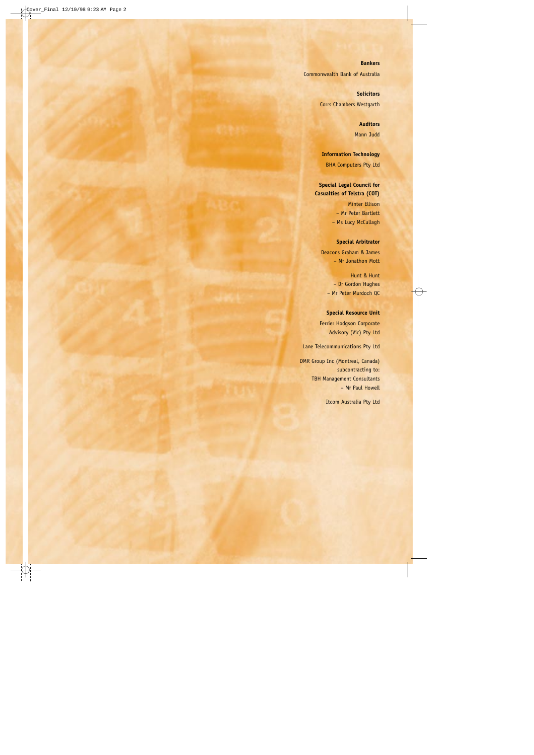**Bankers**

Commonwealth Bank of Australia

**Solicitors**

Corrs Chambers Westgarth

**Auditors**

Mann Judd

**Information Technology**

BHA Computers Pty Ltd

**Special Legal Council for Casualties of Telstra (COT)**

Minter Ellison
– Mr Peter Bartlett
– Ms Lucy McCullagh

**Special Arbitrator**

Deacons Graham & James
– Mr Jonathon Mott

Hunt & Hunt
– Dr Gordon Hughes
– Mr Peter Murdoch QC

**Special Resource Unit**

Ferrier Hodgson Corporate Advisory (Vic) Pty Ltd

Lane Telecommunications Pty Ltd

DMR Group Inc (Montreal, Canada)
subcontracting to:
TBH Management Consultants
– Mr Paul Howell

Itcom Australia Pty Ltd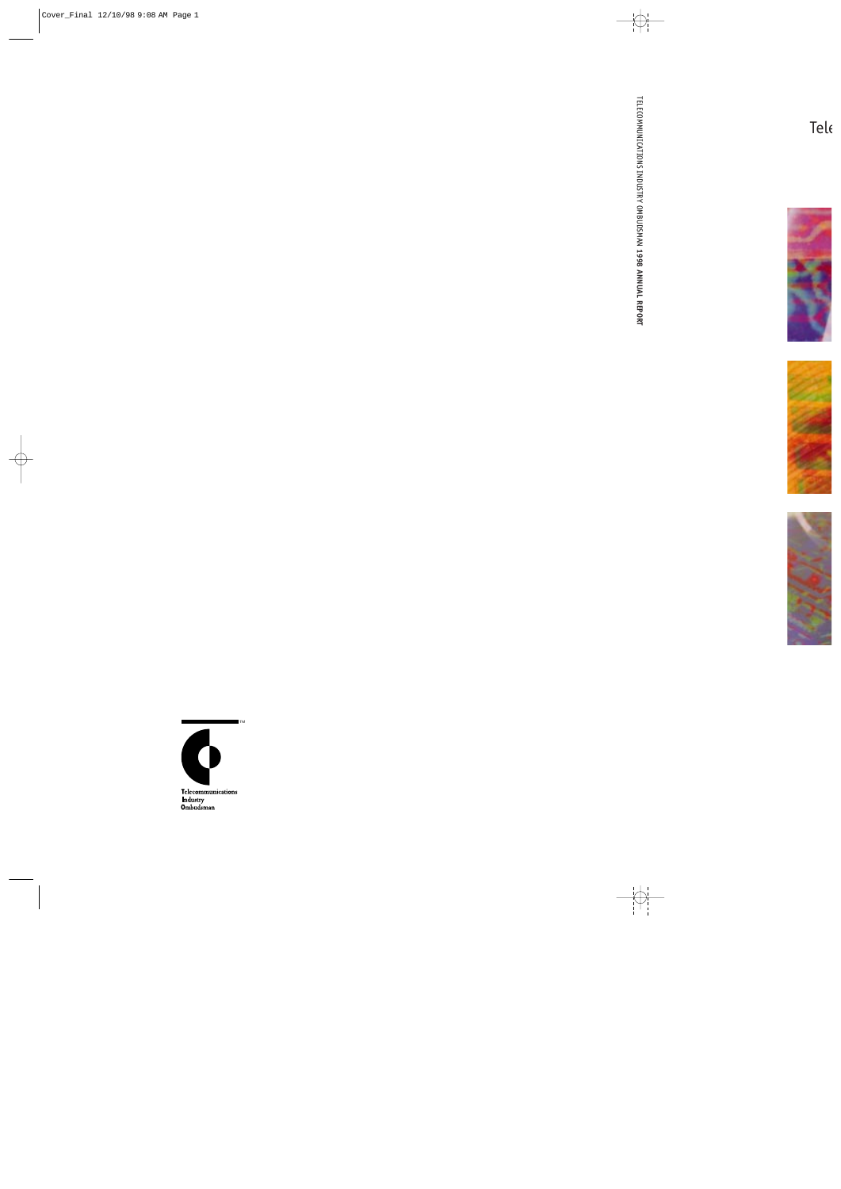TELECOMMUNICATIONS INDUSTRY OMBUDSMAN **1998 ANNUAL REPORT**

Tele

Telecommunications
Industry
Ombudsman